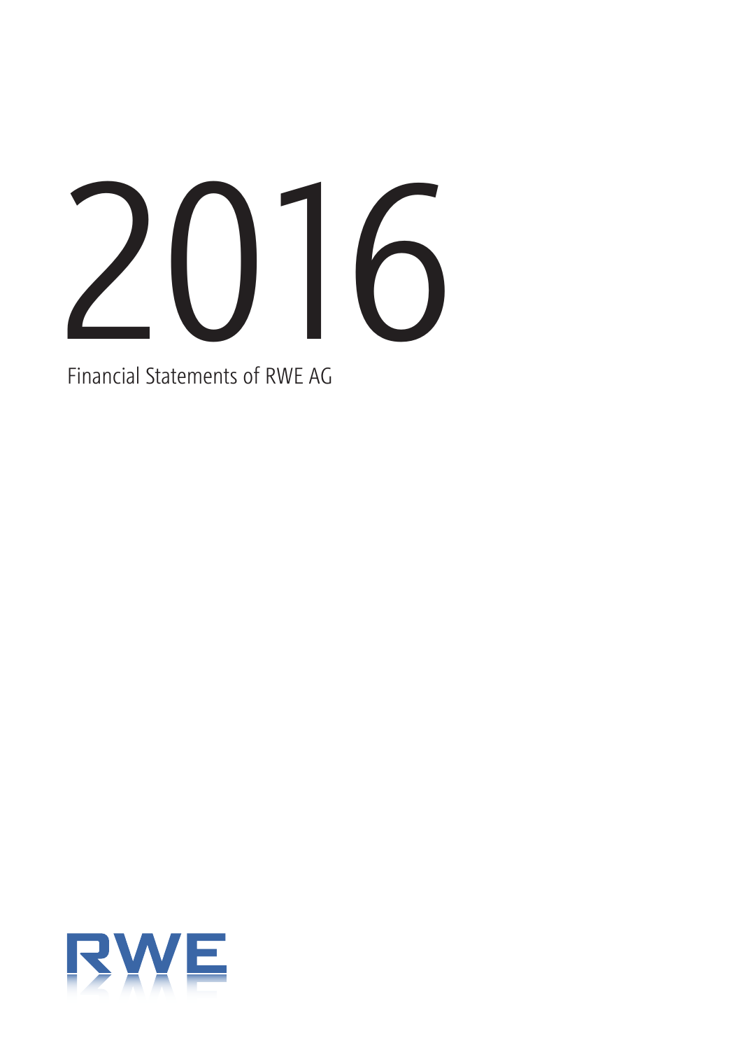# 2016

Financial Statements of RWE AG

RWE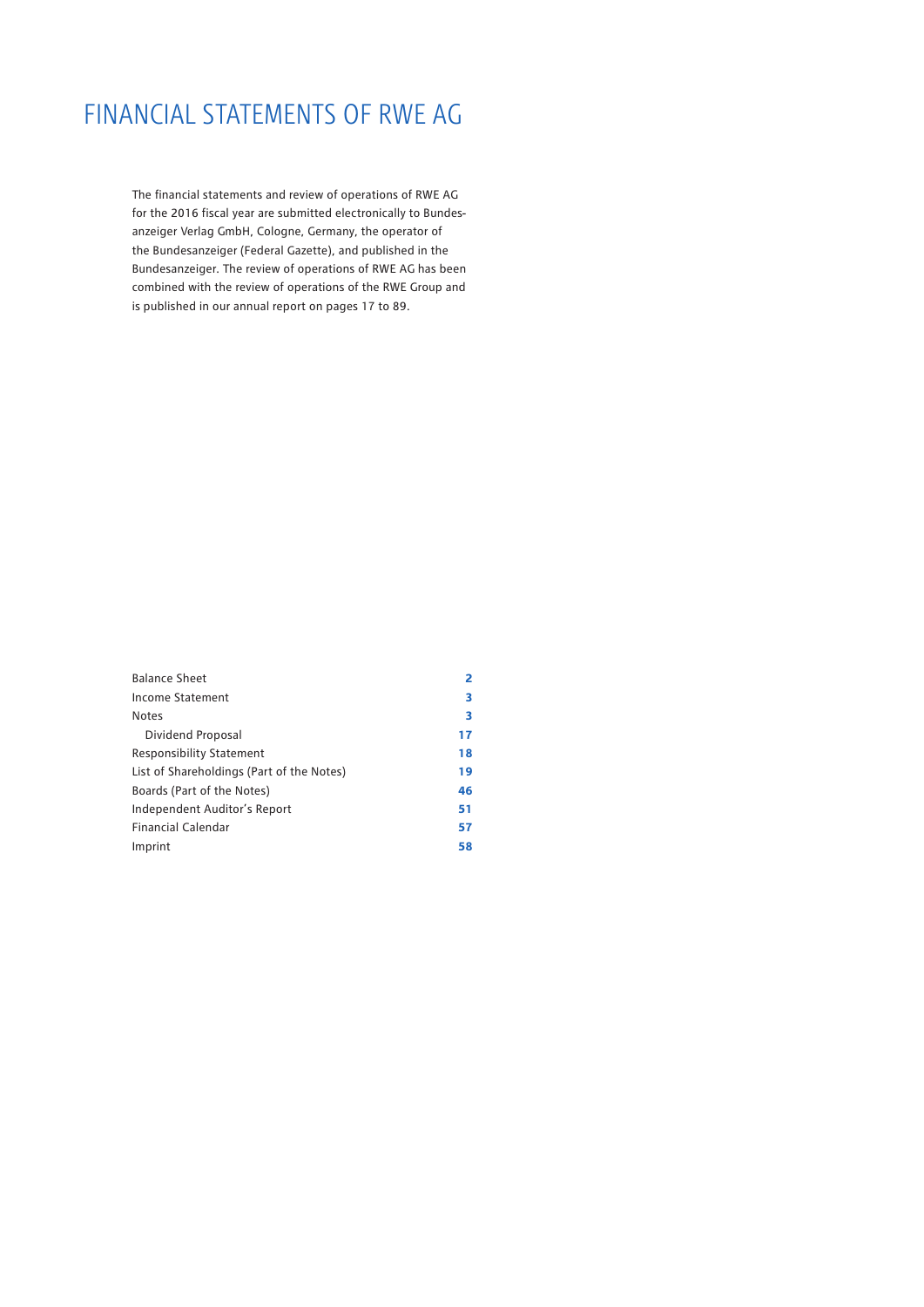# FINANCIAL STATEMENTS OF RWE AG

The financial statements and review of operations of RWE AG for the 2016 fiscal year are submitted electronically to Bundesanzeiger Verlag GmbH, Cologne, Germany, the operator of the Bundesanzeiger (Federal Gazette), and published in the Bundesanzeiger. The review of operations of RWE AG has been combined with the review of operations of the RWE Group and is published in our annual report on pages 17 to 89.

| | |
|---|---|
| Balance Sheet | **2** |
| Income Statement | **3** |
| Notes | **3** |
| Dividend Proposal | **17** |
| Responsibility Statement | **18** |
| List of Shareholdings (Part of the Notes) | **19** |
| Boards (Part of the Notes) | **46** |
| Independent Auditor's Report | **51** |
| Financial Calendar | **57** |
| Imprint | **58** |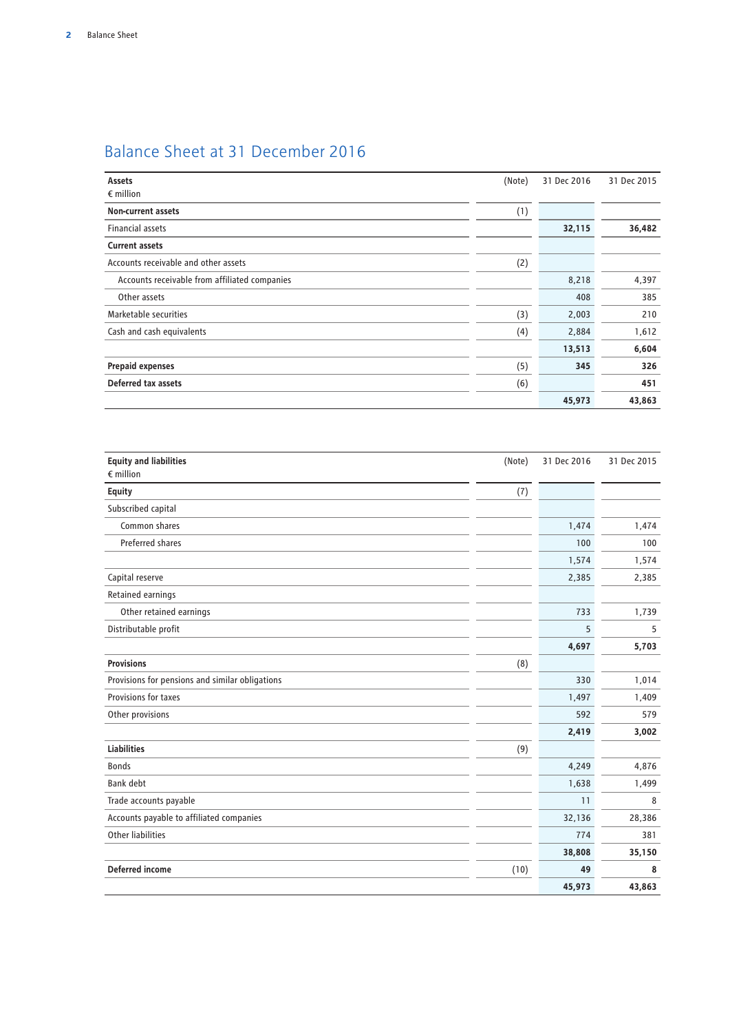# Balance Sheet at 31 December 2016

| Assets<br>€ million | (Note) | 31 Dec 2016 | 31 Dec 2015 |
|---|---|---|---|
| **Non-current assets** | (1) | | |
| Financial assets | | **32,115** | **36,482** |
| **Current assets** | | | |
| Accounts receivable and other assets | (2) | | |
| Accounts receivable from affiliated companies | | 8,218 | 4,397 |
| Other assets | | 408 | 385 |
| Marketable securities | (3) | 2,003 | 210 |
| Cash and cash equivalents | (4) | 2,884 | 1,612 |
| | | **13,513** | **6,604** |
| **Prepaid expenses** | (5) | **345** | **326** |
| **Deferred tax assets** | (6) | | **451** |
| | | **45,973** | **43,863** |

| Equity and liabilities<br>€ million | (Note) | 31 Dec 2016 | 31 Dec 2015 |
|---|---|---|---|
| **Equity** | (7) | | |
| Subscribed capital | | | |
| Common shares | | 1,474 | 1,474 |
| Preferred shares | | 100 | 100 |
| | | 1,574 | 1,574 |
| Capital reserve | | 2,385 | 2,385 |
| Retained earnings | | | |
| Other retained earnings | | 733 | 1,739 |
| Distributable profit | | 5 | 5 |
| | | **4,697** | **5,703** |
| **Provisions** | (8) | | |
| Provisions for pensions and similar obligations | | 330 | 1,014 |
| Provisions for taxes | | 1,497 | 1,409 |
| Other provisions | | 592 | 579 |
| | | **2,419** | **3,002** |
| **Liabilities** | (9) | | |
| Bonds | | 4,249 | 4,876 |
| Bank debt | | 1,638 | 1,499 |
| Trade accounts payable | | 11 | 8 |
| Accounts payable to affiliated companies | | 32,136 | 28,386 |
| Other liabilities | | 774 | 381 |
| | | **38,808** | **35,150** |
| **Deferred income** | (10) | **49** | **8** |
| | | **45,973** | **43,863** |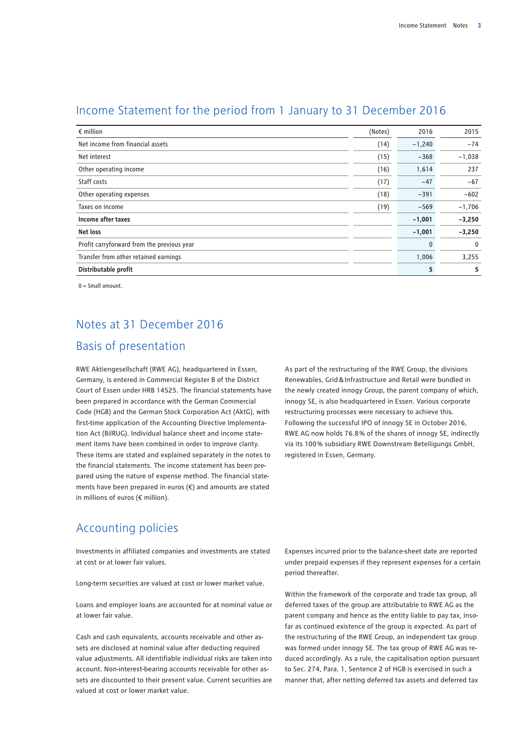# Income Statement for the period from 1 January to 31 December 2016

| € million | (Notes) | 2016 | 2015 |
|---|---|---|---|
| Net income from financial assets | (14) | −1,240 | −74 |
| Net interest | (15) | −368 | −1,038 |
| Other operating income | (16) | 1,614 | 237 |
| Staff costs | (17) | −47 | −67 |
| Other operating expenses | (18) | −391 | −602 |
| Taxes on income | (19) | −569 | −1,706 |
| **Income after taxes** | | **−1,001** | **−3,250** |
| **Net loss** | | **−1,001** | **−3,250** |
| Profit carryforward from the previous year | | 0 | 0 |
| Transfer from other retained earnings | | 1,006 | 3,255 |
| **Distributable profit** | | **5** | **5** |

0 = Small amount.

# Notes at 31 December 2016

## Basis of presentation

RWE Aktiengesellschaft (RWE AG), headquartered in Essen, Germany, is entered in Commercial Register B of the District Court of Essen under HRB 14525. The financial statements have been prepared in accordance with the German Commercial Code (HGB) and the German Stock Corporation Act (AktG), with first-time application of the Accounting Directive Implementation Act (BilRUG). Individual balance sheet and income statement items have been combined in order to improve clarity. These items are stated and explained separately in the notes to the financial statements. The income statement has been prepared using the nature of expense method. The financial statements have been prepared in euros (€) and amounts are stated in millions of euros (€ million).

As part of the restructuring of the RWE Group, the divisions Renewables, Grid & Infrastructure and Retail were bundled in the newly created innogy Group, the parent company of which, innogy SE, is also headquartered in Essen. Various corporate restructuring processes were necessary to achieve this. Following the successful IPO of innogy SE in October 2016, RWE AG now holds 76.8% of the shares of innogy SE, indirectly via its 100% subsidiary RWE Downstream Beteiligungs GmbH, registered in Essen, Germany.

## Accounting policies

Investments in affiliated companies and investments are stated at cost or at lower fair values.

Long-term securities are valued at cost or lower market value.

Loans and employer loans are accounted for at nominal value or at lower fair value.

Cash and cash equivalents, accounts receivable and other assets are disclosed at nominal value after deducting required value adjustments. All identifiable individual risks are taken into account. Non-interest-bearing accounts receivable for other assets are discounted to their present value. Current securities are valued at cost or lower market value.

Expenses incurred prior to the balance-sheet date are reported under prepaid expenses if they represent expenses for a certain period thereafter.

Within the framework of the corporate and trade tax group, all deferred taxes of the group are attributable to RWE AG as the parent company and hence as the entity liable to pay tax, insofar as continued existence of the group is expected. As part of the restructuring of the RWE Group, an independent tax group was formed under innogy SE. The tax group of RWE AG was reduced accordingly. As a rule, the capitalisation option pursuant to Sec. 274, Para. 1, Sentence 2 of HGB is exercised in such a manner that, after netting deferred tax assets and deferred tax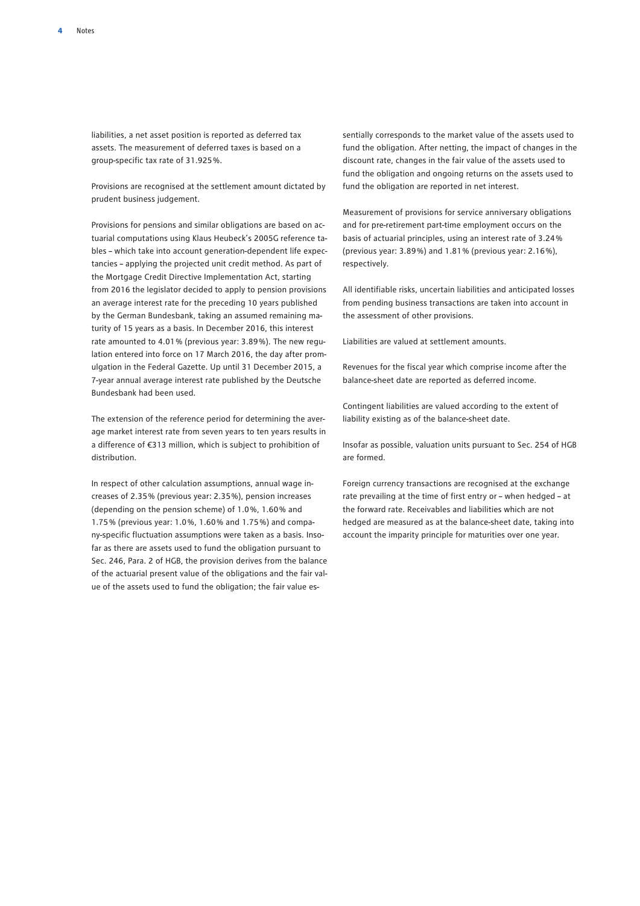liabilities, a net asset position is reported as deferred tax assets. The measurement of deferred taxes is based on a group-specific tax rate of 31.925%.

Provisions are recognised at the settlement amount dictated by prudent business judgement.

Provisions for pensions and similar obligations are based on actuarial computations using Klaus Heubeck's 2005G reference tables – which take into account generation-dependent life expectancies – applying the projected unit credit method. As part of the Mortgage Credit Directive Implementation Act, starting from 2016 the legislator decided to apply to pension provisions an average interest rate for the preceding 10 years published by the German Bundesbank, taking an assumed remaining maturity of 15 years as a basis. In December 2016, this interest rate amounted to 4.01% (previous year: 3.89%). The new regulation entered into force on 17 March 2016, the day after promulgation in the Federal Gazette. Up until 31 December 2015, a 7-year annual average interest rate published by the Deutsche Bundesbank had been used.

The extension of the reference period for determining the average market interest rate from seven years to ten years results in a difference of €313 million, which is subject to prohibition of distribution.

In respect of other calculation assumptions, annual wage increases of 2.35% (previous year: 2.35%), pension increases (depending on the pension scheme) of 1.0%, 1.60% and 1.75% (previous year: 1.0%, 1.60% and 1.75%) and company-specific fluctuation assumptions were taken as a basis. Insofar as there are assets used to fund the obligation pursuant to Sec. 246, Para. 2 of HGB, the provision derives from the balance of the actuarial present value of the obligations and the fair value of the assets used to fund the obligation; the fair value essentially corresponds to the market value of the assets used to fund the obligation. After netting, the impact of changes in the discount rate, changes in the fair value of the assets used to fund the obligation and ongoing returns on the assets used to fund the obligation are reported in net interest.

Measurement of provisions for service anniversary obligations and for pre-retirement part-time employment occurs on the basis of actuarial principles, using an interest rate of 3.24% (previous year: 3.89%) and 1.81% (previous year: 2.16%), respectively.

All identifiable risks, uncertain liabilities and anticipated losses from pending business transactions are taken into account in the assessment of other provisions.

Liabilities are valued at settlement amounts.

Revenues for the fiscal year which comprise income after the balance-sheet date are reported as deferred income.

Contingent liabilities are valued according to the extent of liability existing as of the balance-sheet date.

Insofar as possible, valuation units pursuant to Sec. 254 of HGB are formed.

Foreign currency transactions are recognised at the exchange rate prevailing at the time of first entry or – when hedged – at the forward rate. Receivables and liabilities which are not hedged are measured as at the balance-sheet date, taking into account the imparity principle for maturities over one year.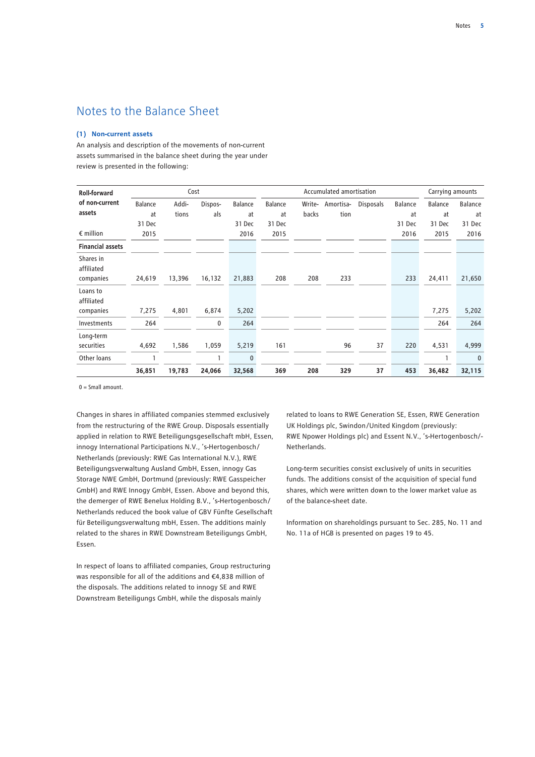# Notes to the Balance Sheet

### (1) Non-current assets

An analysis and description of the movements of non-current assets summarised in the balance sheet during the year under review is presented in the following:

| Roll-forward of non-current assets | Cost | | | | Accumulated amortisation | | | | | Carrying amounts | |
|---|---|---|---|---|---|---|---|---|---|---|---|
| € million | Balance at 31 Dec 2015 | Additions | Disposals | Balance at 31 Dec 2016 | Balance at 31 Dec 2015 | Write-backs | Amortisation | Disposals | Balance at 31 Dec 2016 | Balance at 31 Dec 2015 | Balance at 31 Dec 2016 |
| **Financial assets** | | | | | | | | | | | |
| Shares in affiliated companies | 24,619 | 13,396 | 16,132 | 21,883 | 208 | 208 | 233 | | 233 | 24,411 | 21,650 |
| Loans to affiliated companies | 7,275 | 4,801 | 6,874 | 5,202 | | | | | | 7,275 | 5,202 |
| Investments | 264 | | 0 | 264 | | | | | | 264 | 264 |
| Long-term securities | 4,692 | 1,586 | 1,059 | 5,219 | 161 | | 96 | 37 | 220 | 4,531 | 4,999 |
| Other loans | 1 | | 1 | 0 | | | | | | 1 | 0 |
| | **36,851** | **19,783** | **24,066** | **32,568** | **369** | **208** | **329** | **37** | **453** | **36,482** | **32,115** |

0 = Small amount.

Changes in shares in affiliated companies stemmed exclusively from the restructuring of the RWE Group. Disposals essentially applied in relation to RWE Beteiligungsgesellschaft mbH, Essen, innogy International Participations N.V., 's-Hertogenbosch/Netherlands (previously: RWE Gas International N.V.), RWE Beteiligungsverwaltung Ausland GmbH, Essen, innogy Gas Storage NWE GmbH, Dortmund (previously: RWE Gasspeicher GmbH) and RWE Innogy GmbH, Essen. Above and beyond this, the demerger of RWE Benelux Holding B.V., 's-Hertogenbosch/Netherlands reduced the book value of GBV Fünfte Gesellschaft für Beteiligungsverwaltung mbH, Essen. The additions mainly related to the shares in RWE Downstream Beteiligungs GmbH, Essen.

In respect of loans to affiliated companies, Group restructuring was responsible for all of the additions and €4,838 million of the disposals. The additions related to innogy SE and RWE Downstream Beteiligungs GmbH, while the disposals mainly related to loans to RWE Generation SE, Essen, RWE Generation UK Holdings plc, Swindon/United Kingdom (previously: RWE Npower Holdings plc) and Essent N.V., 's-Hertogenbosch/-Netherlands.

Long-term securities consist exclusively of units in securities funds. The additions consist of the acquisition of special fund shares, which were written down to the lower market value as of the balance-sheet date.

Information on shareholdings pursuant to Sec. 285, No. 11 and No. 11a of HGB is presented on pages 19 to 45.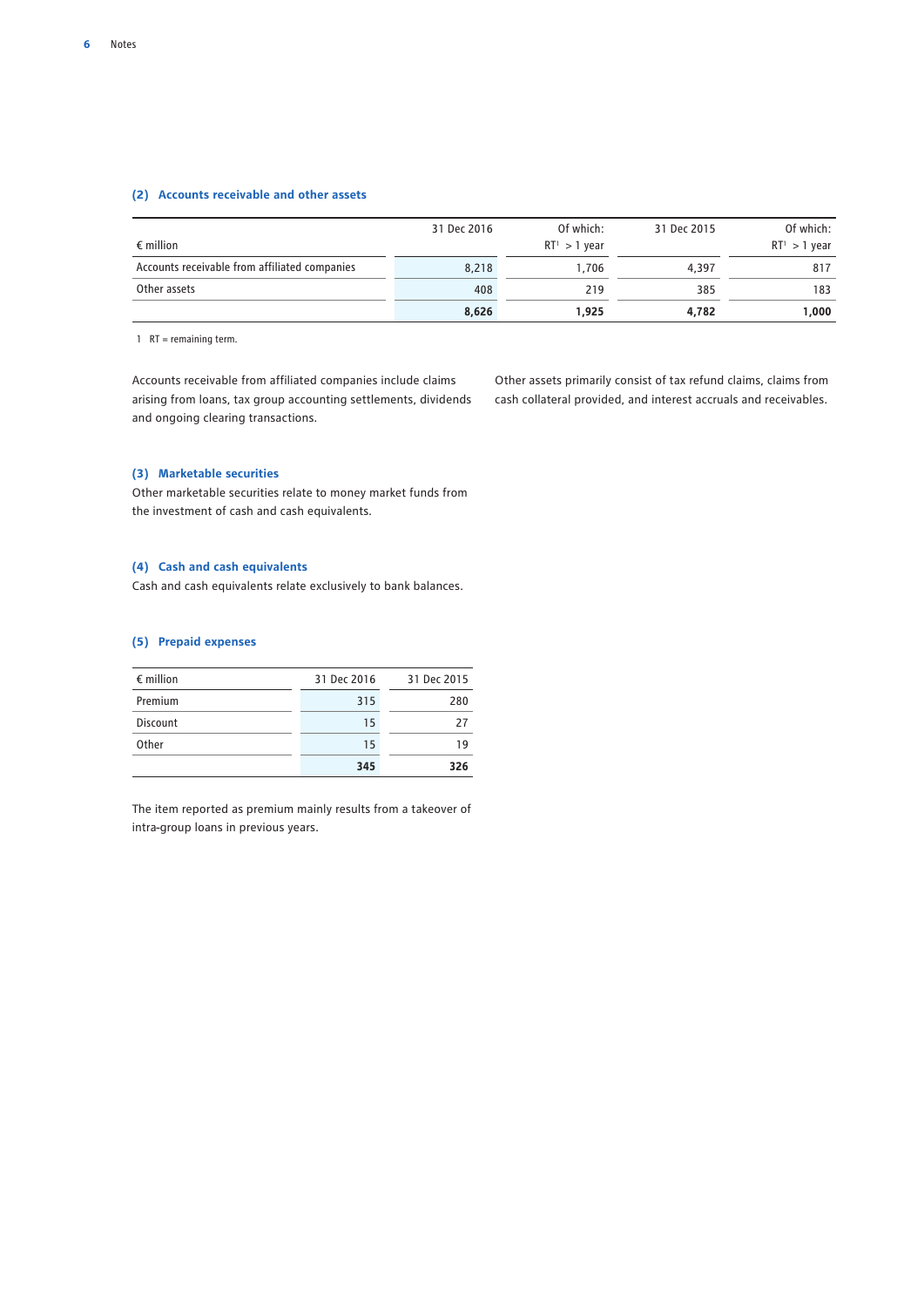### (2) Accounts receivable and other assets

| € million | 31 Dec 2016 | Of which: RT[1] > 1 year | 31 Dec 2015 | Of which: RT[1] > 1 year |
|---|---|---|---|---|
| Accounts receivable from affiliated companies | 8,218 | 1,706 | 4,397 | 817 |
| Other assets | 408 | 219 | 385 | 183 |
| | **8,626** | **1,925** | **4,782** | **1,000** |

1 RT = remaining term.

Accounts receivable from affiliated companies include claims arising from loans, tax group accounting settlements, dividends and ongoing clearing transactions.

Other assets primarily consist of tax refund claims, claims from cash collateral provided, and interest accruals and receivables.

### (3) Marketable securities

Other marketable securities relate to money market funds from the investment of cash and cash equivalents.

### (4) Cash and cash equivalents

Cash and cash equivalents relate exclusively to bank balances.

### (5) Prepaid expenses

| € million | 31 Dec 2016 | 31 Dec 2015 |
|---|---|---|
| Premium | 315 | 280 |
| Discount | 15 | 27 |
| Other | 15 | 19 |
| | **345** | **326** |

The item reported as premium mainly results from a takeover of intra-group loans in previous years.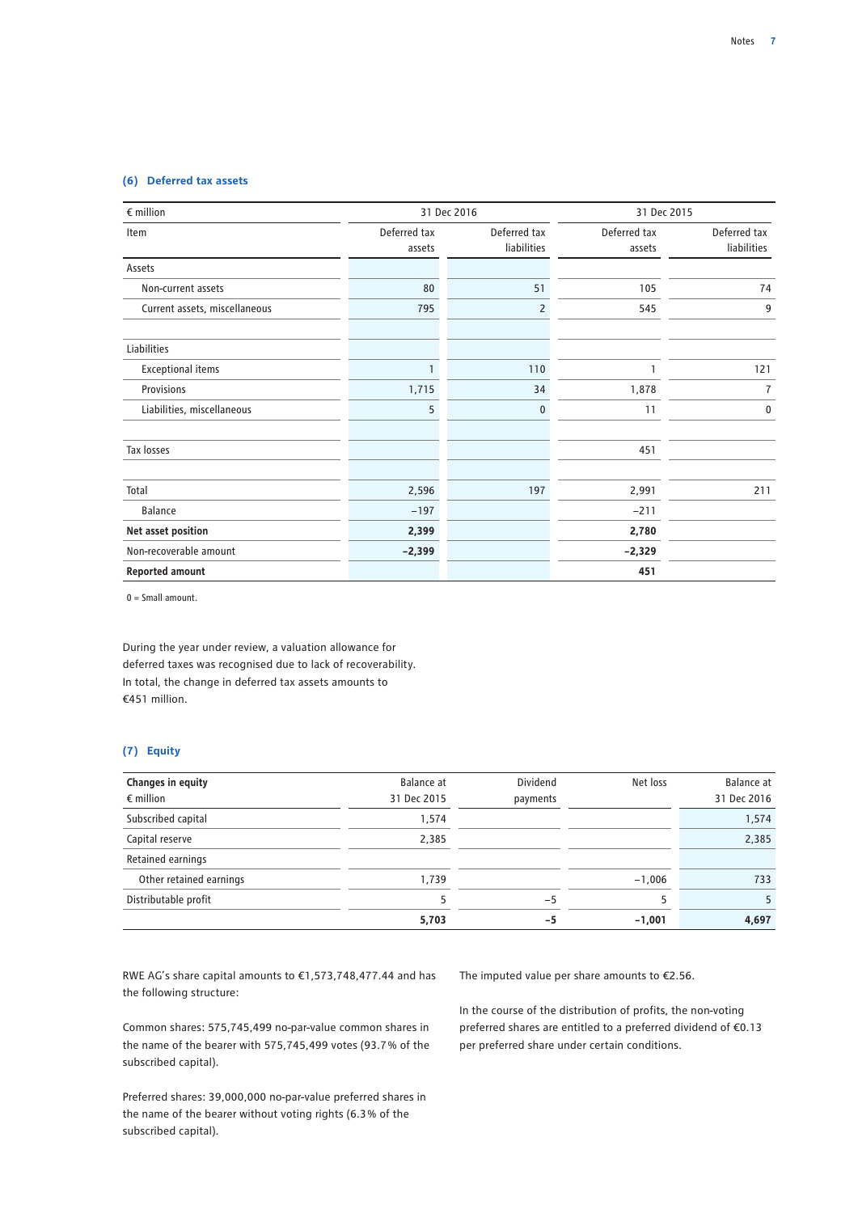### (6) Deferred tax assets

| € million | 31 Dec 2016 | | 31 Dec 2015 | |
|---|---|---|---|---|
| Item | Deferred tax assets | Deferred tax liabilities | Deferred tax assets | Deferred tax liabilities |
| Assets | | | | |
| Non-current assets | 80 | 51 | 105 | 74 |
| Current assets, miscellaneous | 795 | 2 | 545 | 9 |
| | | | | |
| Liabilities | | | | |
| Exceptional items | 1 | 110 | 1 | 121 |
| Provisions | 1,715 | 34 | 1,878 | 7 |
| Liabilities, miscellaneous | 5 | 0 | 11 | 0 |
| | | | | |
| Tax losses | | | 451 | |
| | | | | |
| Total | 2,596 | 197 | 2,991 | 211 |
| Balance | −197 | | −211 | |
| **Net asset position** | **2,399** | | **2,780** | |
| Non-recoverable amount | **−2,399** | | **−2,329** | |
| **Reported amount** | | | **451** | |

0 = Small amount.

During the year under review, a valuation allowance for deferred taxes was recognised due to lack of recoverability. In total, the change in deferred tax assets amounts to €451 million.

### (7) Equity

| **Changes in equity** € million | Balance at 31 Dec 2015 | Dividend payments | Net loss | Balance at 31 Dec 2016 |
|---|---|---|---|---|
| Subscribed capital | 1,574 | | | 1,574 |
| Capital reserve | 2,385 | | | 2,385 |
| Retained earnings | | | | |
| Other retained earnings | 1,739 | | −1,006 | 733 |
| Distributable profit | 5 | −5 | 5 | 5 |
| | **5,703** | **−5** | **−1,001** | **4,697** |

RWE AG's share capital amounts to €1,573,748,477.44 and has the following structure:

Common shares: 575,745,499 no-par-value common shares in the name of the bearer with 575,745,499 votes (93.7% of the subscribed capital).

Preferred shares: 39,000,000 no-par-value preferred shares in the name of the bearer without voting rights (6.3% of the subscribed capital).

The imputed value per share amounts to €2.56.

In the course of the distribution of profits, the non-voting preferred shares are entitled to a preferred dividend of €0.13 per preferred share under certain conditions.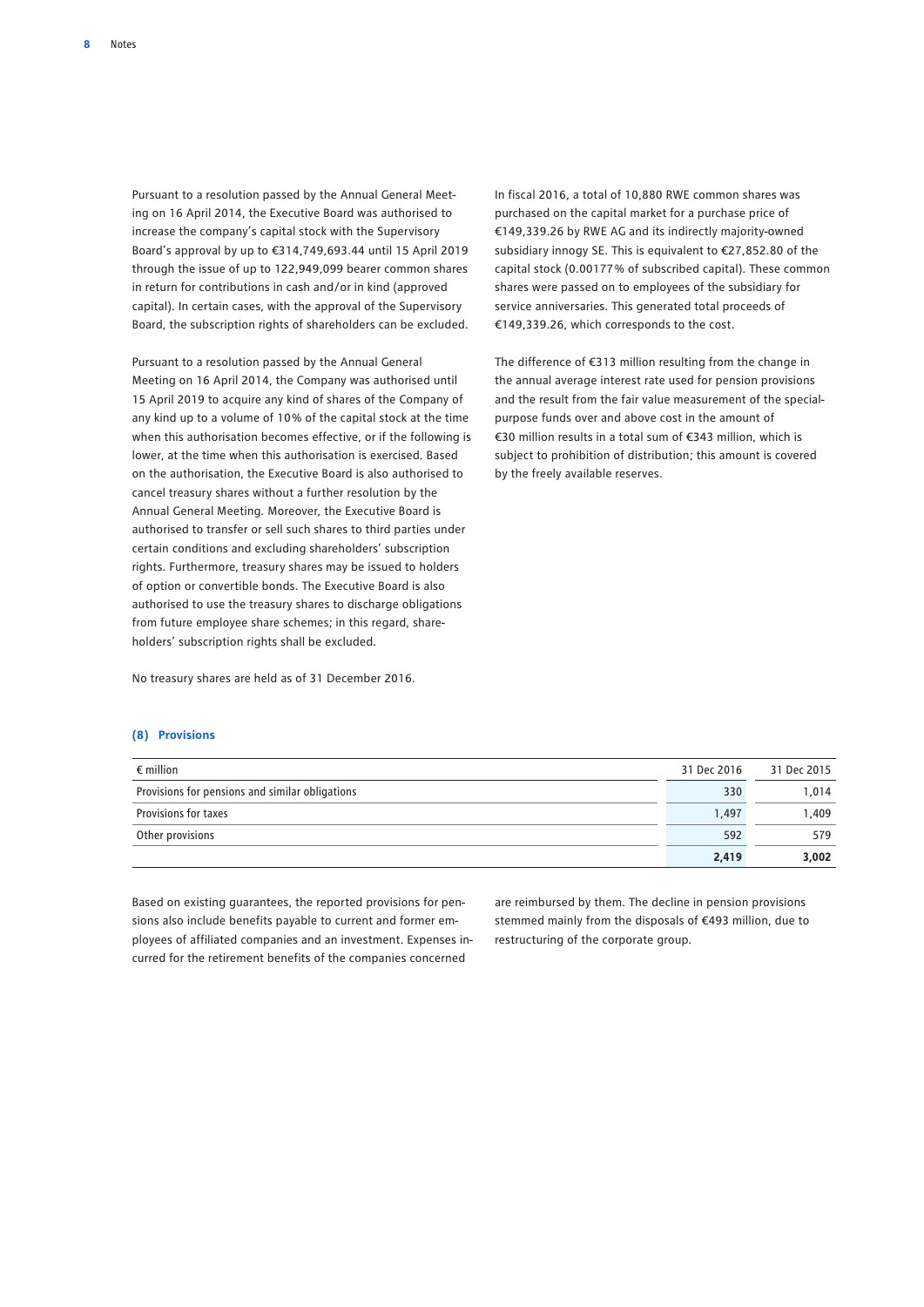Pursuant to a resolution passed by the Annual General Meeting on 16 April 2014, the Executive Board was authorised to increase the company's capital stock with the Supervisory Board's approval by up to €314,749,693.44 until 15 April 2019 through the issue of up to 122,949,099 bearer common shares in return for contributions in cash and/or in kind (approved capital). In certain cases, with the approval of the Supervisory Board, the subscription rights of shareholders can be excluded.

Pursuant to a resolution passed by the Annual General Meeting on 16 April 2014, the Company was authorised until 15 April 2019 to acquire any kind of shares of the Company of any kind up to a volume of 10% of the capital stock at the time when this authorisation becomes effective, or if the following is lower, at the time when this authorisation is exercised. Based on the authorisation, the Executive Board is also authorised to cancel treasury shares without a further resolution by the Annual General Meeting. Moreover, the Executive Board is authorised to transfer or sell such shares to third parties under certain conditions and excluding shareholders' subscription rights. Furthermore, treasury shares may be issued to holders of option or convertible bonds. The Executive Board is also authorised to use the treasury shares to discharge obligations from future employee share schemes; in this regard, shareholders' subscription rights shall be excluded.

No treasury shares are held as of 31 December 2016.

In fiscal 2016, a total of 10,880 RWE common shares was purchased on the capital market for a purchase price of €149,339.26 by RWE AG and its indirectly majority-owned subsidiary innogy SE. This is equivalent to €27,852.80 of the capital stock (0.00177% of subscribed capital). These common shares were passed on to employees of the subsidiary for service anniversaries. This generated total proceeds of €149,339.26, which corresponds to the cost.

The difference of €313 million resulting from the change in the annual average interest rate used for pensions provisions and the result from the fair value measurement of the special-purpose funds over and above cost in the amount of €30 million results in a total sum of €343 million, which is subject to prohibition of distribution; this amount is covered by the freely available reserves.

### (8) Provisions

| € million | 31 Dec 2016 | 31 Dec 2015 |
|---|---|---|
| Provisions for pensions and similar obligations | 330 | 1,014 |
| Provisions for taxes | 1,497 | 1,409 |
| Other provisions | 592 | 579 |
| | **2,419** | **3,002** |

Based on existing guarantees, the reported provisions for pensions also include benefits payable to current and former employees of affiliated companies and an investment. Expenses incurred for the retirement benefits of the companies concerned are reimbursed by them. The decline in pension provisions stemmed mainly from the disposals of €493 million, due to restructuring of the corporate group.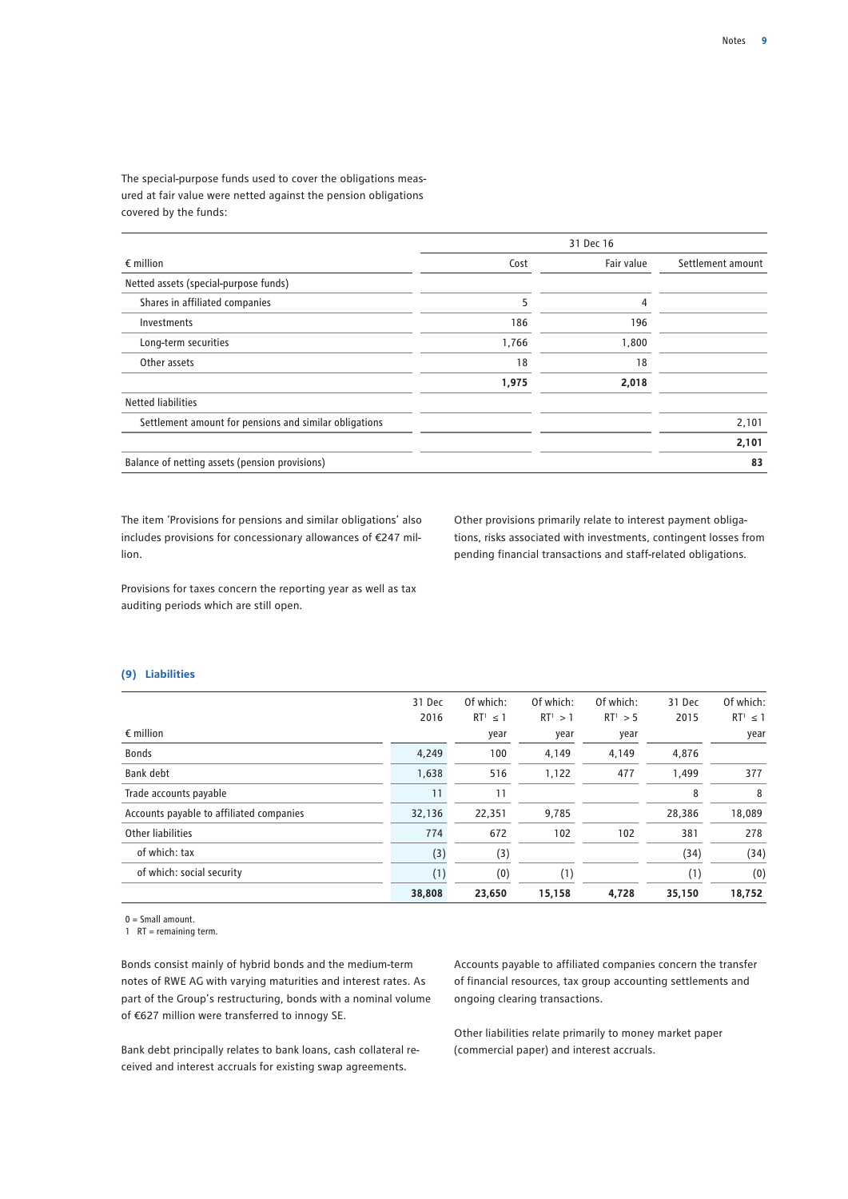The special-purpose funds used to cover the obligations measured at fair value were netted against the pension obligations covered by the funds:

| € million | 31 Dec 16 Cost | Fair value | Settlement amount |
|---|---|---|---|
| Netted assets (special-purpose funds) | | | |
| Shares in affiliated companies | 5 | 4 | |
| Investments | 186 | 196 | |
| Long-term securities | 1,766 | 1,800 | |
| Other assets | 18 | 18 | |
| | **1,975** | **2,018** | |
| Netted liabilities | | | |
| Settlement amount for pensions and similar obligations | | | 2,101 |
| | | | **2,101** |
| Balance of netting assets (pension provisions) | | | **83** |

The item 'Provisions for pensions and similar obligations' also includes provisions for concessionary allowances of €247 million.

Provisions for taxes concern the reporting year as well as tax auditing periods which are still open.

Other provisions primarily relate to interest payment obligations, risks associated with investments, contingent losses from pending financial transactions and staff-related obligations.

## (9) Liabilities

| € million | 31 Dec 2016 | Of which: RT[1] ≤ 1 year | Of which: RT[1] > 1 year | Of which: RT[1] > 5 year | 31 Dec 2015 | Of which: RT[1] ≤ 1 year |
|---|---|---|---|---|---|---|
| Bonds | 4,249 | 100 | 4,149 | 4,149 | 4,876 | |
| Bank debt | 1,638 | 516 | 1,122 | 477 | 1,499 | 377 |
| Trade accounts payable | 11 | 11 | | | 8 | 8 |
| Accounts payable to affiliated companies | 32,136 | 22,351 | 9,785 | | 28,386 | 18,089 |
| Other liabilities | 774 | 672 | 102 | 102 | 381 | 278 |
| of which: tax | (3) | (3) | | | (34) | (34) |
| of which: social security | (1) | (0) | (1) | | (1) | (0) |
| | **38,808** | **23,650** | **15,158** | **4,728** | **35,150** | **18,752** |

0 = Small amount.
1 RT = remaining term.

Bonds consist mainly of hybrid bonds and the medium-term notes of RWE AG with varying maturities and interest rates. As part of the Group's restructuring, bonds with a nominal volume of €627 million were transferred to innogy SE.

Bank debt principally relates to bank loans, cash collateral received and interest accruals for existing swap agreements.

Accounts payable to affiliated companies concern the transfer of financial resources, tax group accounting settlements and ongoing clearing transactions.

Other liabilities relate primarily to money market paper (commercial paper) and interest accruals.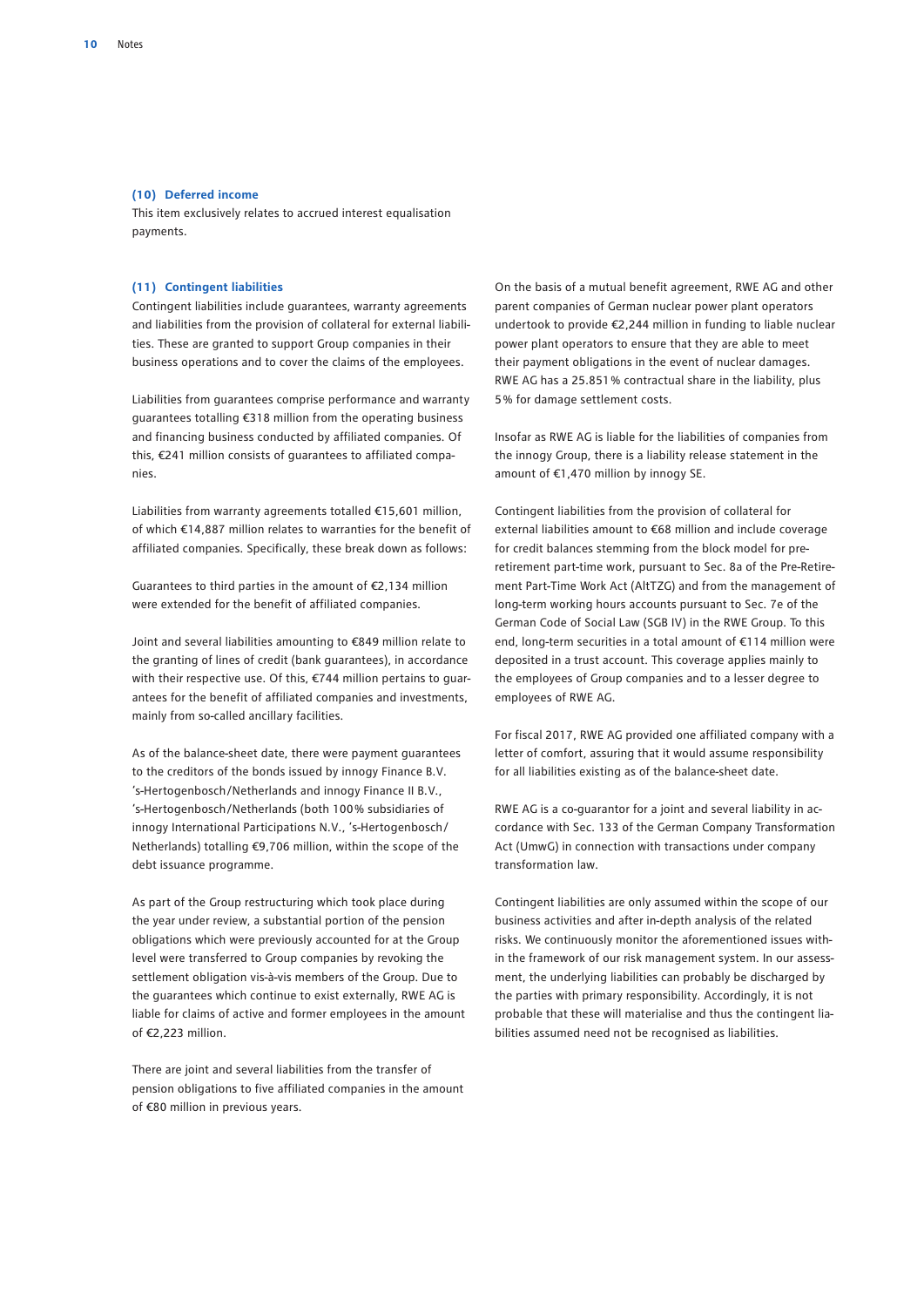### (10) Deferred income

This item exclusively relates to accrued interest equalisation payments.

### (11) Contingent liabilities

Contingent liabilities include guarantees, warranty agreements and liabilities from the provision of collateral for external liabilities. These are granted to support Group companies in their business operations and to cover the claims of the employees.

Liabilities from guarantees comprise performance and warranty guarantees totalling €318 million from the operating business and financing business conducted by affiliated companies. Of this, €241 million consists of guarantees to affiliated companies.

Liabilities from warranty agreements totalled €15,601 million, of which €14,887 million relates to warranties for the benefit of affiliated companies. Specifically, these break down as follows:

Guarantees to third parties in the amount of €2,134 million were extended for the benefit of affiliated companies.

Joint and several liabilities amounting to €849 million relate to the granting of lines of credit (bank guarantees), in accordance with their respective use. Of this, €744 million pertains to guarantees for the benefit of affiliated companies and investments, mainly from so-called ancillary facilities.

As of the balance-sheet date, there were payment guarantees to the creditors of the bonds issued by innogy Finance B.V. 's-Hertogenbosch/Netherlands and innogy Finance II B.V., 's-Hertogenbosch/Netherlands (both 100% subsidiaries of innogy International Participations N.V., 's-Hertogenbosch/Netherlands) totalling €9,706 million, within the scope of the debt issuance programme.

As part of the Group restructuring which took place during the year under review, a substantial portion of the pension obligations which were previously accounted for at the Group level were transferred to Group companies by revoking the settlement obligation vis-à-vis members of the Group. Due to the guarantees which continue to exist externally, RWE AG is liable for claims of active and former employees in the amount of €2,223 million.

There are joint and several liabilities from the transfer of pension obligations to five affiliated companies in the amount of €80 million in previous years.

On the basis of a mutual benefit agreement, RWE AG and other parent companies of German nuclear power plant operators undertook to provide €2,244 million in funding to liable nuclear power plant operators to ensure that they are able to meet their payment obligations in the event of nuclear damages. RWE AG has a 25.851% contractual share in the liability, plus 5% for damage settlement costs.

Insofar as RWE AG is liable for the liabilities of companies from the innogy Group, there is a liability release statement in the amount of €1,470 million by innogy SE.

Contingent liabilities from the provision of collateral for external liabilities amount to €68 million and include coverage for credit balances stemming from the block model for pre-retirement part-time work, pursuant to Sec. 8a of the Pre-Retirement Part-Time Work Act (AltTZG) and from the management of long-term working hours accounts pursuant to Sec. 7e of the German Code of Social Law (SGB IV) in the RWE Group. To this end, long-term securities in a total amount of €114 million were deposited in a trust account. This coverage applies mainly to the employees of Group companies and to a lesser degree to employees of RWE AG.

For fiscal 2017, RWE AG provided one affiliated company with a letter of comfort, assuring that it would assume responsibility for all liabilities existing as of the balance-sheet date.

RWE AG is a co-guarantor for a joint and several liability in accordance with Sec. 133 of the German Company Transformation Act (UmwG) in connection with transactions under company transformation law.

Contingent liabilities are only assumed within the scope of our business activities and after in-depth analysis of the related risks. We continuously monitor the aforementioned issues within the framework of our risk management system. In our assessment, the underlying liabilities can probably be discharged by the parties with primary responsibility. Accordingly, it is not probable that these will materialise and thus the contingent liabilities assumed need not be recognised as liabilities.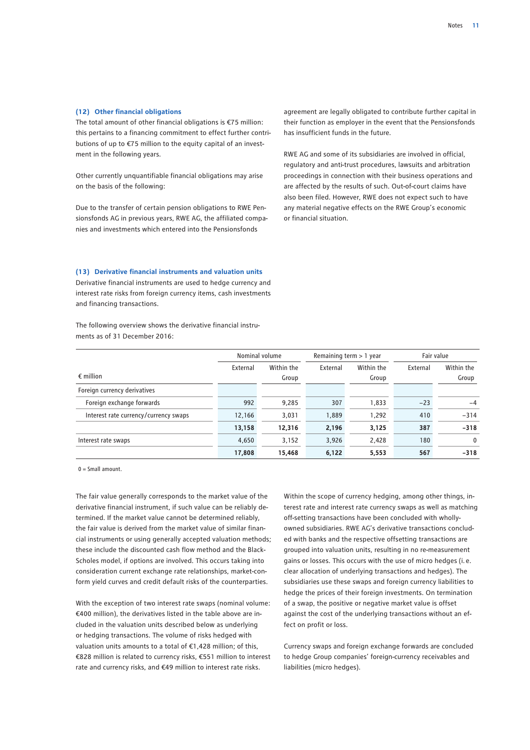### (12) Other financial obligations

The total amount of other financial obligations is €75 million: this pertains to a financing commitment to effect further contributions of up to €75 million to the equity capital of an investment in the following years.

Other currently unquantifiable financial obligations may arise on the basis of the following:

Due to the transfer of certain pension obligations to RWE Pensionsfonds AG in previous years, RWE AG, the affiliated companies and investments which entered into the Pensionsfonds agreement are legally obligated to contribute further capital in their function as employer in the event that the Pensionsfonds has insufficient funds in the future.

RWE AG and some of its subsidiaries are involved in official, regulatory and anti-trust procedures, lawsuits and arbitration proceedings in connection with their business operations and are affected by the results of such. Out-of-court claims have also been filed. However, RWE does not expect such to have any material negative effects on the RWE Group's economic or financial situation.

### (13) Derivative financial instruments and valuation units

Derivative financial instruments are used to hedge currency and interest rate risks from foreign currency items, cash investments and financing transactions.

The following overview shows the derivative financial instruments as of 31 December 2016:

| € million | Nominal volume | | Remaining term > 1 year | | Fair value | |
|---|---|---|---|---|---|---|
| | External | Within the Group | External | Within the Group | External | Within the Group |
| Foreign currency derivatives | | | | | | |
| Foreign exchange forwards | 992 | 9,285 | 307 | 1,833 | −23 | −4 |
| Interest rate currency/currency swaps | 12,166 | 3,031 | 1,889 | 1,292 | 410 | −314 |
| | **13,158** | **12,316** | **2,196** | **3,125** | **387** | **−318** |
| Interest rate swaps | 4,650 | 3,152 | 3,926 | 2,428 | 180 | 0 |
| | **17,808** | **15,468** | **6,122** | **5,553** | **567** | **−318** |

0 = Small amount.

The fair value generally corresponds to the market value of the derivative financial instrument, if such value can be reliably determined. If the market value cannot be determined reliably, the fair value is derived from the market value of similar financial instruments or using generally accepted valuation methods; these include the discounted cash flow method and the Black-Scholes model, if options are involved. This occurs taking into consideration current exchange rate relationships, market-conform yield curves and credit default risks of the counterparties.

With the exception of two interest rate swaps (nominal volume: €400 million), the derivatives listed in the table above are included in the valuation units described below as underlying or hedging transactions. The volume of risks hedged with valuation units amounts to a total of €1,428 million; of this, €828 million is related to currency risks, €551 million to interest rate and currency risks, and €49 million to interest rate risks.

Within the scope of currency hedging, among other things, interest rate and interest rate currency swaps as well as matching off-setting transactions have been concluded with wholly-owned subsidiaries. RWE AG's derivative transactions concluded with banks and the respective offsetting transactions are grouped into valuation units, resulting in no re-measurement gains or losses. This occurs with the use of micro hedges (i. e. clear allocation of underlying transactions and hedges). The subsidiaries use these swaps and foreign currency liabilities to hedge the prices of their foreign investments. On termination of a swap, the positive or negative market value is offset against the cost of the underlying transactions without an effect on profit or loss.

Currency swaps and foreign exchange forwards are concluded to hedge Group companies' foreign-currency receivables and liabilities (micro hedges).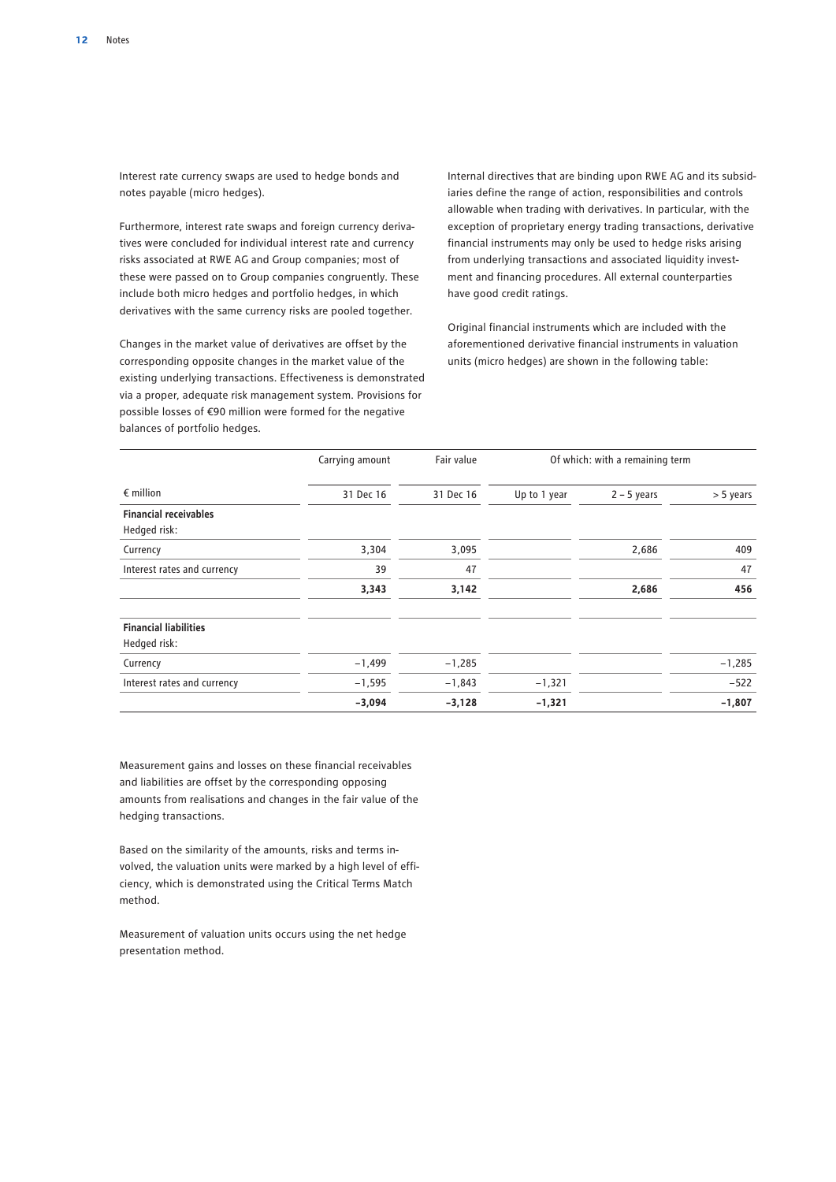Interest rate currency swaps are used to hedge bonds and notes payable (micro hedges).

Furthermore, interest rate swaps and foreign currency derivatives were concluded for individual interest rate and currency risks associated at RWE AG and Group companies; most of these were passed on to Group companies congruently. These include both micro hedges and portfolio hedges, in which derivatives with the same currency risks are pooled together.

Changes in the market value of derivatives are offset by the corresponding opposite changes in the market value of the existing underlying transactions. Effectiveness is demonstrated via a proper, adequate risk management system. Provisions for possible losses of €90 million were formed for the negative balances of portfolio hedges.

Internal directives that are binding upon RWE AG and its subsidiaries define the range of action, responsibilities and controls allowable when trading with derivatives. In particular, with the exception of proprietary energy trading transactions, derivative financial instruments may only be used to hedge risks arising from underlying transactions and associated liquidity investment and financing procedures. All external counterparties have good credit ratings.

Original financial instruments which are included with the aforementioned derivative financial instruments in valuation units (micro hedges) are shown in the following table:

| | Carrying amount | Fair value | Of which: with a remaining term | | |
|---|---|---|---|---|---|
| € million | 31 Dec 16 | 31 Dec 16 | Up to 1 year | 2 – 5 years | > 5 years |
| **Financial receivables**<br>Hedged risk: | | | | | |
| Currency | 3,304 | 3,095 | | 2,686 | 409 |
| Interest rates and currency | 39 | 47 | | | 47 |
| | **3,343** | **3,142** | | **2,686** | **456** |
| | | | | | |
| **Financial liabilities**<br>Hedged risk: | | | | | |
| Currency | −1,499 | −1,285 | | | −1,285 |
| Interest rates and currency | −1,595 | −1,843 | −1,321 | | −522 |
| | **−3,094** | **−3,128** | **−1,321** | | **−1,807** |

Measurement gains and losses on these financial receivables and liabilities are offset by the corresponding opposing amounts from realisations and changes in the fair value of the hedging transactions.

Based on the similarity of the amounts, risks and terms involved, the valuation units were marked by a high level of efficiency, which is demonstrated using the Critical Terms Match method.

Measurement of valuation units occurs using the net hedge presentation method.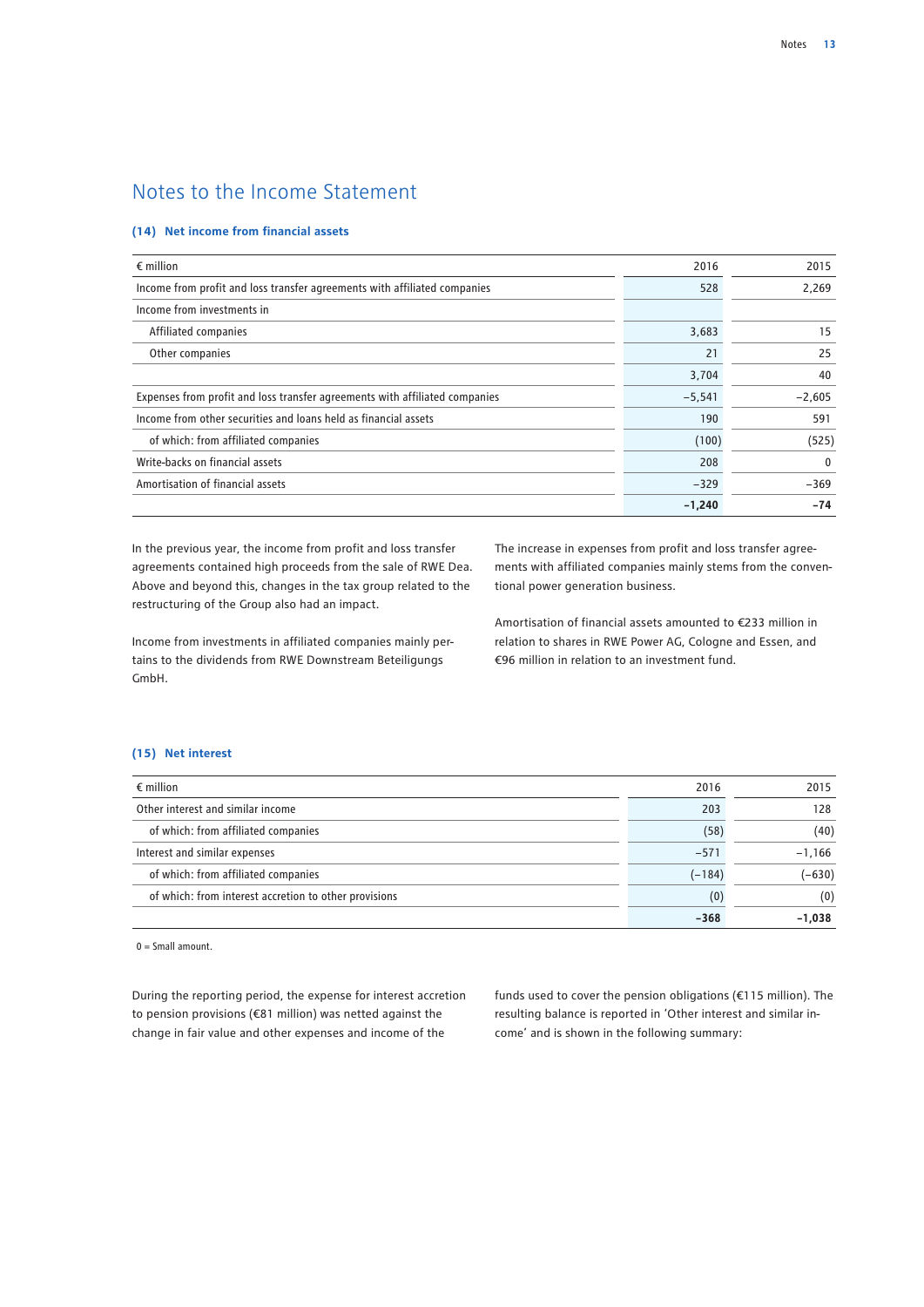# Notes to the Income Statement

### (14) Net income from financial assets

| € million | 2016 | 2015 |
|---|---|---|
| Income from profit and loss transfer agreements with affiliated companies | 528 | 2,269 |
| Income from investments in | | |
| Affiliated companies | 3,683 | 15 |
| Other companies | 21 | 25 |
| | 3,704 | 40 |
| Expenses from profit and loss transfer agreements with affiliated companies | −5,541 | −2,605 |
| Income from other securities and loans held as financial assets | 190 | 591 |
| of which: from affiliated companies | (100) | (525) |
| Write-backs on financial assets | 208 | 0 |
| Amortisation of financial assets | −329 | −369 |
| | **−1,240** | **−74** |

In the previous year, the income from profit and loss transfer agreements contained high proceeds from the sale of RWE Dea. Above and beyond this, changes in the tax group related to the restructuring of the Group also had an impact.

Income from investments in affiliated companies mainly pertains to the dividends from RWE Downstream Beteiligungs GmbH.

The increase in expenses from profit and loss transfer agreements with affiliated companies mainly stems from the conventional power generation business.

Amortisation of financial assets amounted to €233 million in relation to shares in RWE Power AG, Cologne and Essen, and €96 million in relation to an investment fund.

### (15) Net interest

| € million | 2016 | 2015 |
|---|---|---|
| Other interest and similar income | 203 | 128 |
| of which: from affiliated companies | (58) | (40) |
| Interest and similar expenses | −571 | −1,166 |
| of which: from affiliated companies | (−184) | (−630) |
| of which: from interest accretion to other provisions | (0) | (0) |
| | **−368** | **−1,038** |

0 = Small amount.

During the reporting period, the expense for interest accretion to pension provisions (€81 million) was netted against the change in fair value and other expenses and income of the funds used to cover the pension obligations (€115 million). The resulting balance is reported in 'Other interest and similar income' and is shown in the following summary: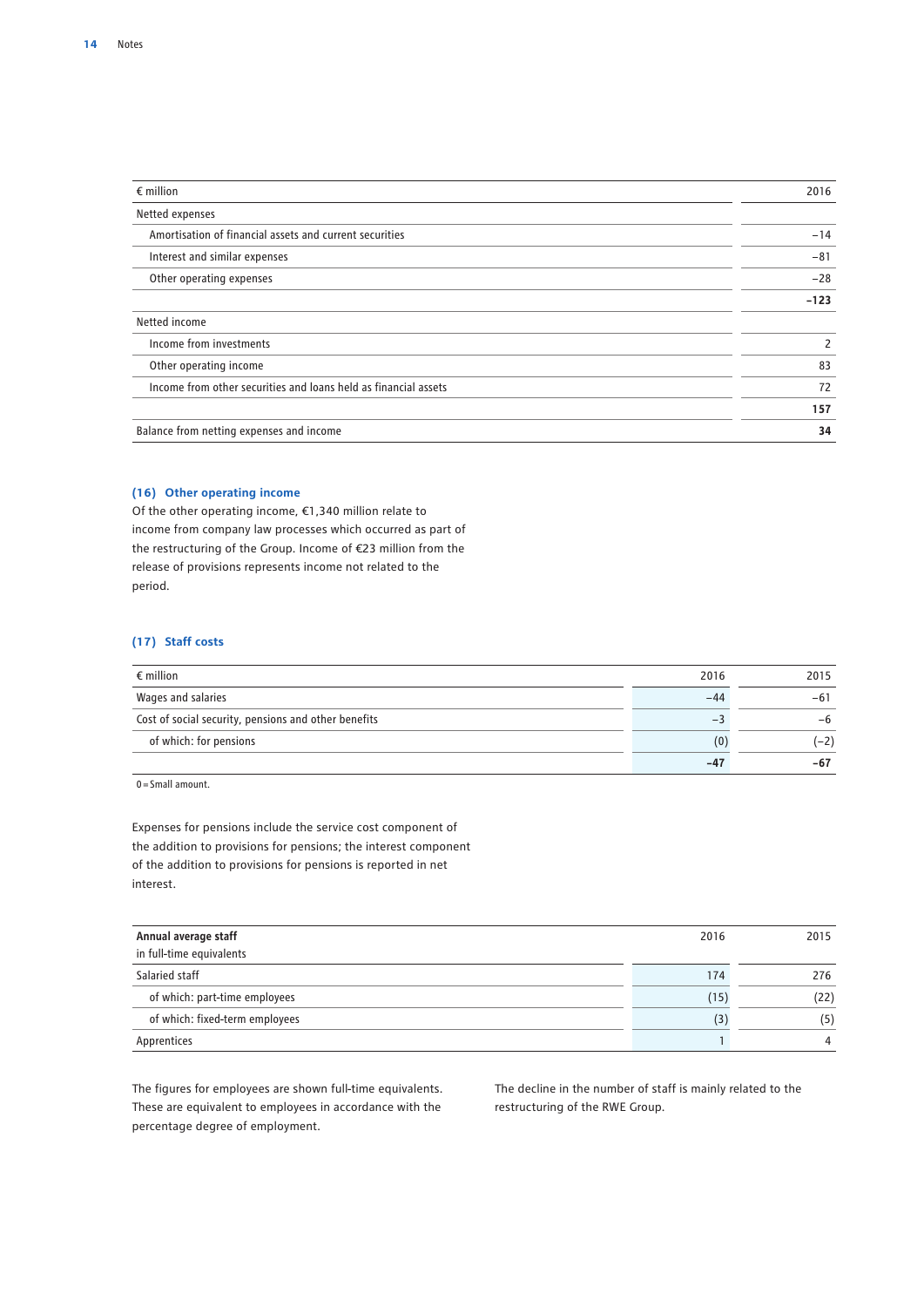| € million | 2016 |
|---|---|
| Netted expenses | |
| Amortisation of financial assets and current securities | −14 |
| Interest and similar expenses | −81 |
| Other operating expenses | −28 |
| | **−123** |
| Netted income | |
| Income from investments | 2 |
| Other operating income | 83 |
| Income from other securities and loans held as financial assets | 72 |
| | **157** |
| Balance from netting expenses and income | **34** |

## (16) Other operating income

Of the other operating income, €1,340 million relate to income from company law processes which occurred as part of the restructuring of the Group. Income of €23 million from the release of provisions represents income not related to the period.

## (17) Staff costs

| € million | 2016 | 2015 |
|---|---|---|
| Wages and salaries | −44 | −61 |
| Cost of social security, pensions and other benefits | −3 | −6 |
| of which: for pensions | (0) | (−2) |
| | **−47** | **−67** |

0 = Small amount.

Expenses for pensions include the service cost component of the addition to provisions for pensions; the interest component of the addition to provisions for pensions is reported in net interest.

| **Annual average staff** in full-time equivalents | 2016 | 2015 |
|---|---|---|
| Salaried staff | 174 | 276 |
| of which: part-time employees | (15) | (22) |
| of which: fixed-term employees | (3) | (5) |
| Apprentices | 1 | 4 |

The figures for employees are shown full-time equivalents. These are equivalent to employees in accordance with the percentage degree of employment.

The decline in the number of staff is mainly related to the restructuring of the RWE Group.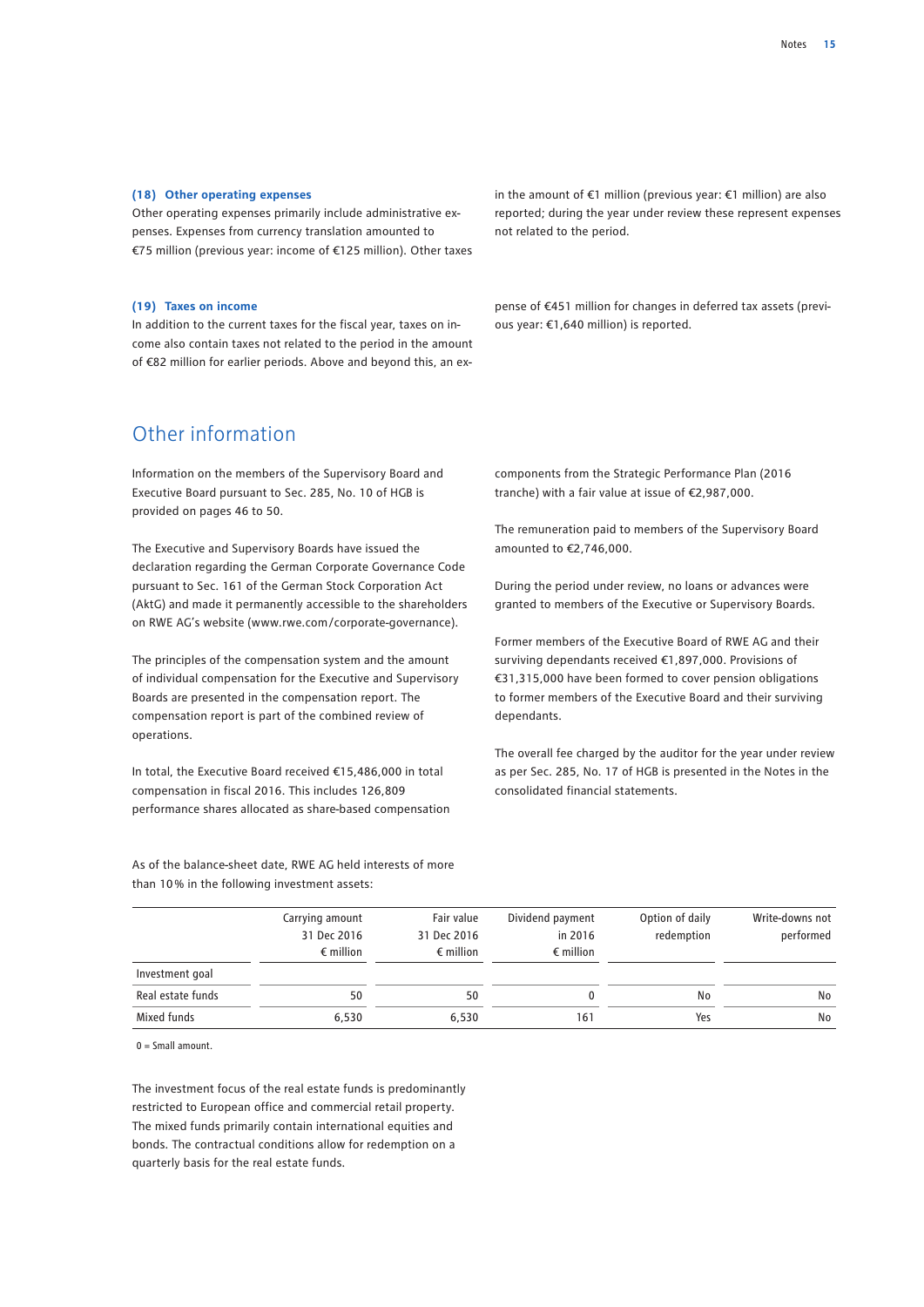### (18) Other operating expenses

Other operating expenses primarily include administrative expenses. Expenses from currency translation amounted to €75 million (previous year: income of €125 million). Other taxes in the amount of €1 million (previous year: €1 million) are also reported; during the year under review these represent expenses not related to the period.

### (19) Taxes on income

In addition to the current taxes for the fiscal year, taxes on income also contain taxes not related to the period in the amount of €82 million for earlier periods. Above and beyond this, an expense of €451 million for changes in deferred tax assets (previous year: €1,640 million) is reported.

## Other information

Information on the members of the Supervisory Board and Executive Board pursuant to Sec. 285, No. 10 of HGB is provided on pages 46 to 50.

The Executive and Supervisory Boards have issued the declaration regarding the German Corporate Governance Code pursuant to Sec. 161 of the German Stock Corporation Act (AktG) and made it permanently accessible to the shareholders on RWE AG's website (www.rwe.com/corporate-governance).

The principles of the compensation system and the amount of individual compensation for the Executive and Supervisory Boards are presented in the compensation report. The compensation report is part of the combined review of operations.

In total, the Executive Board received €15,486,000 in total compensation in fiscal 2016. This includes 126,809 performance shares allocated as share-based compensation components from the Strategic Performance Plan (2016 tranche) with a fair value at issue of €2,987,000.

The remuneration paid to members of the Supervisory Board amounted to €2,746,000.

During the period under review, no loans or advances were granted to members of the Executive or Supervisory Boards.

Former members of the Executive Board of RWE AG and their surviving dependants received €1,897,000. Provisions of €31,315,000 have been formed to cover pension obligations to former members of the Executive Board and their surviving dependants.

The overall fee charged by the auditor for the year under review as per Sec. 285, No. 17 of HGB is presented in the Notes in the consolidated financial statements.

As of the balance-sheet date, RWE AG held interests of more than 10% in the following investment assets:

| | Carrying amount 31 Dec 2016 € million | Fair value 31 Dec 2016 € million | Dividend payment in 2016 € million | Option of daily redemption | Write-downs not performed |
|---|---|---|---|---|---|
| Investment goal | | | | | |
| Real estate funds | 50 | 50 | 0 | No | No |
| Mixed funds | 6,530 | 6,530 | 161 | Yes | No |

0 = Small amount.

The investment focus of the real estate funds is predominantly restricted to European office and commercial retail property. The mixed funds primarily contain international equities and bonds. The contractual conditions allow for redemption on a quarterly basis for the real estate funds.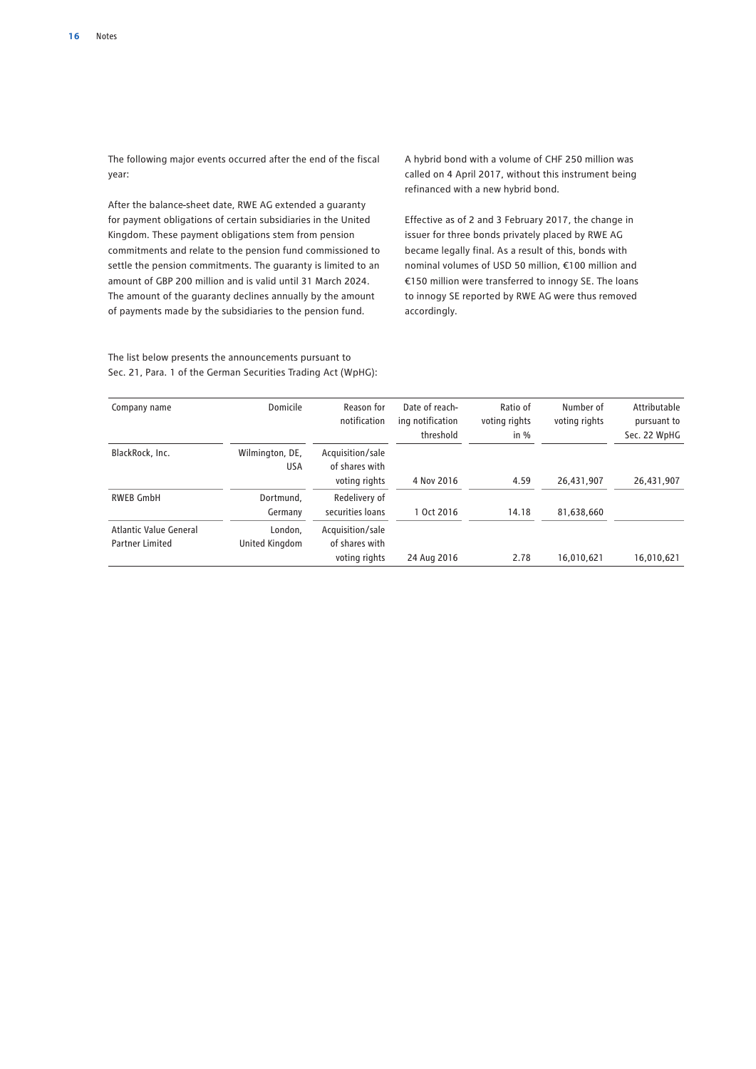The following major events occurred after the end of the fiscal year:

After the balance-sheet date, RWE AG extended a guaranty for payment obligations of certain subsidiaries in the United Kingdom. These payment obligations stem from pension commitments and relate to the pension fund commissioned to settle the pension commitments. The guaranty is limited to an amount of GBP 200 million and is valid until 31 March 2024. The amount of the guaranty declines annually by the amount of payments made by the subsidiaries to the pension fund.

A hybrid bond with a volume of CHF 250 million was called on 4 April 2017, without this instrument being refinanced with a new hybrid bond.

Effective as of 2 and 3 February 2017, the change in issuer for three bonds privately placed by RWE AG became legally final. As a result of this, bonds with nominal volumes of USD 50 million, €100 million and €150 million were transferred to innogy SE. The loans to innogy SE reported by RWE AG were thus removed accordingly.

The list below presents the announcements pursuant to Sec. 21, Para. 1 of the German Securities Trading Act (WpHG):

| Company name | Domicile | Reason for notification | Date of reaching notification threshold | Ratio of voting rights in % | Number of voting rights | Attributable pursuant to Sec. 22 WpHG |
|---|---|---|---|---|---|---|
| BlackRock, Inc. | Wilmington, DE, USA | Acquisition/sale of shares with voting rights | 4 Nov 2016 | 4.59 | 26,431,907 | 26,431,907 |
| RWEB GmbH | Dortmund, Germany | Redelivery of securities loans | 1 Oct 2016 | 14.18 | 81,638,660 | |
| Atlantic Value General Partner Limited | London, United Kingdom | Acquisition/sale of shares with voting rights | 24 Aug 2016 | 2.78 | 16,010,621 | 16,010,621 |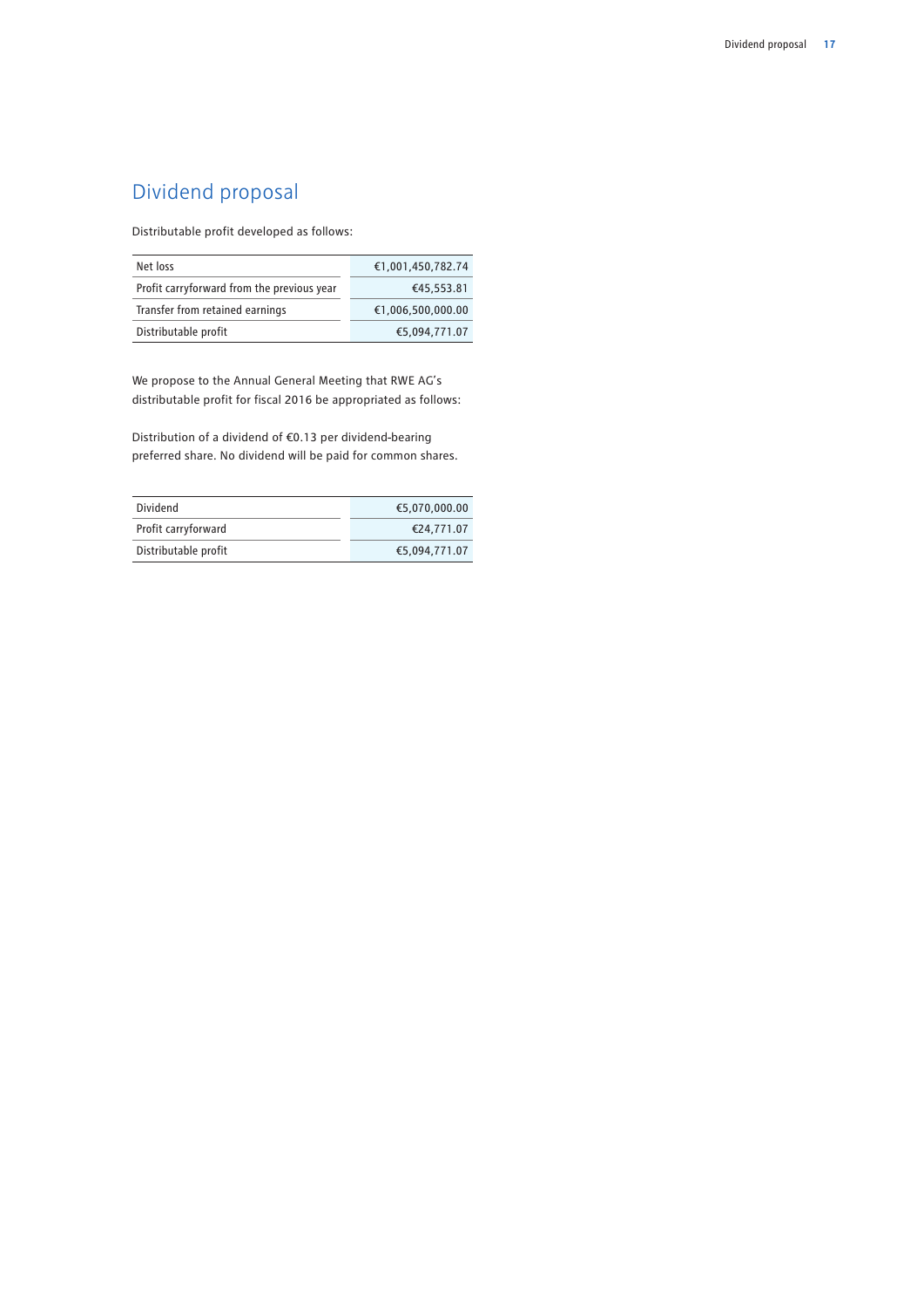# Dividend proposal

Distributable profit developed as follows:

| | |
|---|---:|
| Net loss | €1,001,450,782.74 |
| Profit carryforward from the previous year | €45,553.81 |
| Transfer from retained earnings | €1,006,500,000.00 |
| Distributable profit | €5,094,771.07 |

We propose to the Annual General Meeting that RWE AG's distributable profit for fiscal 2016 be appropriated as follows:

Distribution of a dividend of €0.13 per dividend-bearing preferred share. No dividend will be paid for common shares.

| | |
|---|---:|
| Dividend | €5,070,000.00 |
| Profit carryforward | €24,771.07 |
| Distributable profit | €5,094,771.07 |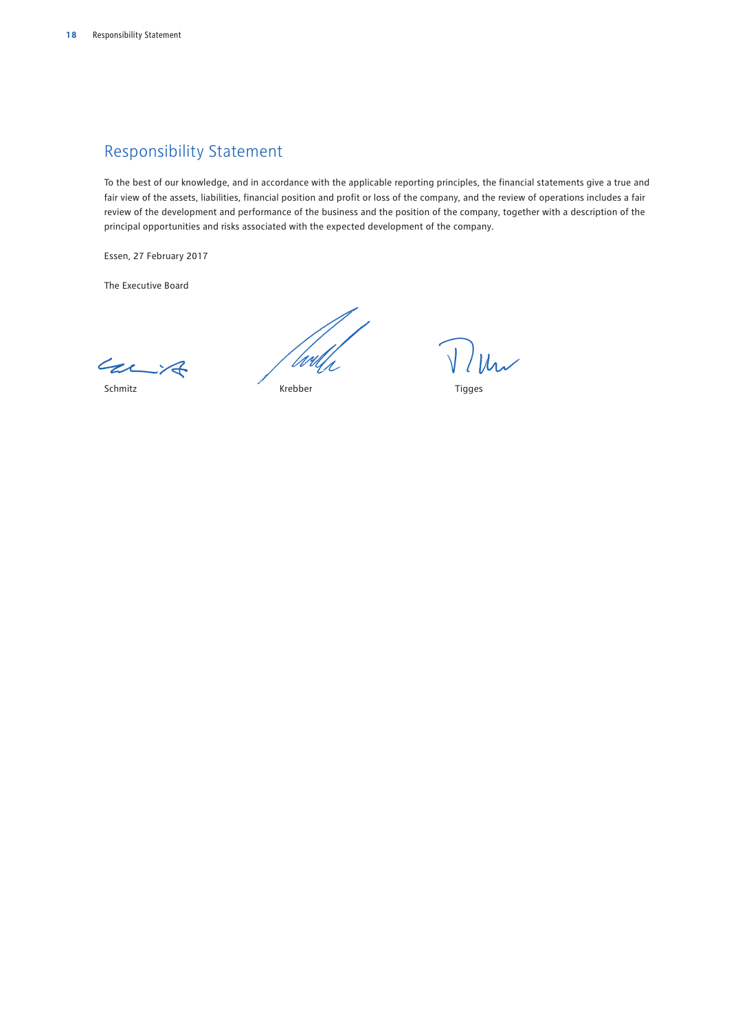# Responsibility Statement

To the best of our knowledge, and in accordance with the applicable reporting principles, the financial statements give a true and fair view of the assets, liabilities, financial position and profit or loss of the company, and the review of operations includes a fair review of the development and performance of the business and the position of the company, together with a description of the principal opportunities and risks associated with the expected development of the company.

Essen, 27 February 2017

The Executive Board

Schmitz Krebber Tigges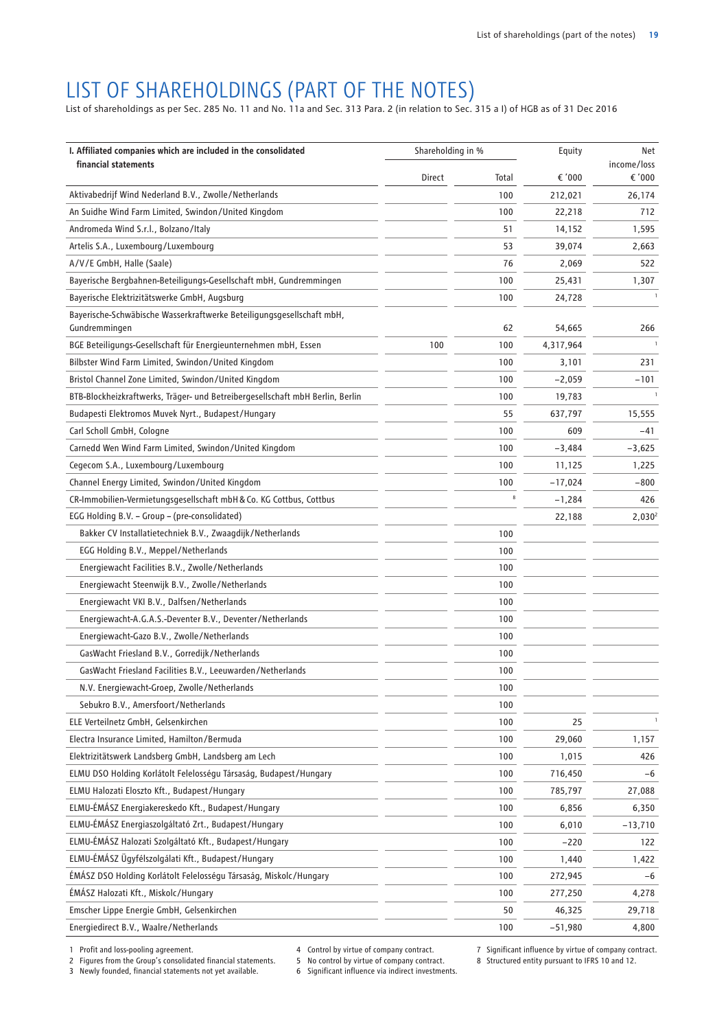# LIST OF SHAREHOLDINGS (PART OF THE NOTES)

List of shareholdings as per Sec. 285 No. 11 and No. 11a and Sec. 313 Para. 2 (in relation to Sec. 315 a I) of HGB as of 31 Dec 2016

| I. Affiliated companies which are included in the consolidated financial statements | Shareholding in % | | Equity | Net income/loss |
|---|---|---|---|---|
| | Direct | Total | € '000 | € '000 |
| Aktivabedrijf Wind Nederland B.V., Zwolle/Netherlands | | 100 | 212,021 | 26,174 |
| An Suidhe Wind Farm Limited, Swindon/United Kingdom | | 100 | 22,218 | 712 |
| Andromeda Wind S.r.l., Bolzano/Italy | | 51 | 14,152 | 1,595 |
| Artelis S.A., Luxembourg/Luxembourg | | 53 | 39,074 | 2,663 |
| A/V/E GmbH, Halle (Saale) | | 76 | 2,069 | 522 |
| Bayerische Bergbahnen-Beteiligungs-Gesellschaft mbH, Gundremmingen | | 100 | 25,431 | 1,307 |
| Bayerische Elektrizitätswerke GmbH, Augsburg | | 100 | 24,728 | [1] |
| Bayerische-Schwäbische Wasserkraftwerke Beteiligungsgesellschaft mbH, Gundremmingen | | 62 | 54,665 | 266 |
| BGE Beteiligungs-Gesellschaft für Energieunternehmen mbH, Essen | 100 | 100 | 4,317,964 | [1] |
| Bilbster Wind Farm Limited, Swindon/United Kingdom | | 100 | 3,101 | 231 |
| Bristol Channel Zone Limited, Swindon/United Kingdom | | 100 | −2,059 | −101 |
| BTB-Blockheizkraftwerks, Träger- und Betreibergesellschaft mbH Berlin, Berlin | | 100 | 19,783 | [1] |
| Budapesti Elektromos Muvek Nyrt., Budapest/Hungary | | 55 | 637,797 | 15,555 |
| Carl Scholl GmbH, Cologne | | 100 | 609 | −41 |
| Carnedd Wen Wind Farm Limited, Swindon/United Kingdom | | 100 | −3,484 | −3,625 |
| Cegecom S.A., Luxembourg/Luxembourg | | 100 | 11,125 | 1,225 |
| Channel Energy Limited, Swindon/United Kingdom | | 100 | −17,024 | −800 |
| CR-Immobilien-Vermietungsgesellschaft mbH & Co. KG Cottbus, Cottbus | | [8] | −1,284 | 426 |
| EGG Holding B.V. – Group – (pre-consolidated) | | | 22,188 | 2,030[2] |
| Bakker CV Installatietechniek B.V., Zwaagdijk/Netherlands | | 100 | | |
| EGG Holding B.V., Meppel/Netherlands | | 100 | | |
| Energiewacht Facilities B.V., Zwolle/Netherlands | | 100 | | |
| Energiewacht Steenwijk B.V., Zwolle/Netherlands | | 100 | | |
| Energiewacht VKI B.V., Dalfsen/Netherlands | | 100 | | |
| Energiewacht-A.G.A.S.-Deventer B.V., Deventer/Netherlands | | 100 | | |
| Energiewacht-Gazo B.V., Zwolle/Netherlands | | 100 | | |
| GasWacht Friesland B.V., Gorredijk/Netherlands | | 100 | | |
| GasWacht Friesland Facilities B.V., Leeuwarden/Netherlands | | 100 | | |
| N.V. Energiewacht-Groep, Zwolle/Netherlands | | 100 | | |
| Sebukro B.V., Amersfoort/Netherlands | | 100 | | |
| ELE Verteilnetz GmbH, Gelsenkirchen | | 100 | 25 | [1] |
| Electra Insurance Limited, Hamilton/Bermuda | | 100 | 29,060 | 1,157 |
| Elektrizitätswerk Landsberg GmbH, Landsberg am Lech | | 100 | 1,015 | 426 |
| ELMU DSO Holding Korlátolt Felelosségu Társaság, Budapest/Hungary | | 100 | 716,450 | −6 |
| ELMU Halozati Eloszto Kft., Budapest/Hungary | | 100 | 785,797 | 27,088 |
| ELMU-ÉMÁSZ Energiakereskedo Kft., Budapest/Hungary | | 100 | 6,856 | 6,350 |
| ELMU-ÉMÁSZ Energiaszolgáltató Zrt., Budapest/Hungary | | 100 | 6,010 | −13,710 |
| ELMU-ÉMÁSZ Halozati Szolgáltató Kft., Budapest/Hungary | | 100 | −220 | 122 |
| ELMU-ÉMÁSZ Ügyfélszolgálati Kft., Budapest/Hungary | | 100 | 1,440 | 1,422 |
| ÉMÁSZ DSO Holding Korlátolt Felelosségu Társaság, Miskolc/Hungary | | 100 | 272,945 | −6 |
| ÉMÁSZ Halozati Kft., Miskolc/Hungary | | 100 | 277,250 | 4,278 |
| Emscher Lippe Energie GmbH, Gelsenkirchen | | 50 | 46,325 | 29,718 |
| Energiedirect B.V., Waalre/Netherlands | | 100 | −51,980 | 4,800 |

1 Profit and loss-pooling agreement.
2 Figures from the Group's consolidated financial statements.
3 Newly founded, financial statements not yet available.
4 Control by virtue of company contract.
5 No control by virtue of company contract.
6 Significant influence via indirect investments.
7 Significant influence by virtue of company contract.
8 Structured entity pursuant to IFRS 10 and 12.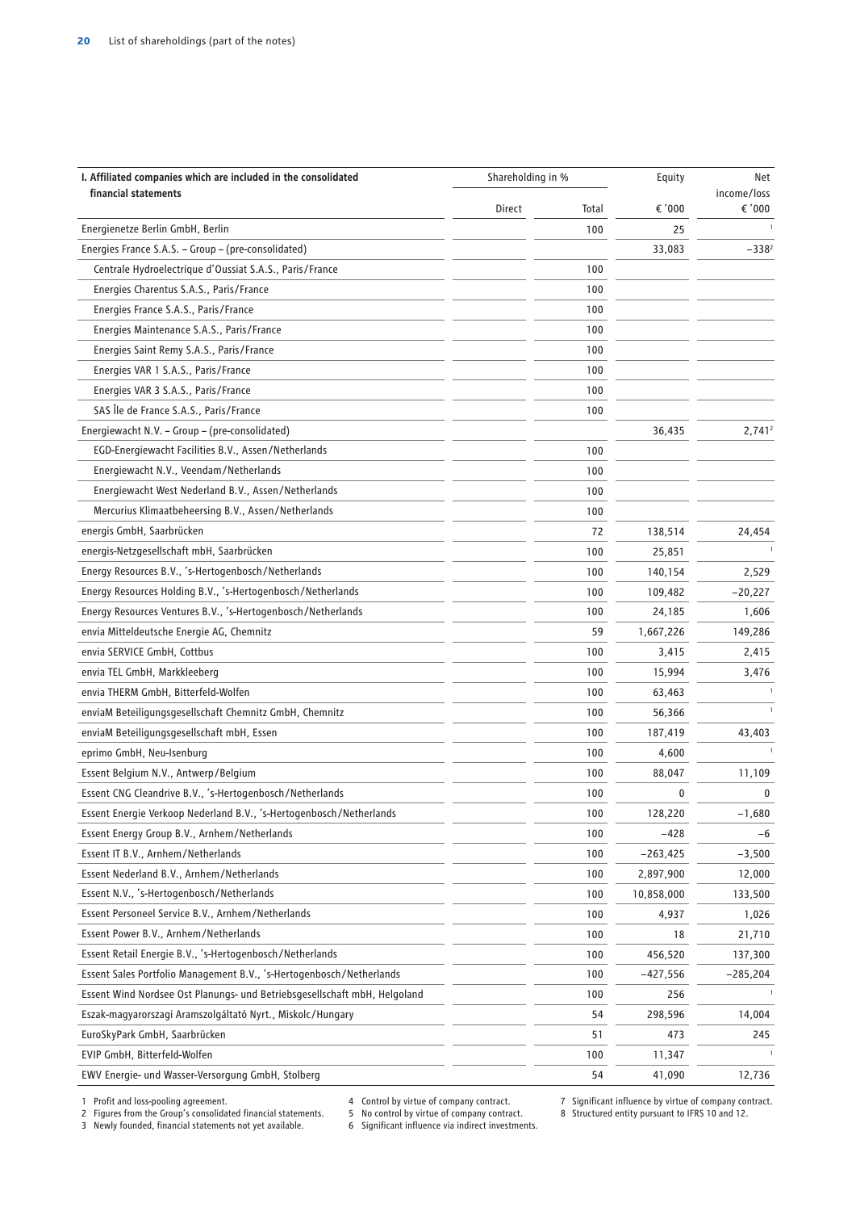| I. Affiliated companies which are included in the consolidated financial statements | Shareholding in % | | Equity | Net income/loss |
|---|---|---|---|---|
| | Direct | Total | € '000 | € '000 |
| Energienetze Berlin GmbH, Berlin | | 100 | 25 | [1] |
| Energies France S.A.S. – Group – (pre-consolidated) | | | 33,083 | –338[2] |
| Centrale Hydroelectrique d'Oussiat S.A.S., Paris/France | | 100 | | |
| Energies Charentus S.A.S., Paris/France | | 100 | | |
| Energies France S.A.S., Paris/France | | 100 | | |
| Energies Maintenance S.A.S., Paris/France | | 100 | | |
| Energies Saint Remy S.A.S., Paris/France | | 100 | | |
| Energies VAR 1 S.A.S., Paris/France | | 100 | | |
| Energies VAR 3 S.A.S., Paris/France | | 100 | | |
| SAS Île de France S.A.S., Paris/France | | 100 | | |
| Energiewacht N.V. – Group – (pre-consolidated) | | | 36,435 | 2,741[2] |
| EGD-Energiewacht Facilities B.V., Assen/Netherlands | | 100 | | |
| Energiewacht N.V., Veendam/Netherlands | | 100 | | |
| Energiewacht West Nederland B.V., Assen/Netherlands | | 100 | | |
| Mercurius Klimaatbeheersing B.V., Assen/Netherlands | | 100 | | |
| energis GmbH, Saarbrücken | | 72 | 138,514 | 24,454 |
| energis-Netzgesellschaft mbH, Saarbrücken | | 100 | 25,851 | [1] |
| Energy Resources B.V., 's-Hertogenbosch/Netherlands | | 100 | 140,154 | 2,529 |
| Energy Resources Holding B.V., 's-Hertogenbosch/Netherlands | | 100 | 109,482 | –20,227 |
| Energy Resources Ventures B.V., 's-Hertogenbosch/Netherlands | | 100 | 24,185 | 1,606 |
| envia Mitteldeutsche Energie AG, Chemnitz | | 59 | 1,667,226 | 149,286 |
| envia SERVICE GmbH, Cottbus | | 100 | 3,415 | 2,415 |
| envia TEL GmbH, Markkleeberg | | 100 | 15,994 | 3,476 |
| envia THERM GmbH, Bitterfeld-Wolfen | | 100 | 63,463 | [1] |
| enviaM Beteiligungsgesellschaft Chemnitz GmbH, Chemnitz | | 100 | 56,366 | [1] |
| enviaM Beteiligungsgesellschaft mbH, Essen | | 100 | 187,419 | 43,403 |
| eprimo GmbH, Neu-Isenburg | | 100 | 4,600 | [1] |
| Essent Belgium N.V., Antwerp/Belgium | | 100 | 88,047 | 11,109 |
| Essent CNG Cleandrive B.V., 's-Hertogenbosch/Netherlands | | 100 | 0 | 0 |
| Essent Energie Verkoop Nederland B.V., 's-Hertogenbosch/Netherlands | | 100 | 128,220 | –1,680 |
| Essent Energy Group B.V., Arnhem/Netherlands | | 100 | –428 | –6 |
| Essent IT B.V., Arnhem/Netherlands | | 100 | –263,425 | –3,500 |
| Essent Nederland B.V., Arnhem/Netherlands | | 100 | 2,897,900 | 12,000 |
| Essent N.V., 's-Hertogenbosch/Netherlands | | 100 | 10,858,000 | 133,500 |
| Essent Personeel Service B.V., Arnhem/Netherlands | | 100 | 4,937 | 1,026 |
| Essent Power B.V., Arnhem/Netherlands | | 100 | 18 | 21,710 |
| Essent Retail Energie B.V., 's-Hertogenbosch/Netherlands | | 100 | 456,520 | 137,300 |
| Essent Sales Portfolio Management B.V., 's-Hertogenbosch/Netherlands | | 100 | –427,556 | –285,204 |
| Essent Wind Nordsee Ost Planungs- und Betriebsgesellschaft mbH, Helgoland | | 100 | 256 | [1] |
| Eszak-magyarorszagi Aramszolgáltató Nyrt., Miskolc/Hungary | | 54 | 298,596 | 14,004 |
| EuroSkyPark GmbH, Saarbrücken | | 51 | 473 | 245 |
| EVIP GmbH, Bitterfeld-Wolfen | | 100 | 11,347 | [1] |
| EWV Energie- und Wasser-Versorgung GmbH, Stolberg | | 54 | 41,090 | 12,736 |

1 Profit and loss-pooling agreement.
2 Figures from the Group's consolidated financial statements.
3 Newly founded, financial statements not yet available.
4 Control by virtue of company contract.
5 No control by virtue of company contract.
6 Significant influence via indirect investments.
7 Significant influence by virtue of company contract.
8 Structured entity pursuant to IFRS 10 and 12.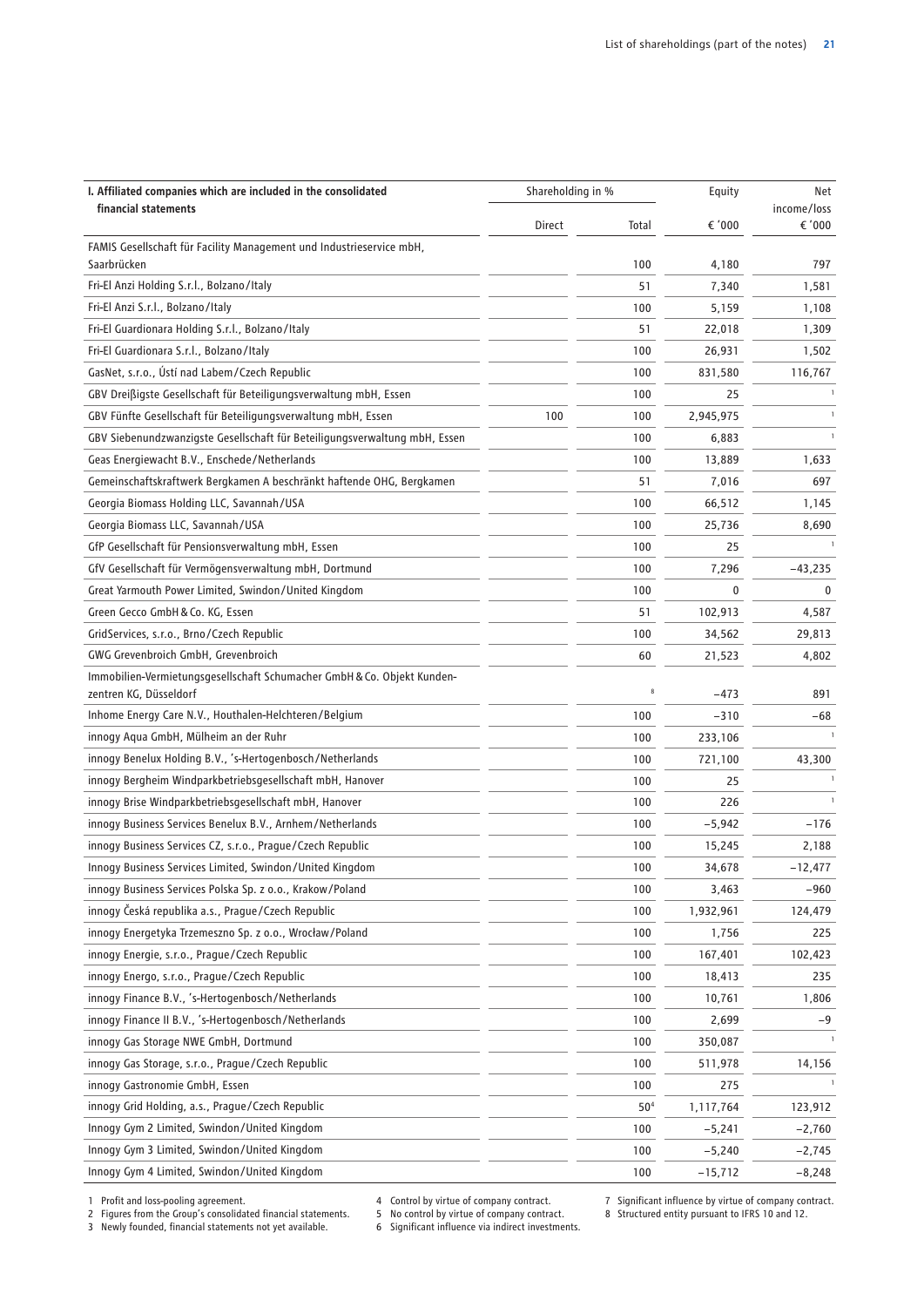| I. Affiliated companies which are included in the consolidated financial statements | Shareholding in % | | Equity | Net income/loss |
|---|---|---|---|---|
| | Direct | Total | € '000 | € '000 |
| FAMIS Gesellschaft für Facility Management und Industrieservice mbH, Saarbrücken | | 100 | 4,180 | 797 |
| Fri-El Anzi Holding S.r.l., Bolzano/Italy | | 51 | 7,340 | 1,581 |
| Fri-El Anzi S.r.l., Bolzano/Italy | | 100 | 5,159 | 1,108 |
| Fri-El Guardionara Holding S.r.l., Bolzano/Italy | | 51 | 22,018 | 1,309 |
| Fri-El Guardionara S.r.l., Bolzano/Italy | | 100 | 26,931 | 1,502 |
| GasNet, s.r.o., Ústí nad Labem/Czech Republic | | 100 | 831,580 | 116,767 |
| GBV Dreißigste Gesellschaft für Beteiligungsverwaltung mbH, Essen | | 100 | 25 | [1] |
| GBV Fünfte Gesellschaft für Beteiligungsverwaltung mbH, Essen | 100 | 100 | 2,945,975 | [1] |
| GBV Siebenundzwanzigste Gesellschaft für Beteiligungsverwaltung mbH, Essen | | 100 | 6,883 | [1] |
| Geas Energiewacht B.V., Enschede/Netherlands | | 100 | 13,889 | 1,633 |
| Gemeinschaftskraftwerk Bergkamen A beschränkt haftende OHG, Bergkamen | | 51 | 7,016 | 697 |
| Georgia Biomass Holding LLC, Savannah/USA | | 100 | 66,512 | 1,145 |
| Georgia Biomass LLC, Savannah/USA | | 100 | 25,736 | 8,690 |
| GfP Gesellschaft für Pensionsverwaltung mbH, Essen | | 100 | 25 | [1] |
| GfV Gesellschaft für Vermögensverwaltung mbH, Dortmund | | 100 | 7,296 | −43,235 |
| Great Yarmouth Power Limited, Swindon/United Kingdom | | 100 | 0 | 0 |
| Green Gecco GmbH & Co. KG, Essen | | 51 | 102,913 | 4,587 |
| GridServices, s.r.o., Brno/Czech Republic | | 100 | 34,562 | 29,813 |
| GWG Grevenbroich GmbH, Grevenbroich | | 60 | 21,523 | 4,802 |
| Immobilien-Vermietungsgesellschaft Schumacher GmbH & Co. Objekt Kundenzentren KG, Düsseldorf | | [8] | −473 | 891 |
| Inhome Energy Care N.V., Houthalen-Helchteren/Belgium | | 100 | −310 | −68 |
| innogy Aqua GmbH, Mülheim an der Ruhr | | 100 | 233,106 | [1] |
| innogy Benelux Holding B.V., 's-Hertogenbosch/Netherlands | | 100 | 721,100 | 43,300 |
| innogy Bergheim Windparkbetriebsgesellschaft mbH, Hanover | | 100 | 25 | [1] |
| innogy Brise Windparkbetriebsgesellschaft mbH, Hanover | | 100 | 226 | [1] |
| innogy Business Services Benelux B.V., Arnhem/Netherlands | | 100 | −5,942 | −176 |
| innogy Business Services CZ, s.r.o., Prague/Czech Republic | | 100 | 15,245 | 2,188 |
| Innogy Business Services Limited, Swindon/United Kingdom | | 100 | 34,678 | −12,477 |
| innogy Business Services Polska Sp. z o.o., Krakow/Poland | | 100 | 3,463 | −960 |
| innogy Česká republika a.s., Prague/Czech Republic | | 100 | 1,932,961 | 124,479 |
| innogy Energetyka Trzemeszno Sp. z o.o., Wrocław/Poland | | 100 | 1,756 | 225 |
| innogy Energie, s.r.o., Prague/Czech Republic | | 100 | 167,401 | 102,423 |
| innogy Energo, s.r.o., Prague/Czech Republic | | 100 | 18,413 | 235 |
| innogy Finance B.V., 's-Hertogenbosch/Netherlands | | 100 | 10,761 | 1,806 |
| innogy Finance II B.V., 's-Hertogenbosch/Netherlands | | 100 | 2,699 | −9 |
| innogy Gas Storage NWE GmbH, Dortmund | | 100 | 350,087 | [1] |
| innogy Gas Storage, s.r.o., Prague/Czech Republic | | 100 | 511,978 | 14,156 |
| innogy Gastronomie GmbH, Essen | | 100 | 275 | [1] |
| innogy Grid Holding, a.s., Prague/Czech Republic | | 50[4] | 1,117,764 | 123,912 |
| Innogy Gym 2 Limited, Swindon/United Kingdom | | 100 | −5,241 | −2,760 |
| Innogy Gym 3 Limited, Swindon/United Kingdom | | 100 | −5,240 | −2,745 |
| Innogy Gym 4 Limited, Swindon/United Kingdom | | 100 | −15,712 | −8,248 |

1 Profit and loss-pooling agreement.
2 Figures from the Group's consolidated financial statements.
3 Newly founded, financial statements not yet available.
4 Control by virtue of company contract.
5 No control by virtue of company contract.
6 Significant influence via indirect investments.
7 Significant influence by virtue of company contract.
8 Structured entity pursuant to IFRS 10 and 12.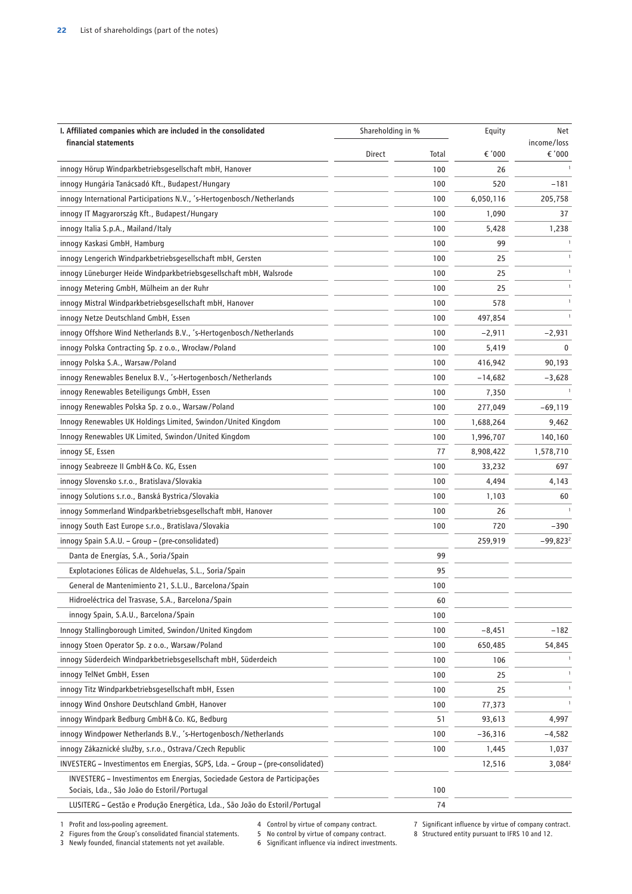| I. Affiliated companies which are included in the consolidated financial statements | Shareholding in % | | Equity | Net income/loss |
|---|---|---|---|---|
| | Direct | Total | € '000 | € '000 |
| innogy Hörup Windparkbetriebsgesellschaft mbH, Hanover | | 100 | 26 | [1] |
| innogy Hungária Tanácsadó Kft., Budapest/Hungary | | 100 | 520 | −181 |
| innogy International Participations N.V., 's-Hertogenbosch/Netherlands | | 100 | 6,050,116 | 205,758 |
| innogy IT Magyarország Kft., Budapest/Hungary | | 100 | 1,090 | 37 |
| innogy Italia S.p.A., Mailand/Italy | | 100 | 5,428 | 1,238 |
| innogy Kaskasi GmbH, Hamburg | | 100 | 99 | [1] |
| innogy Lengerich Windparkbetriebsgesellschaft mbH, Gersten | | 100 | 25 | [1] |
| innogy Lüneburger Heide Windparkbetriebsgesellschaft mbH, Walsrode | | 100 | 25 | [1] |
| innogy Metering GmbH, Mülheim an der Ruhr | | 100 | 25 | [1] |
| innogy Mistral Windparkbetriebsgesellschaft mbH, Hanover | | 100 | 578 | [1] |
| innogy Netze Deutschland GmbH, Essen | | 100 | 497,854 | [1] |
| innogy Offshore Wind Netherlands B.V., 's-Hertogenbosch/Netherlands | | 100 | −2,911 | −2,931 |
| innogy Polska Contracting Sp. z o.o., Wrocław/Poland | | 100 | 5,419 | 0 |
| innogy Polska S.A., Warsaw/Poland | | 100 | 416,942 | 90,193 |
| innogy Renewables Benelux B.V., 's-Hertogenbosch/Netherlands | | 100 | −14,682 | −3,628 |
| innogy Renewables Beteiligungs GmbH, Essen | | 100 | 7,350 | [1] |
| innogy Renewables Polska Sp. z o.o., Warsaw/Poland | | 100 | 277,049 | −69,119 |
| Innogy Renewables UK Holdings Limited, Swindon/United Kingdom | | 100 | 1,688,264 | 9,462 |
| Innogy Renewables UK Limited, Swindon/United Kingdom | | 100 | 1,996,707 | 140,160 |
| innogy SE, Essen | | 77 | 8,908,422 | 1,578,710 |
| innogy Seabreeze II GmbH & Co. KG, Essen | | 100 | 33,232 | 697 |
| innogy Slovensko s.r.o., Bratislava/Slovakia | | 100 | 4,494 | 4,143 |
| innogy Solutions s.r.o., Banská Bystrica/Slovakia | | 100 | 1,103 | 60 |
| innogy Sommerland Windparkbetriebsgesellschaft mbH, Hanover | | 100 | 26 | [1] |
| innogy South East Europe s.r.o., Bratislava/Slovakia | | 100 | 720 | −390 |
| innogy Spain S.A.U. – Group – (pre-consolidated) | | | 259,919 | −99,823[2] |
| Danta de Energías, S.A., Soria/Spain | | 99 | | |
| Explotaciones Eólicas de Aldehuelas, S.L., Soria/Spain | | 95 | | |
| General de Mantenimiento 21, S.L.U., Barcelona/Spain | | 100 | | |
| Hidroeléctrica del Trasvase, S.A., Barcelona/Spain | | 60 | | |
| innogy Spain, S.A.U., Barcelona/Spain | | 100 | | |
| Innogy Stallingborough Limited, Swindon/United Kingdom | | 100 | −8,451 | −182 |
| innogy Stoen Operator Sp. z o.o., Warsaw/Poland | | 100 | 650,485 | 54,845 |
| innogy Süderdeich Windparkbetriebsgesellschaft mbH, Süderdeich | | 100 | 106 | [1] |
| innogy TelNet GmbH, Essen | | 100 | 25 | [1] |
| innogy Titz Windparkbetriebsgesellschaft mbH, Essen | | 100 | 25 | [1] |
| innogy Wind Onshore Deutschland GmbH, Hanover | | 100 | 77,373 | [1] |
| innogy Windpark Bedburg GmbH & Co. KG, Bedburg | | 51 | 93,613 | 4,997 |
| innogy Windpower Netherlands B.V., 's-Hertogenbosch/Netherlands | | 100 | −36,316 | −4,582 |
| innogy Zákaznické služby, s.r.o., Ostrava/Czech Republic | | 100 | 1,445 | 1,037 |
| INVESTERG – Investimentos em Energias, SGPS, Lda. – Group – (pre-consolidated) | | | 12,516 | 3,084[2] |
| INVESTERG – Investimentos em Energias, Sociedade Gestora de Participações Sociais, Lda., São João do Estoril/Portugal | | 100 | | |
| LUSITERG – Gestão e Produção Energética, Lda., São João do Estoril/Portugal | | 74 | | |

1 Profit and loss-pooling agreement.
2 Figures from the Group's consolidated financial statements.
3 Newly founded, financial statements not yet available.
4 Control by virtue of company contract.
5 No control by virtue of company contract.
6 Significant influence via indirect investments.
7 Significant influence by virtue of company contract.
8 Structured entity pursuant to IFRS 10 and 12.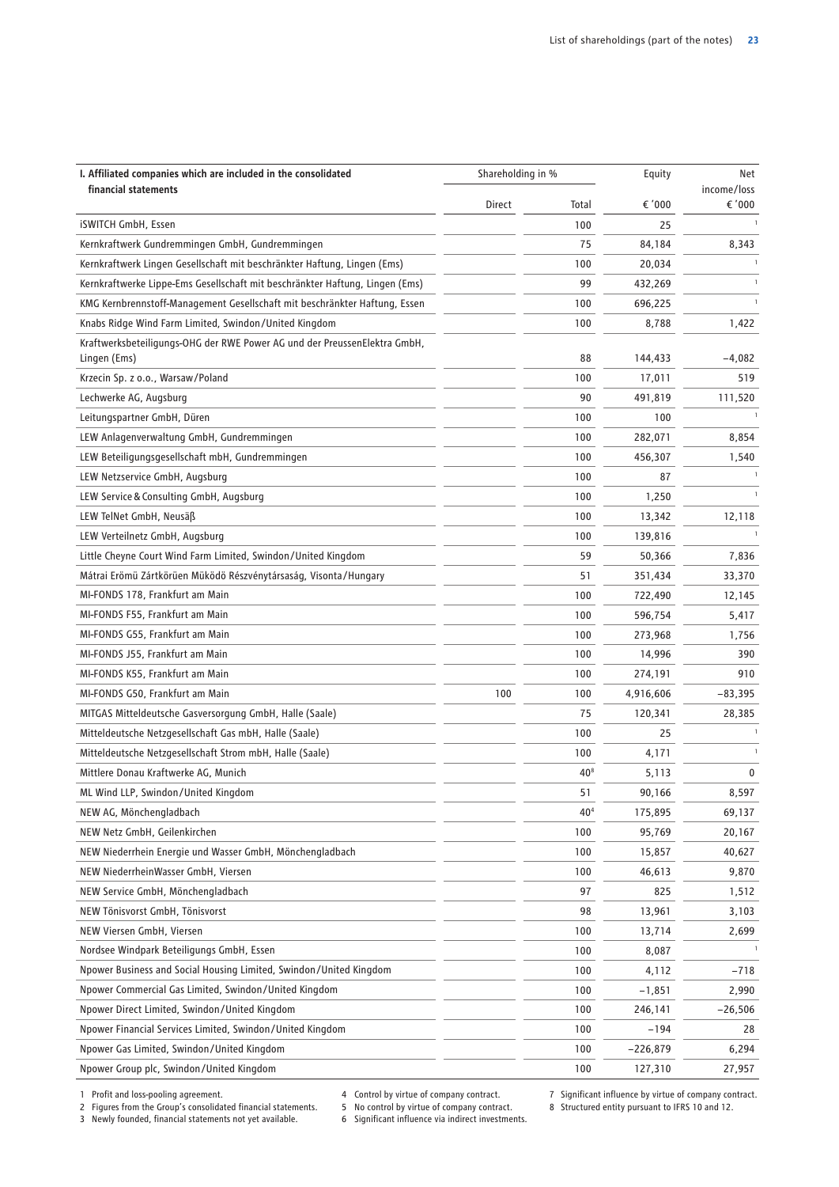| I. Affiliated companies which are included in the consolidated financial statements | Shareholding in % | | Equity | Net income/loss |
|---|---|---|---|---|
| | Direct | Total | € '000 | € '000 |
| iSWITCH GmbH, Essen | | 100 | 25 | [1] |
| Kernkraftwerk Gundremmingen GmbH, Gundremmingen | | 75 | 84,184 | 8,343 |
| Kernkraftwerk Lingen Gesellschaft mit beschränkter Haftung, Lingen (Ems) | | 100 | 20,034 | [1] |
| Kernkraftwerke Lippe-Ems Gesellschaft mit beschränkter Haftung, Lingen (Ems) | | 99 | 432,269 | [1] |
| KMG Kernbrennstoff-Management Gesellschaft mit beschränkter Haftung, Essen | | 100 | 696,225 | [1] |
| Knabs Ridge Wind Farm Limited, Swindon/United Kingdom | | 100 | 8,788 | 1,422 |
| Kraftwerksbeteiligungs-OHG der RWE Power AG und der PreussenElektra GmbH, Lingen (Ems) | | 88 | 144,433 | –4,082 |
| Krzecin Sp. z o.o., Warsaw/Poland | | 100 | 17,011 | 519 |
| Lechwerke AG, Augsburg | | 90 | 491,819 | 111,520 |
| Leitungspartner GmbH, Düren | | 100 | 100 | [1] |
| LEW Anlagenverwaltung GmbH, Gundremmingen | | 100 | 282,071 | 8,854 |
| LEW Beteiligungsgesellschaft mbH, Gundremmingen | | 100 | 456,307 | 1,540 |
| LEW Netzservice GmbH, Augsburg | | 100 | 87 | [1] |
| LEW Service & Consulting GmbH, Augsburg | | 100 | 1,250 | [1] |
| LEW TelNet GmbH, Neusäß | | 100 | 13,342 | 12,118 |
| LEW Verteilnetz GmbH, Augsburg | | 100 | 139,816 | [1] |
| Little Cheyne Court Wind Farm Limited, Swindon/United Kingdom | | 59 | 50,366 | 7,836 |
| Mátrai Erömü Zártkörüen Müködö Részvénytársaság, Visonta/Hungary | | 51 | 351,434 | 33,370 |
| MI-FONDS 178, Frankfurt am Main | | 100 | 722,490 | 12,145 |
| MI-FONDS F55, Frankfurt am Main | | 100 | 596,754 | 5,417 |
| MI-FONDS G55, Frankfurt am Main | | 100 | 273,968 | 1,756 |
| MI-FONDS J55, Frankfurt am Main | | 100 | 14,996 | 390 |
| MI-FONDS K55, Frankfurt am Main | | 100 | 274,191 | 910 |
| MI-FONDS G50, Frankfurt am Main | 100 | 100 | 4,916,606 | –83,395 |
| MITGAS Mitteldeutsche Gasversorgung GmbH, Halle (Saale) | | 75 | 120,341 | 28,385 |
| Mitteldeutsche Netzgesellschaft Gas mbH, Halle (Saale) | | 100 | 25 | [1] |
| Mitteldeutsche Netzgesellschaft Strom mbH, Halle (Saale) | | 100 | 4,171 | [1] |
| Mittlere Donau Kraftwerke AG, Munich | | 40[8] | 5,113 | 0 |
| ML Wind LLP, Swindon/United Kingdom | | 51 | 90,166 | 8,597 |
| NEW AG, Mönchengladbach | | 40[4] | 175,895 | 69,137 |
| NEW Netz GmbH, Geilenkirchen | | 100 | 95,769 | 20,167 |
| NEW Niederrhein Energie und Wasser GmbH, Mönchengladbach | | 100 | 15,857 | 40,627 |
| NEW NiederrheinWasser GmbH, Viersen | | 100 | 46,613 | 9,870 |
| NEW Service GmbH, Mönchengladbach | | 97 | 825 | 1,512 |
| NEW Tönisvorst GmbH, Tönisvorst | | 98 | 13,961 | 3,103 |
| NEW Viersen GmbH, Viersen | | 100 | 13,714 | 2,699 |
| Nordsee Windpark Beteiligungs GmbH, Essen | | 100 | 8,087 | [1] |
| Npower Business and Social Housing Limited, Swindon/United Kingdom | | 100 | 4,112 | –718 |
| Npower Commercial Gas Limited, Swindon/United Kingdom | | 100 | –1,851 | 2,990 |
| Npower Direct Limited, Swindon/United Kingdom | | 100 | 246,141 | –26,506 |
| Npower Financial Services Limited, Swindon/United Kingdom | | 100 | –194 | 28 |
| Npower Gas Limited, Swindon/United Kingdom | | 100 | –226,879 | 6,294 |
| Npower Group plc, Swindon/United Kingdom | | 100 | 127,310 | 27,957 |

1 Profit and loss-pooling agreement.
2 Figures from the Group's consolidated financial statements.
3 Newly founded, financial statements not yet available.
4 Control by virtue of company contract.
5 No control by virtue of company contract.
6 Significant influence via indirect investments.
7 Significant influence by virtue of company contract.
8 Structured entity pursuant to IFRS 10 and 12.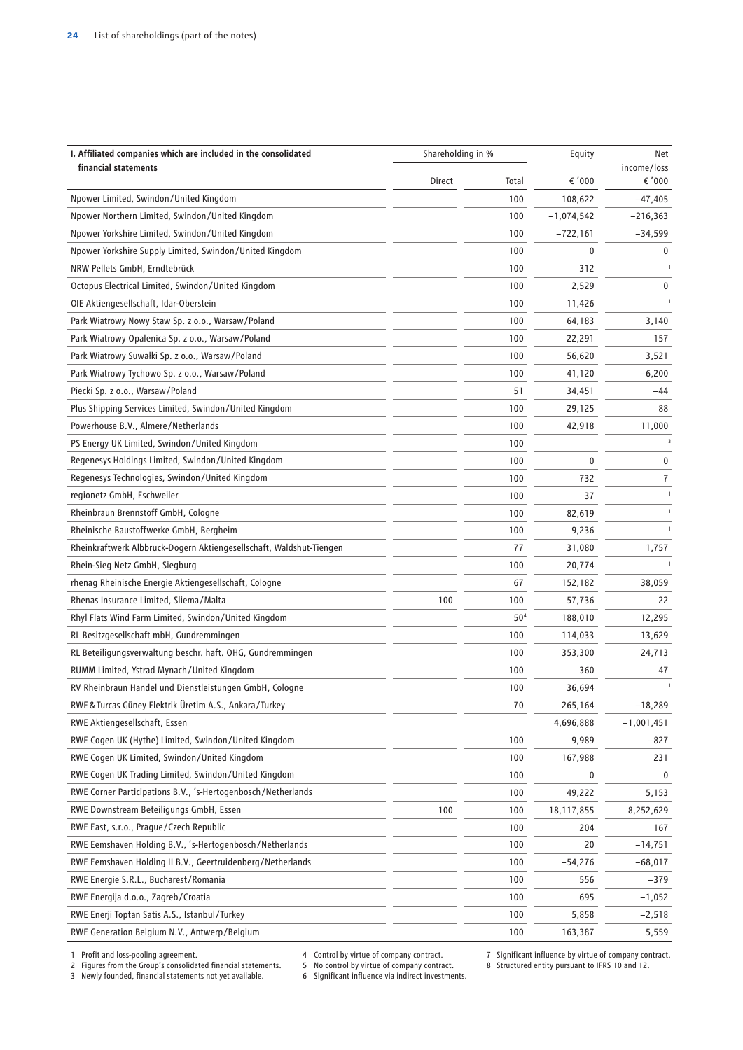| I. Affiliated companies which are included in the consolidated financial statements | Shareholding in % | | Equity | Net income/loss |
|---|---|---|---|---|
| | Direct | Total | € '000 | € '000 |
| Npower Limited, Swindon/United Kingdom | | 100 | 108,622 | −47,405 |
| Npower Northern Limited, Swindon/United Kingdom | | 100 | −1,074,542 | −216,363 |
| Npower Yorkshire Limited, Swindon/United Kingdom | | 100 | −722,161 | −34,599 |
| Npower Yorkshire Supply Limited, Swindon/United Kingdom | | 100 | 0 | 0 |
| NRW Pellets GmbH, Erndtebrück | | 100 | 312 | [1] |
| Octopus Electrical Limited, Swindon/United Kingdom | | 100 | 2,529 | 0 |
| OIE Aktiengesellschaft, Idar-Oberstein | | 100 | 11,426 | [1] |
| Park Wiatrowy Nowy Staw Sp. z o.o., Warsaw/Poland | | 100 | 64,183 | 3,140 |
| Park Wiatrowy Opalenica Sp. z o.o., Warsaw/Poland | | 100 | 22,291 | 157 |
| Park Wiatrowy Suwałki Sp. z o.o., Warsaw/Poland | | 100 | 56,620 | 3,521 |
| Park Wiatrowy Tychowo Sp. z o.o., Warsaw/Poland | | 100 | 41,120 | −6,200 |
| Piecki Sp. z o.o., Warsaw/Poland | | 51 | 34,451 | −44 |
| Plus Shipping Services Limited, Swindon/United Kingdom | | 100 | 29,125 | 88 |
| Powerhouse B.V., Almere/Netherlands | | 100 | 42,918 | 11,000 |
| PS Energy UK Limited, Swindon/United Kingdom | | 100 | | [3] |
| Regenesys Holdings Limited, Swindon/United Kingdom | | 100 | 0 | 0 |
| Regenesys Technologies, Swindon/United Kingdom | | 100 | 732 | 7 |
| regionetz GmbH, Eschweiler | | 100 | 37 | [1] |
| Rheinbraun Brennstoff GmbH, Cologne | | 100 | 82,619 | [1] |
| Rheinische Baustoffwerke GmbH, Bergheim | | 100 | 9,236 | [1] |
| Rheinkraftwerk Albbruck-Dogern Aktiengesellschaft, Waldshut-Tiengen | | 77 | 31,080 | 1,757 |
| Rhein-Sieg Netz GmbH, Siegburg | | 100 | 20,774 | [1] |
| rhenag Rheinische Energie Aktiengesellschaft, Cologne | | 67 | 152,182 | 38,059 |
| Rhenas Insurance Limited, Sliema/Malta | 100 | 100 | 57,736 | 22 |
| Rhyl Flats Wind Farm Limited, Swindon/United Kingdom | | 50[4] | 188,010 | 12,295 |
| RL Besitzgesellschaft mbH, Gundremmingen | | 100 | 114,033 | 13,629 |
| RL Beteiligungsverwaltung beschr. haft. OHG, Gundremmingen | | 100 | 353,300 | 24,713 |
| RUMM Limited, Ystrad Mynach/United Kingdom | | 100 | 360 | 47 |
| RV Rheinbraun Handel und Dienstleistungen GmbH, Cologne | | 100 | 36,694 | [1] |
| RWE & Turcas Güney Elektrik Üretim A.S., Ankara/Turkey | | 70 | 265,164 | −18,289 |
| RWE Aktiengesellschaft, Essen | | | 4,696,888 | −1,001,451 |
| RWE Cogen UK (Hythe) Limited, Swindon/United Kingdom | | 100 | 9,989 | −827 |
| RWE Cogen UK Limited, Swindon/United Kingdom | | 100 | 167,988 | 231 |
| RWE Cogen UK Trading Limited, Swindon/United Kingdom | | 100 | 0 | 0 |
| RWE Corner Participations B.V., 's-Hertogenbosch/Netherlands | | 100 | 49,222 | 5,153 |
| RWE Downstream Beteiligungs GmbH, Essen | 100 | 100 | 18,117,855 | 8,252,629 |
| RWE East, s.r.o., Prague/Czech Republic | | 100 | 204 | 167 |
| RWE Eemshaven Holding B.V., 's-Hertogenbosch/Netherlands | | 100 | 20 | −14,751 |
| RWE Eemshaven Holding II B.V., Geertruidenberg/Netherlands | | 100 | −54,276 | −68,017 |
| RWE Energie S.R.L., Bucharest/Romania | | 100 | 556 | −379 |
| RWE Energija d.o.o., Zagreb/Croatia | | 100 | 695 | −1,052 |
| RWE Enerji Toptan Satis A.S., Istanbul/Turkey | | 100 | 5,858 | −2,518 |
| RWE Generation Belgium N.V., Antwerp/Belgium | | 100 | 163,387 | 5,559 |

1 Profit and loss-pooling agreement.
2 Figures from the Group's consolidated financial statements.
3 Newly founded, financial statements not yet available.
4 Control by virtue of company contract.
5 No control by virtue of company contract.
6 Significant influence via indirect investments.
7 Significant influence by virtue of company contract.
8 Structured entity pursuant to IFRS 10 and 12.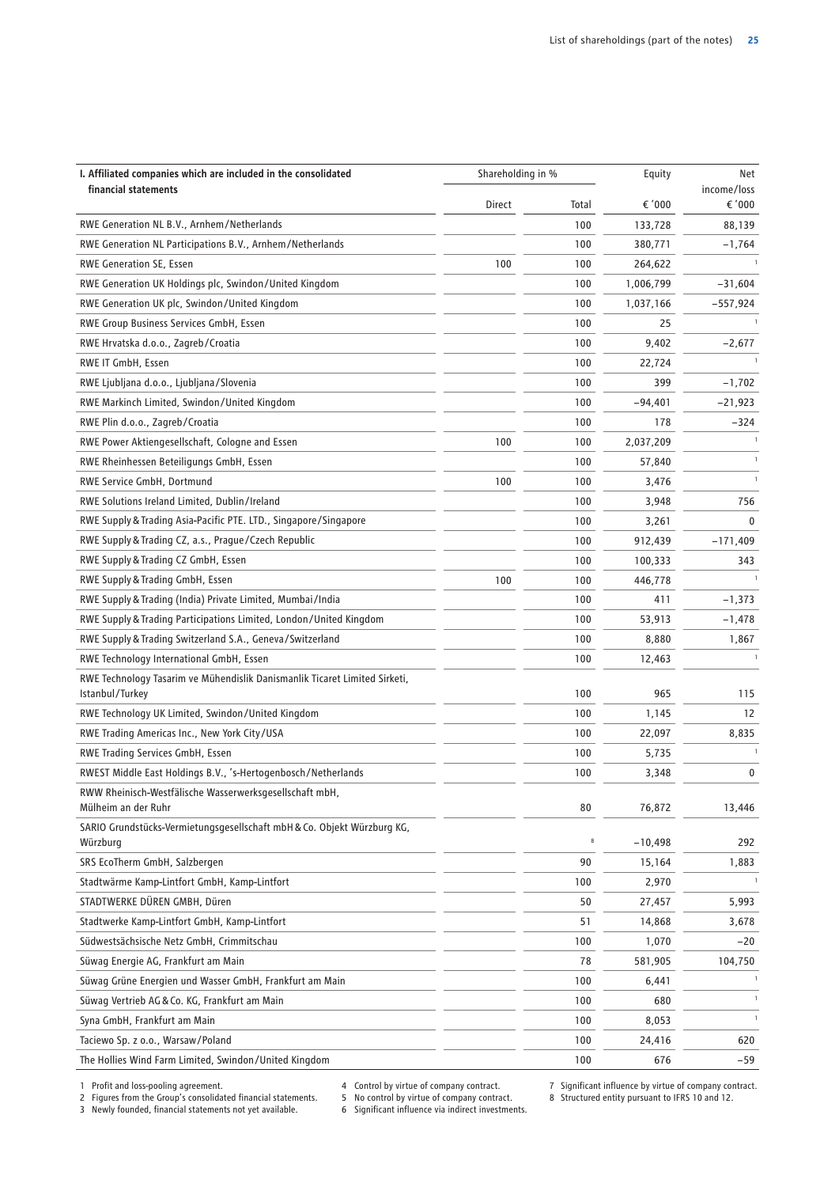| I. Affiliated companies which are included in the consolidated financial statements | Shareholding in % | | Equity | Net income/loss |
|---|---|---|---|---|
| | Direct | Total | € '000 | € '000 |
| RWE Generation NL B.V., Arnhem/Netherlands | | 100 | 133,728 | 88,139 |
| RWE Generation NL Participations B.V., Arnhem/Netherlands | | 100 | 380,771 | −1,764 |
| RWE Generation SE, Essen | 100 | 100 | 264,622 | [1] |
| RWE Generation UK Holdings plc, Swindon/United Kingdom | | 100 | 1,006,799 | −31,604 |
| RWE Generation UK plc, Swindon/United Kingdom | | 100 | 1,037,166 | −557,924 |
| RWE Group Business Services GmbH, Essen | | 100 | 25 | [1] |
| RWE Hrvatska d.o.o., Zagreb/Croatia | | 100 | 9,402 | −2,677 |
| RWE IT GmbH, Essen | | 100 | 22,724 | [1] |
| RWE Ljubljana d.o.o., Ljubljana/Slovenia | | 100 | 399 | −1,702 |
| RWE Markinch Limited, Swindon/United Kingdom | | 100 | −94,401 | −21,923 |
| RWE Plin d.o.o., Zagreb/Croatia | | 100 | 178 | −324 |
| RWE Power Aktiengesellschaft, Cologne and Essen | 100 | 100 | 2,037,209 | [1] |
| RWE Rheinhessen Beteiligungs GmbH, Essen | | 100 | 57,840 | [1] |
| RWE Service GmbH, Dortmund | 100 | 100 | 3,476 | [1] |
| RWE Solutions Ireland Limited, Dublin/Ireland | | 100 | 3,948 | 756 |
| RWE Supply & Trading Asia-Pacific PTE. LTD., Singapore/Singapore | | 100 | 3,261 | 0 |
| RWE Supply & Trading CZ, a.s., Prague/Czech Republic | | 100 | 912,439 | −171,409 |
| RWE Supply & Trading CZ GmbH, Essen | | 100 | 100,333 | 343 |
| RWE Supply & Trading GmbH, Essen | 100 | 100 | 446,778 | [1] |
| RWE Supply & Trading (India) Private Limited, Mumbai/India | | 100 | 411 | −1,373 |
| RWE Supply & Trading Participations Limited, London/United Kingdom | | 100 | 53,913 | −1,478 |
| RWE Supply & Trading Switzerland S.A., Geneva/Switzerland | | 100 | 8,880 | 1,867 |
| RWE Technology International GmbH, Essen | | 100 | 12,463 | [1] |
| RWE Technology Tasarim ve Mühendislik Danismanlik Ticaret Limited Sirketi, Istanbul/Turkey | | 100 | 965 | 115 |
| RWE Technology UK Limited, Swindon/United Kingdom | | 100 | 1,145 | 12 |
| RWE Trading Americas Inc., New York City/USA | | 100 | 22,097 | 8,835 |
| RWE Trading Services GmbH, Essen | | 100 | 5,735 | [1] |
| RWEST Middle East Holdings B.V., 's-Hertogenbosch/Netherlands | | 100 | 3,348 | 0 |
| RWW Rheinisch-Westfälische Wasserwerksgesellschaft mbH, Mülheim an der Ruhr | | 80 | 76,872 | 13,446 |
| SARIO Grundstücks-Vermietungsgesellschaft mbH & Co. Objekt Würzburg KG, Würzburg | | [8] | −10,498 | 292 |
| SRS EcoTherm GmbH, Salzbergen | | 90 | 15,164 | 1,883 |
| Stadtwärme Kamp-Lintfort GmbH, Kamp-Lintfort | | 100 | 2,970 | [1] |
| STADTWERKE DÜREN GMBH, Düren | | 50 | 27,457 | 5,993 |
| Stadtwerke Kamp-Lintfort GmbH, Kamp-Lintfort | | 51 | 14,868 | 3,678 |
| Südwestsächsische Netz GmbH, Crimmitschau | | 100 | 1,070 | −20 |
| Süwag Energie AG, Frankfurt am Main | | 78 | 581,905 | 104,750 |
| Süwag Grüne Energien und Wasser GmbH, Frankfurt am Main | | 100 | 6,441 | [1] |
| Süwag Vertrieb AG & Co. KG, Frankfurt am Main | | 100 | 680 | [1] |
| Syna GmbH, Frankfurt am Main | | 100 | 8,053 | [1] |
| Taciewo Sp. z o.o., Warsaw/Poland | | 100 | 24,416 | 620 |
| The Hollies Wind Farm Limited, Swindon/United Kingdom | | 100 | 676 | −59 |

1 Profit and loss-pooling agreement.
2 Figures from the Group's consolidated financial statements.
3 Newly founded, financial statements not yet available.
4 Control by virtue of company contract.
5 No control by virtue of company contract.
6 Significant influence via indirect investments.
7 Significant influence by virtue of company contract.
8 Structured entity pursuant to IFRS 10 and 12.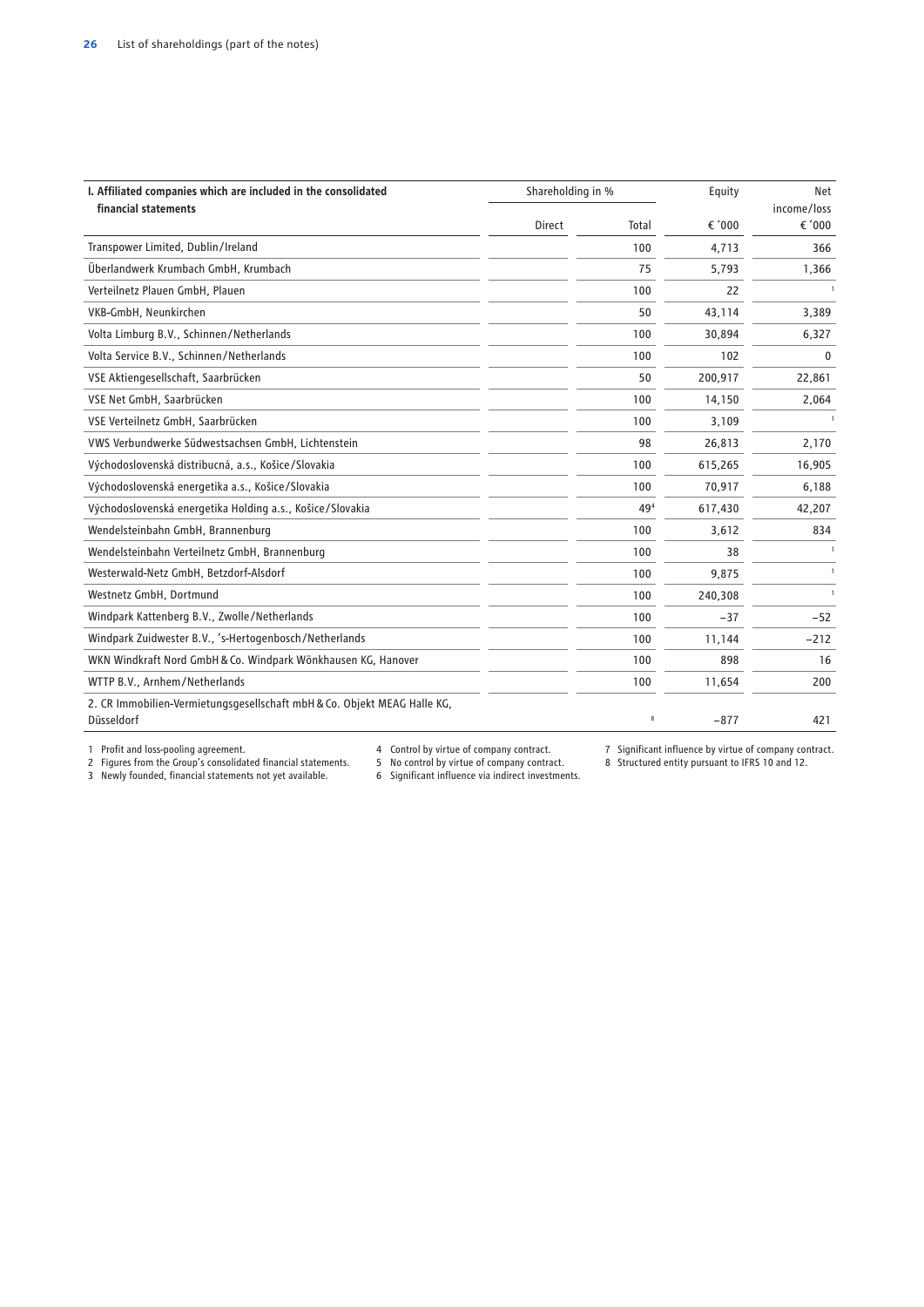| I. Affiliated companies which are included in the consolidated financial statements | Shareholding in % | | Equity | Net income/loss |
|---|---|---|---|---|
| | Direct | Total | € '000 | € '000 |
| Transpower Limited, Dublin/Ireland | | 100 | 4,713 | 366 |
| Überlandwerk Krumbach GmbH, Krumbach | | 75 | 5,793 | 1,366 |
| Verteilnetz Plauen GmbH, Plauen | | 100 | 22 | [1] |
| VKB-GmbH, Neunkirchen | | 50 | 43,114 | 3,389 |
| Volta Limburg B.V., Schinnen/Netherlands | | 100 | 30,894 | 6,327 |
| Volta Service B.V., Schinnen/Netherlands | | 100 | 102 | 0 |
| VSE Aktiengesellschaft, Saarbrücken | | 50 | 200,917 | 22,861 |
| VSE Net GmbH, Saarbrücken | | 100 | 14,150 | 2,064 |
| VSE Verteilnetz GmbH, Saarbrücken | | 100 | 3,109 | [1] |
| VWS Verbundwerke Südwestsachsen GmbH, Lichtenstein | | 98 | 26,813 | 2,170 |
| Východoslovenská distribucná, a.s., Košice/Slovakia | | 100 | 615,265 | 16,905 |
| Východoslovenská energetika a.s., Košice/Slovakia | | 100 | 70,917 | 6,188 |
| Východoslovenská energetika Holding a.s., Košice/Slovakia | | 49[4] | 617,430 | 42,207 |
| Wendelsteinbahn GmbH, Brannenburg | | 100 | 3,612 | 834 |
| Wendelsteinbahn Verteilnetz GmbH, Brannenburg | | 100 | 38 | [1] |
| Westerwald-Netz GmbH, Betzdorf-Alsdorf | | 100 | 9,875 | [1] |
| Westnetz GmbH, Dortmund | | 100 | 240,308 | [1] |
| Windpark Kattenberg B.V., Zwolle/Netherlands | | 100 | −37 | −52 |
| Windpark Zuidwester B.V., 's-Hertogenbosch/Netherlands | | 100 | 11,144 | −212 |
| WKN Windkraft Nord GmbH & Co. Windpark Wönkhausen KG, Hanover | | 100 | 898 | 16 |
| WTTP B.V., Arnhem/Netherlands | | 100 | 11,654 | 200 |
| 2. CR Immobilien-Vermietungsgesellschaft mbH & Co. Objekt MEAG Halle KG, Düsseldorf | | [8] | −877 | 421 |

1 Profit and loss-pooling agreement.
2 Figures from the Group's consolidated financial statements.
3 Newly founded, financial statements not yet available.
4 Control by virtue of company contract.
5 No control by virtue of company contract.
6 Significant influence via indirect investments.
7 Significant influence by virtue of company contract.
8 Structured entity pursuant to IFRS 10 and 12.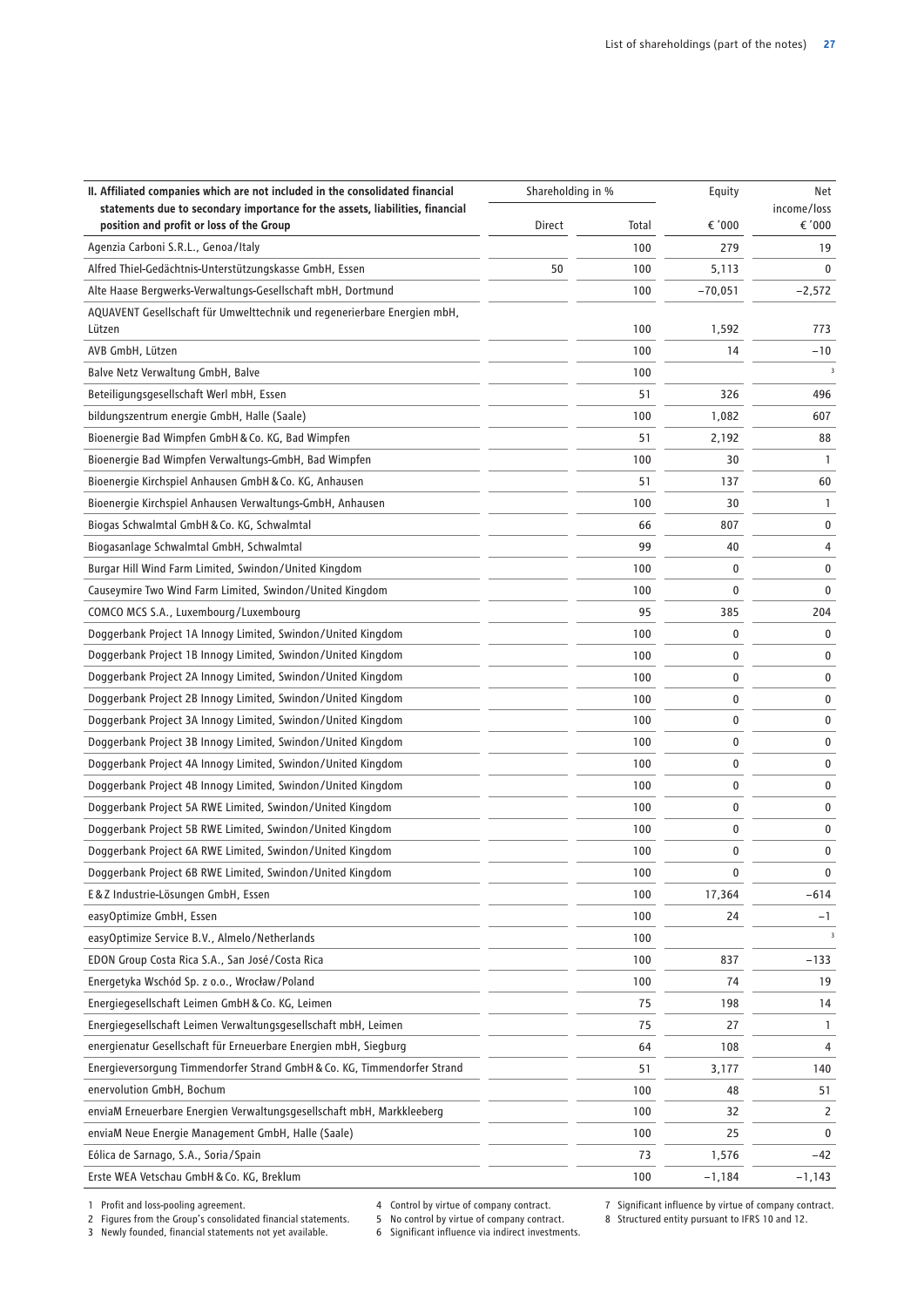| II. Affiliated companies which are not included in the consolidated financial statements due to secondary importance for the assets, liabilities, financial position and profit or loss of the Group | Shareholding in % | | Equity | Net income/loss |
|---|---|---|---|---|
| | Direct | Total | € '000 | € '000 |
| Agenzia Carboni S.R.L., Genoa/Italy | | 100 | 279 | 19 |
| Alfred Thiel-Gedächtnis-Unterstützungskasse GmbH, Essen | 50 | 100 | 5,113 | 0 |
| Alte Haase Bergwerks-Verwaltungs-Gesellschaft mbH, Dortmund | | 100 | −70,051 | −2,572 |
| AQUAVENT Gesellschaft für Umwelttechnik und regenerierbare Energien mbH, Lützen | | 100 | 1,592 | 773 |
| AVB GmbH, Lützen | | 100 | 14 | −10 |
| Balve Netz Verwaltung GmbH, Balve | | 100 | | 3 |
| Beteiligungsgesellschaft Werl mbH, Essen | | 51 | 326 | 496 |
| bildungszentrum energie GmbH, Halle (Saale) | | 100 | 1,082 | 607 |
| Bioenergie Bad Wimpfen GmbH & Co. KG, Bad Wimpfen | | 51 | 2,192 | 88 |
| Bioenergie Bad Wimpfen Verwaltungs-GmbH, Bad Wimpfen | | 100 | 30 | 1 |
| Bioenergie Kirchspiel Anhausen GmbH & Co. KG, Anhausen | | 51 | 137 | 60 |
| Bioenergie Kirchspiel Anhausen Verwaltungs-GmbH, Anhausen | | 100 | 30 | 1 |
| Biogas Schwalmtal GmbH & Co. KG, Schwalmtal | | 66 | 807 | 0 |
| Biogasanlage Schwalmtal GmbH, Schwalmtal | | 99 | 40 | 4 |
| Burgar Hill Wind Farm Limited, Swindon/United Kingdom | | 100 | 0 | 0 |
| Causeymire Two Wind Farm Limited, Swindon/United Kingdom | | 100 | 0 | 0 |
| COMCO MCS S.A., Luxembourg/Luxembourg | | 95 | 385 | 204 |
| Doggerbank Project 1A Innogy Limited, Swindon/United Kingdom | | 100 | 0 | 0 |
| Doggerbank Project 1B Innogy Limited, Swindon/United Kingdom | | 100 | 0 | 0 |
| Doggerbank Project 2A Innogy Limited, Swindon/United Kingdom | | 100 | 0 | 0 |
| Doggerbank Project 2B Innogy Limited, Swindon/United Kingdom | | 100 | 0 | 0 |
| Doggerbank Project 3A Innogy Limited, Swindon/United Kingdom | | 100 | 0 | 0 |
| Doggerbank Project 3B Innogy Limited, Swindon/United Kingdom | | 100 | 0 | 0 |
| Doggerbank Project 4A Innogy Limited, Swindon/United Kingdom | | 100 | 0 | 0 |
| Doggerbank Project 4B Innogy Limited, Swindon/United Kingdom | | 100 | 0 | 0 |
| Doggerbank Project 5A RWE Limited, Swindon/United Kingdom | | 100 | 0 | 0 |
| Doggerbank Project 5B RWE Limited, Swindon/United Kingdom | | 100 | 0 | 0 |
| Doggerbank Project 6A RWE Limited, Swindon/United Kingdom | | 100 | 0 | 0 |
| Doggerbank Project 6B RWE Limited, Swindon/United Kingdom | | 100 | 0 | 0 |
| E & Z Industrie-Lösungen GmbH, Essen | | 100 | 17,364 | −614 |
| easyOptimize GmbH, Essen | | 100 | 24 | −1 |
| easyOptimize Service B.V., Almelo/Netherlands | | 100 | | 3 |
| EDON Group Costa Rica S.A., San José/Costa Rica | | 100 | 837 | −133 |
| Energetyka Wschód Sp. z o.o., Wrocław/Poland | | 100 | 74 | 19 |
| Energiegesellschaft Leimen GmbH & Co. KG, Leimen | | 75 | 198 | 14 |
| Energiegesellschaft Leimen Verwaltungsgesellschaft mbH, Leimen | | 75 | 27 | 1 |
| energienatur Gesellschaft für Erneuerbare Energien mbH, Siegburg | | 64 | 108 | 4 |
| Energieversorgung Timmendorfer Strand GmbH & Co. KG, Timmendorfer Strand | | 51 | 3,177 | 140 |
| enervolution GmbH, Bochum | | 100 | 48 | 51 |
| enviaM Erneuerbare Energien Verwaltungsgesellschaft mbH, Markkleeberg | | 100 | 32 | 2 |
| enviaM Neue Energie Management GmbH, Halle (Saale) | | 100 | 25 | 0 |
| Eólica de Sarnago, S.A., Soria/Spain | | 73 | 1,576 | −42 |
| Erste WEA Vetschau GmbH & Co. KG, Breklum | | 100 | −1,184 | −1,143 |

1 Profit and loss-pooling agreement.
2 Figures from the Group's consolidated financial statements.
3 Newly founded, financial statements not yet available.
4 Control by virtue of company contract.
5 No control by virtue of company contract.
6 Significant influence via indirect investments.
7 Significant influence by virtue of company contract.
8 Structured entity pursuant to IFRS 10 and 12.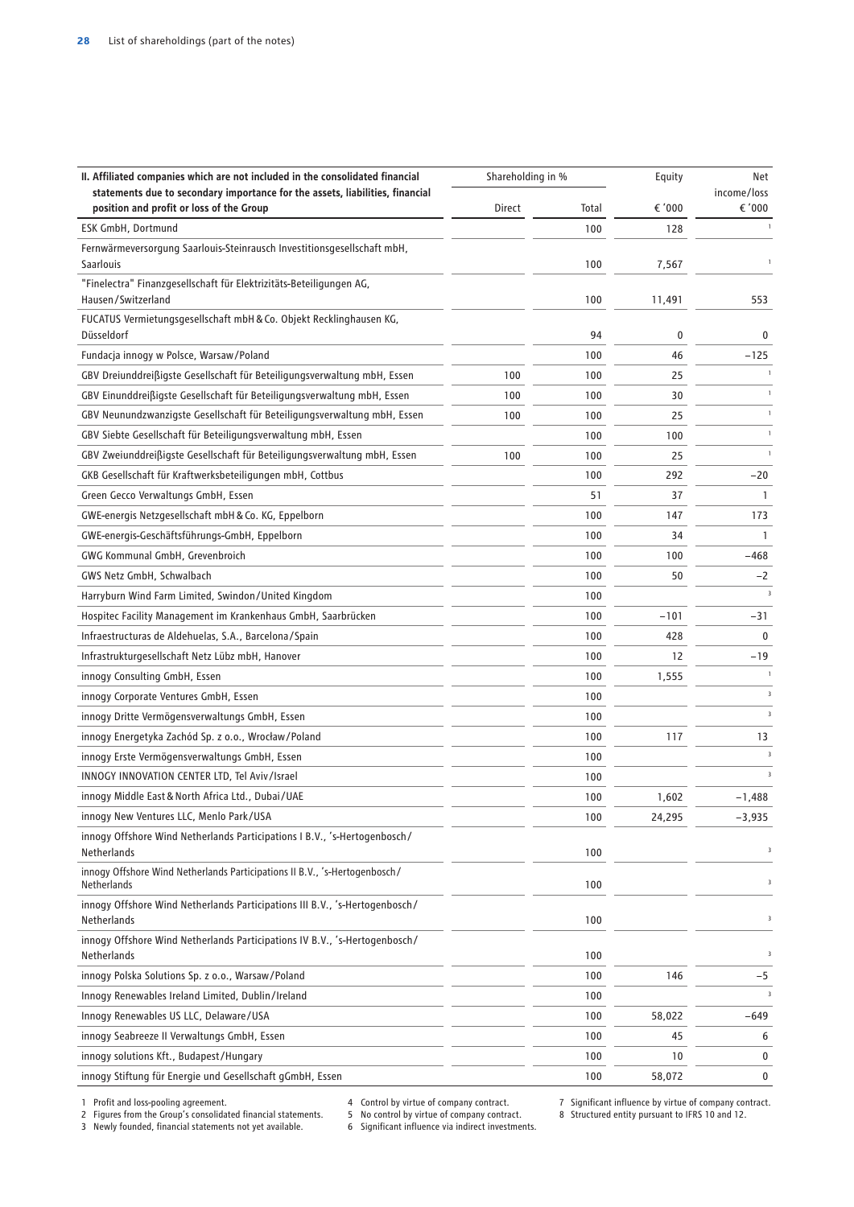| II. Affiliated companies which are not included in the consolidated financial statements due to secondary importance for the assets, liabilities, financial position and profit or loss of the Group | Shareholding in % | | Equity | Net income/loss |
|---|---|---|---|---|
| | Direct | Total | € '000 | € '000 |
| ESK GmbH, Dortmund | | 100 | 128 | 1 |
| Fernwärmeversorgung Saarlouis-Steinrausch Investitionsgesellschaft mbH, Saarlouis | | 100 | 7,567 | 1 |
| "Finelectra" Finanzgesellschaft für Elektrizitäts-Beteiligungen AG, Hausen/Switzerland | | 100 | 11,491 | 553 |
| FUCATUS Vermietungsgesellschaft mbH & Co. Objekt Recklinghausen KG, Düsseldorf | | 94 | 0 | 0 |
| Fundacja innogy w Polsce, Warsaw/Poland | | 100 | 46 | −125 |
| GBV Dreiunddreißigste Gesellschaft für Beteiligungsverwaltung mbH, Essen | 100 | 100 | 25 | 1 |
| GBV Einunddreißigste Gesellschaft für Beteiligungsverwaltung mbH, Essen | 100 | 100 | 30 | 1 |
| GBV Neunundzwanzigste Gesellschaft für Beteiligungsverwaltung mbH, Essen | 100 | 100 | 25 | 1 |
| GBV Siebte Gesellschaft für Beteiligungsverwaltung mbH, Essen | | 100 | 100 | 1 |
| GBV Zweiunddreißigste Gesellschaft für Beteiligungsverwaltung mbH, Essen | 100 | 100 | 25 | 1 |
| GKB Gesellschaft für Kraftwerksbeteiligungen mbH, Cottbus | | 100 | 292 | −20 |
| Green Gecco Verwaltungs GmbH, Essen | | 51 | 37 | 1 |
| GWE-energis Netzgesellschaft mbH & Co. KG, Eppelborn | | 100 | 147 | 173 |
| GWE-energis-Geschäftsführungs-GmbH, Eppelborn | | 100 | 34 | 1 |
| GWG Kommunal GmbH, Grevenbroich | | 100 | 100 | −468 |
| GWS Netz GmbH, Schwalbach | | 100 | 50 | −2 |
| Harryburn Wind Farm Limited, Swindon/United Kingdom | | 100 | | 3 |
| Hospitec Facility Management im Krankenhaus GmbH, Saarbrücken | | 100 | −101 | −31 |
| Infraestructuras de Aldehuelas, S.A., Barcelona/Spain | | 100 | 428 | 0 |
| Infrastrukturgesellschaft Netz Lübz mbH, Hanover | | 100 | 12 | −19 |
| innogy Consulting GmbH, Essen | | 100 | 1,555 | 1 |
| innogy Corporate Ventures GmbH, Essen | | 100 | | 3 |
| innogy Dritte Vermögensverwaltungs GmbH, Essen | | 100 | | 3 |
| innogy Energetyka Zachód Sp. z o.o., Wrocław/Poland | | 100 | 117 | 13 |
| innogy Erste Vermögensverwaltungs GmbH, Essen | | 100 | | 3 |
| INNOGY INNOVATION CENTER LTD, Tel Aviv/Israel | | 100 | | 3 |
| innogy Middle East & North Africa Ltd., Dubai/UAE | | 100 | 1,602 | −1,488 |
| innogy New Ventures LLC, Menlo Park/USA | | 100 | 24,295 | −3,935 |
| innogy Offshore Wind Netherlands Participations I B.V., 's-Hertogenbosch/Netherlands | | 100 | | 3 |
| innogy Offshore Wind Netherlands Participations II B.V., 's-Hertogenbosch/Netherlands | | 100 | | 3 |
| innogy Offshore Wind Netherlands Participations III B.V., 's-Hertogenbosch/Netherlands | | 100 | | 3 |
| innogy Offshore Wind Netherlands Participations IV B.V., 's-Hertogenbosch/Netherlands | | 100 | | 3 |
| innogy Polska Solutions Sp. z o.o., Warsaw/Poland | | 100 | 146 | −5 |
| Innogy Renewables Ireland Limited, Dublin/Ireland | | 100 | | 3 |
| Innogy Renewables US LLC, Delaware/USA | | 100 | 58,022 | −649 |
| innogy Seabreeze II Verwaltungs GmbH, Essen | | 100 | 45 | 6 |
| innogy solutions Kft., Budapest/Hungary | | 100 | 10 | 0 |
| innogy Stiftung für Energie und Gesellschaft gGmbH, Essen | | 100 | 58,072 | 0 |

1 Profit and loss-pooling agreement.
2 Figures from the Group's consolidated financial statements.
3 Newly founded, financial statements not yet available.
4 Control by virtue of company contract.
5 No control by virtue of company contract.
6 Significant influence via indirect investments.
7 Significant influence by virtue of company contract.
8 Structured entity pursuant to IFRS 10 and 12.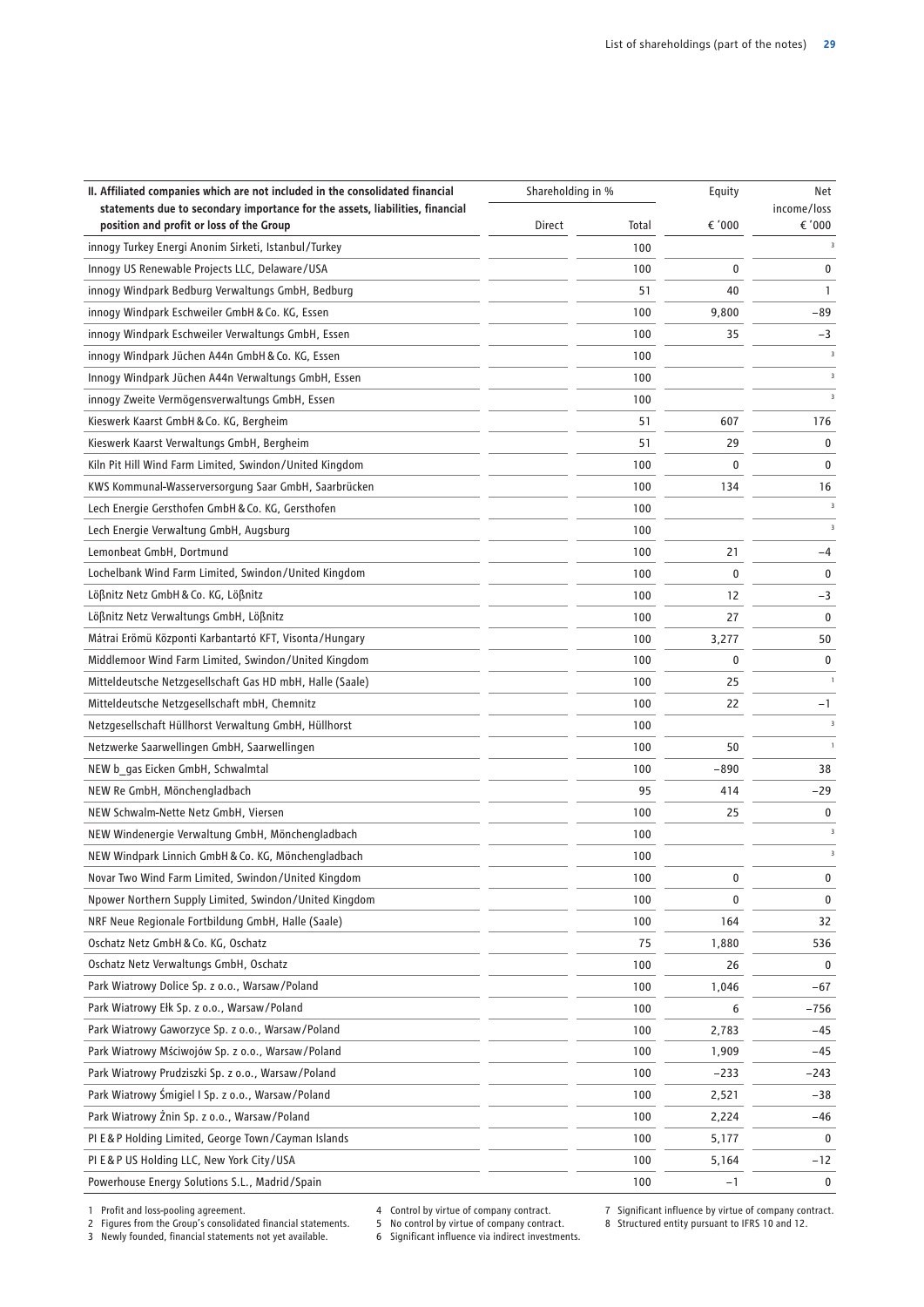| II. Affiliated companies which are not included in the consolidated financial statements due to secondary importance for the assets, liabilities, financial position and profit or loss of the Group | Shareholding in % | | Equity | Net income/loss |
|---|---|---|---|---|
| | Direct | Total | € '000 | € '000 |
| innogy Turkey Energi Anonim Sirketi, Istanbul/Turkey | | 100 | | [3] |
| Innogy US Renewable Projects LLC, Delaware/USA | | 100 | 0 | 0 |
| innogy Windpark Bedburg Verwaltungs GmbH, Bedburg | | 51 | 40 | 1 |
| innogy Windpark Eschweiler GmbH & Co. KG, Essen | | 100 | 9,800 | −89 |
| innogy Windpark Eschweiler Verwaltungs GmbH, Essen | | 100 | 35 | −3 |
| innogy Windpark Jüchen A44n GmbH & Co. KG, Essen | | 100 | | [3] |
| Innogy Windpark Jüchen A44n Verwaltungs GmbH, Essen | | 100 | | [3] |
| innogy Zweite Vermögensverwaltungs GmbH, Essen | | 100 | | [3] |
| Kieswerk Kaarst GmbH & Co. KG, Bergheim | | 51 | 607 | 176 |
| Kieswerk Kaarst Verwaltungs GmbH, Bergheim | | 51 | 29 | 0 |
| Kiln Pit Hill Wind Farm Limited, Swindon/United Kingdom | | 100 | 0 | 0 |
| KWS Kommunal-Wasserversorgung Saar GmbH, Saarbrücken | | 100 | 134 | 16 |
| Lech Energie Gersthofen GmbH & Co. KG, Gersthofen | | 100 | | [3] |
| Lech Energie Verwaltung GmbH, Augsburg | | 100 | | [3] |
| Lemonbeat GmbH, Dortmund | | 100 | 21 | −4 |
| Lochelbank Wind Farm Limited, Swindon/United Kingdom | | 100 | 0 | 0 |
| Lößnitz Netz GmbH & Co. KG, Lößnitz | | 100 | 12 | −3 |
| Lößnitz Netz Verwaltungs GmbH, Lößnitz | | 100 | 27 | 0 |
| Mátrai Erömü Központi Karbantartó KFT, Visonta/Hungary | | 100 | 3,277 | 50 |
| Middlemoor Wind Farm Limited, Swindon/United Kingdom | | 100 | 0 | 0 |
| Mitteldeutsche Netzgesellschaft Gas HD mbH, Halle (Saale) | | 100 | 25 | [1] |
| Mitteldeutsche Netzgesellschaft mbH, Chemnitz | | 100 | 22 | −1 |
| Netzgesellschaft Hüllhorst Verwaltung GmbH, Hüllhorst | | 100 | | [3] |
| Netzwerke Saarwellingen GmbH, Saarwellingen | | 100 | 50 | [1] |
| NEW b_gas Eicken GmbH, Schwalmtal | | 100 | −890 | 38 |
| NEW Re GmbH, Mönchengladbach | | 95 | 414 | −29 |
| NEW Schwalm-Nette Netz GmbH, Viersen | | 100 | 25 | 0 |
| NEW Windenergie Verwaltung GmbH, Mönchengladbach | | 100 | | [3] |
| NEW Windpark Linnich GmbH & Co. KG, Mönchengladbach | | 100 | | [3] |
| Novar Two Wind Farm Limited, Swindon/United Kingdom | | 100 | 0 | 0 |
| Npower Northern Supply Limited, Swindon/United Kingdom | | 100 | 0 | 0 |
| NRF Neue Regionale Fortbildung GmbH, Halle (Saale) | | 100 | 164 | 32 |
| Oschatz Netz GmbH & Co. KG, Oschatz | | 75 | 1,880 | 536 |
| Oschatz Netz Verwaltungs GmbH, Oschatz | | 100 | 26 | 0 |
| Park Wiatrowy Dolice Sp. z o.o., Warsaw/Poland | | 100 | 1,046 | −67 |
| Park Wiatrowy Ełk Sp. z o.o., Warsaw/Poland | | 100 | 6 | −756 |
| Park Wiatrowy Gaworzyce Sp. z o.o., Warsaw/Poland | | 100 | 2,783 | −45 |
| Park Wiatrowy Mściwojów Sp. z o.o., Warsaw/Poland | | 100 | 1,909 | −45 |
| Park Wiatrowy Prudziszki Sp. z o.o., Warsaw/Poland | | 100 | −233 | −243 |
| Park Wiatrowy Śmigiel I Sp. z o.o., Warsaw/Poland | | 100 | 2,521 | −38 |
| Park Wiatrowy Żnin Sp. z o.o., Warsaw/Poland | | 100 | 2,224 | −46 |
| PI E & P Holding Limited, George Town/Cayman Islands | | 100 | 5,177 | 0 |
| PI E & P US Holding LLC, New York City/USA | | 100 | 5,164 | −12 |
| Powerhouse Energy Solutions S.L., Madrid/Spain | | 100 | −1 | 0 |

1 Profit and loss-pooling agreement.
2 Figures from the Group's consolidated financial statements.
3 Newly founded, financial statements not yet available.
4 Control by virtue of company contract.
5 No control by virtue of company contract.
6 Significant influence via indirect investments.
7 Significant influence by virtue of company contract.
8 Structured entity pursuant to IFRS 10 and 12.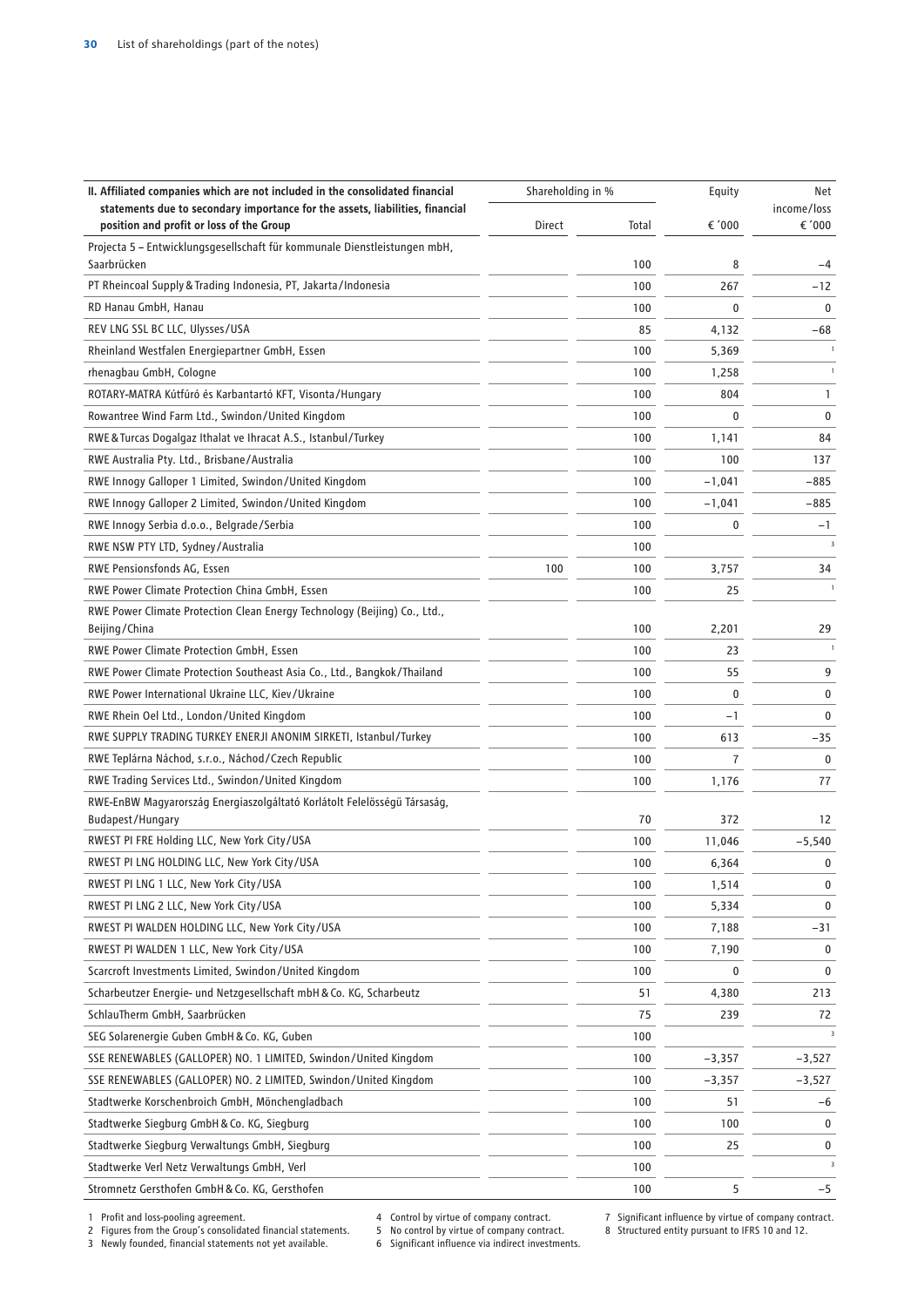| II. Affiliated companies which are not included in the consolidated financial statements due to secondary importance for the assets, liabilities, financial position and profit or loss of the Group | Shareholding in % | | Equity | Net income/loss |
|---|---|---|---|---|
| | Direct | Total | € '000 | € '000 |
| Projecta 5 – Entwicklungsgesellschaft für kommunale Dienstleistungen mbH, Saarbrücken | | 100 | 8 | –4 |
| PT Rheincoal Supply & Trading Indonesia, PT, Jakarta/Indonesia | | 100 | 267 | –12 |
| RD Hanau GmbH, Hanau | | 100 | 0 | 0 |
| REV LNG SSL BC LLC, Ulysses/USA | | 85 | 4,132 | –68 |
| Rheinland Westfalen Energiepartner GmbH, Essen | | 100 | 5,369 | [1] |
| rhenagbau GmbH, Cologne | | 100 | 1,258 | [1] |
| ROTARY-MATRA Kútfúró és Karbantartó KFT, Visonta/Hungary | | 100 | 804 | 1 |
| Rowantree Wind Farm Ltd., Swindon/United Kingdom | | 100 | 0 | 0 |
| RWE & Turcas Dogalgaz Ithalat ve Ihracat A.S., Istanbul/Turkey | | 100 | 1,141 | 84 |
| RWE Australia Pty. Ltd., Brisbane/Australia | | 100 | 100 | 137 |
| RWE Innogy Galloper 1 Limited, Swindon/United Kingdom | | 100 | –1,041 | –885 |
| RWE Innogy Galloper 2 Limited, Swindon/United Kingdom | | 100 | –1,041 | –885 |
| RWE Innogy Serbia d.o.o., Belgrade/Serbia | | 100 | 0 | –1 |
| RWE NSW PTY LTD, Sydney/Australia | | 100 | | [3] |
| RWE Pensionsfonds AG, Essen | 100 | 100 | 3,757 | 34 |
| RWE Power Climate Protection China GmbH, Essen | | 100 | 25 | [1] |
| RWE Power Climate Protection Clean Energy Technology (Beijing) Co., Ltd., Beijing/China | | 100 | 2,201 | 29 |
| RWE Power Climate Protection GmbH, Essen | | 100 | 23 | [1] |
| RWE Power Climate Protection Southeast Asia Co., Ltd., Bangkok/Thailand | | 100 | 55 | 9 |
| RWE Power International Ukraine LLC, Kiev/Ukraine | | 100 | 0 | 0 |
| RWE Rhein Oel Ltd., London/United Kingdom | | 100 | –1 | 0 |
| RWE SUPPLY TRADING TURKEY ENERJI ANONIM SIRKETI, Istanbul/Turkey | | 100 | 613 | –35 |
| RWE Teplárna Náchod, s.r.o., Náchod/Czech Republic | | 100 | 7 | 0 |
| RWE Trading Services Ltd., Swindon/United Kingdom | | 100 | 1,176 | 77 |
| RWE-EnBW Magyarország Energiaszolgáltató Korlátolt Felelösségü Társaság, Budapest/Hungary | | 70 | 372 | 12 |
| RWEST PI FRE Holding LLC, New York City/USA | | 100 | 11,046 | –5,540 |
| RWEST PI LNG HOLDING LLC, New York City/USA | | 100 | 6,364 | 0 |
| RWEST PI LNG 1 LLC, New York City/USA | | 100 | 1,514 | 0 |
| RWEST PI LNG 2 LLC, New York City/USA | | 100 | 5,334 | 0 |
| RWEST PI WALDEN HOLDING LLC, New York City/USA | | 100 | 7,188 | –31 |
| RWEST PI WALDEN 1 LLC, New York City/USA | | 100 | 7,190 | 0 |
| Scarcroft Investments Limited, Swindon/United Kingdom | | 100 | 0 | 0 |
| Scharbeutzer Energie- und Netzgesellschaft mbH & Co. KG, Scharbeutz | | 51 | 4,380 | 213 |
| SchlauTherm GmbH, Saarbrücken | | 75 | 239 | 72 |
| SEG Solarenergie Guben GmbH & Co. KG, Guben | | 100 | | [3] |
| SSE RENEWABLES (GALLOPER) NO. 1 LIMITED, Swindon/United Kingdom | | 100 | –3,357 | –3,527 |
| SSE RENEWABLES (GALLOPER) NO. 2 LIMITED, Swindon/United Kingdom | | 100 | –3,357 | –3,527 |
| Stadtwerke Korschenbroich GmbH, Mönchengladbach | | 100 | 51 | –6 |
| Stadtwerke Siegburg GmbH & Co. KG, Siegburg | | 100 | 100 | 0 |
| Stadtwerke Siegburg Verwaltungs GmbH, Siegburg | | 100 | 25 | 0 |
| Stadtwerke Verl Netz Verwaltungs GmbH, Verl | | 100 | | [3] |
| Stromnetz Gersthofen GmbH & Co. KG, Gersthofen | | 100 | 5 | –5 |

1 Profit and loss-pooling agreement.
2 Figures from the Group's consolidated financial statements.
3 Newly founded, financial statements not yet available.
4 Control by virtue of company contract.
5 No control by virtue of company contract.
6 Significant influence via indirect investments.
7 Significant influence by virtue of company contract.
8 Structured entity pursuant to IFRS 10 and 12.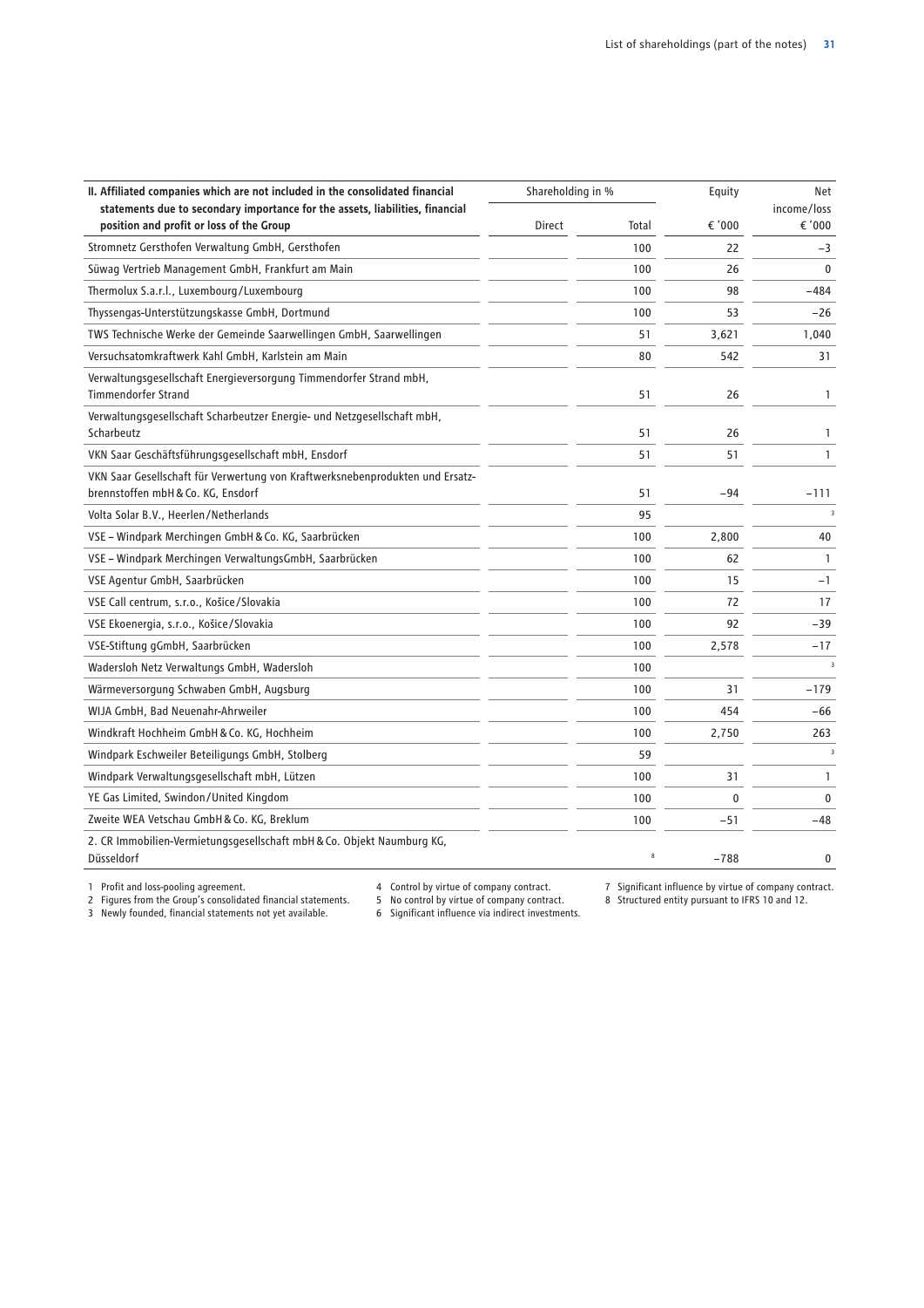| II. Affiliated companies which are not included in the consolidated financial statements due to secondary importance for the assets, liabilities, financial position and profit or loss of the Group | Shareholding in % | | Equity | Net income/loss |
|---|---|---|---|---|
| | Direct | Total | € '000 | € '000 |
| Stromnetz Gersthofen Verwaltung GmbH, Gersthofen | | 100 | 22 | −3 |
| Süwag Vertrieb Management GmbH, Frankfurt am Main | | 100 | 26 | 0 |
| Thermolux S.a.r.l., Luxembourg/Luxembourg | | 100 | 98 | −484 |
| Thyssengas-Unterstützungskasse GmbH, Dortmund | | 100 | 53 | −26 |
| TWS Technische Werke der Gemeinde Saarwellingen GmbH, Saarwellingen | | 51 | 3,621 | 1,040 |
| Versuchsatomkraftwerk Kahl GmbH, Karlstein am Main | | 80 | 542 | 31 |
| Verwaltungsgesellschaft Energieversorgung Timmendorfer Strand mbH, Timmendorfer Strand | | 51 | 26 | 1 |
| Verwaltungsgesellschaft Scharbeutzer Energie- und Netzgesellschaft mbH, Scharbeutz | | 51 | 26 | 1 |
| VKN Saar Geschäftsführungsgesellschaft mbH, Ensdorf | | 51 | 51 | 1 |
| VKN Saar Gesellschaft für Verwertung von Kraftwerksnebenprodukten und Ersatzbrennstoffen mbH & Co. KG, Ensdorf | | 51 | −94 | −111 |
| Volta Solar B.V., Heerlen/Netherlands | | 95 | | [3] |
| VSE – Windpark Merchingen GmbH & Co. KG, Saarbrücken | | 100 | 2,800 | 40 |
| VSE – Windpark Merchingen VerwaltungsGmbH, Saarbrücken | | 100 | 62 | 1 |
| VSE Agentur GmbH, Saarbrücken | | 100 | 15 | −1 |
| VSE Call centrum, s.r.o., Košice/Slovakia | | 100 | 72 | 17 |
| VSE Ekoenergia, s.r.o., Košice/Slovakia | | 100 | 92 | −39 |
| VSE-Stiftung gGmbH, Saarbrücken | | 100 | 2,578 | −17 |
| Wadersloh Netz Verwaltungs GmbH, Wadersloh | | 100 | | [3] |
| Wärmeversorgung Schwaben GmbH, Augsburg | | 100 | 31 | −179 |
| WIJA GmbH, Bad Neuenahr-Ahrweiler | | 100 | 454 | −66 |
| Windkraft Hochheim GmbH & Co. KG, Hochheim | | 100 | 2,750 | 263 |
| Windpark Eschweiler Beteiligungs GmbH, Stolberg | | 59 | | [3] |
| Windpark Verwaltungsgesellschaft mbH, Lützen | | 100 | 31 | 1 |
| YE Gas Limited, Swindon/United Kingdom | | 100 | 0 | 0 |
| Zweite WEA Vetschau GmbH & Co. KG, Breklum | | 100 | −51 | −48 |
| 2. CR Immobilien-Vermietungsgesellschaft mbH & Co. Objekt Naumburg KG, Düsseldorf | | [8] | −788 | 0 |

1 Profit and loss-pooling agreement.
2 Figures from the Group's consolidated financial statements.
3 Newly founded, financial statements not yet available.
4 Control by virtue of company contract.
5 No control by virtue of company contract.
6 Significant influence via indirect investments.
7 Significant influence by virtue of company contract.
8 Structured entity pursuant to IFRS 10 and 12.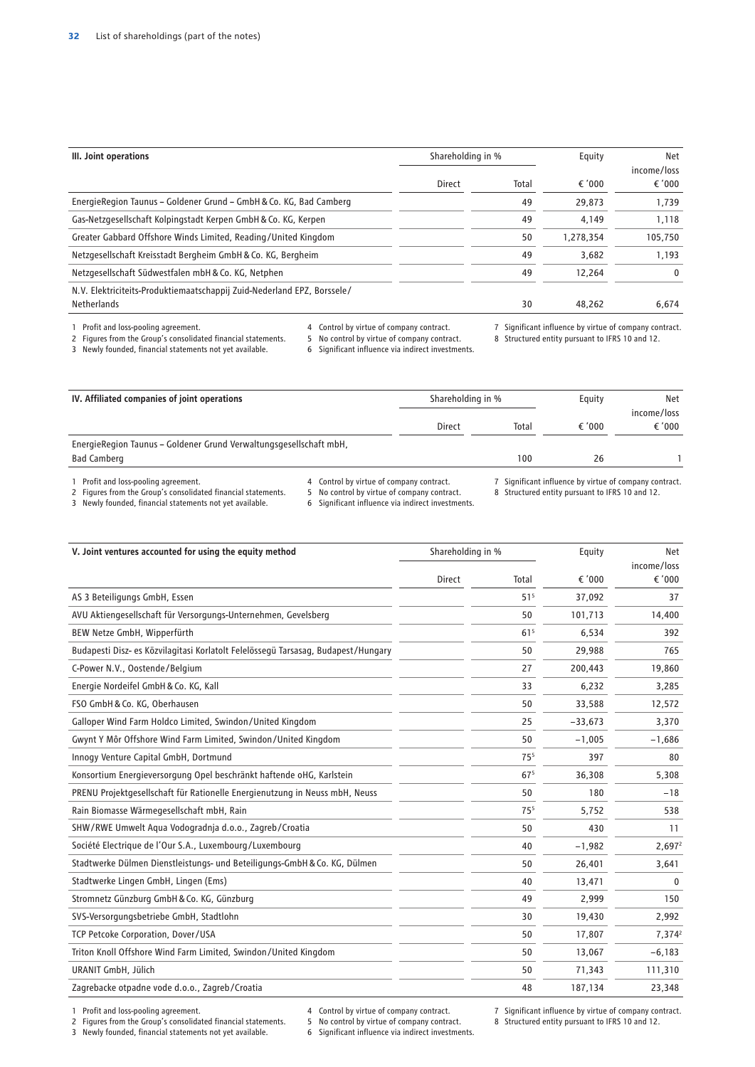| III. Joint operations | Shareholding in % | | Equity | Net income/loss |
|---|---|---|---|---|
| | Direct | Total | € '000 | € '000 |
| EnergieRegion Taunus – Goldener Grund – GmbH & Co. KG, Bad Camberg | | 49 | 29,873 | 1,739 |
| Gas-Netzgesellschaft Kolpingstadt Kerpen GmbH & Co. KG, Kerpen | | 49 | 4,149 | 1,118 |
| Greater Gabbard Offshore Winds Limited, Reading/United Kingdom | | 50 | 1,278,354 | 105,750 |
| Netzgesellschaft Kreisstadt Bergheim GmbH & Co. KG, Bergheim | | 49 | 3,682 | 1,193 |
| Netzgesellschaft Südwestfalen mbH & Co. KG, Netphen | | 49 | 12,264 | 0 |
| N.V. Elektriciteits-Produktiemaatschappij Zuid-Nederland EPZ, Borssele/Netherlands | | 30 | 48,262 | 6,674 |

1 Profit and loss-pooling agreement.
2 Figures from the Group's consolidated financial statements.
3 Newly founded, financial statements not yet available.
4 Control by virtue of company contract.
5 No control by virtue of company contract.
6 Significant influence via indirect investments.
7 Significant influence by virtue of company contract.
8 Structured entity pursuant to IFRS 10 and 12.

| IV. Affiliated companies of joint operations | Shareholding in % | | Equity | Net income/loss |
|---|---|---|---|---|
| | Direct | Total | € '000 | € '000 |
| EnergieRegion Taunus – Goldener Grund Verwaltungsgesellschaft mbH, Bad Camberg | | 100 | 26 | 1 |

1 Profit and loss-pooling agreement.
2 Figures from the Group's consolidated financial statements.
3 Newly founded, financial statements not yet available.
4 Control by virtue of company contract.
5 No control by virtue of company contract.
6 Significant influence via indirect investments.
7 Significant influence by virtue of company contract.
8 Structured entity pursuant to IFRS 10 and 12.

| V. Joint ventures accounted for using the equity method | Shareholding in % | | Equity | Net income/loss |
|---|---|---|---|---|
| | Direct | Total | € '000 | € '000 |
| AS 3 Beteiligungs GmbH, Essen | | 51[5] | 37,092 | 37 |
| AVU Aktiengesellschaft für Versorgungs-Unternehmen, Gevelsberg | | 50 | 101,713 | 14,400 |
| BEW Netze GmbH, Wipperfürth | | 61[5] | 6,534 | 392 |
| Budapesti Disz- es Közvilagitasi Korlatolt Felelössegü Tarsasag, Budapest/Hungary | | 50 | 29,988 | 765 |
| C-Power N.V., Oostende/Belgium | | 27 | 200,443 | 19,860 |
| Energie Nordeifel GmbH & Co. KG, Kall | | 33 | 6,232 | 3,285 |
| FSO GmbH & Co. KG, Oberhausen | | 50 | 33,588 | 12,572 |
| Galloper Wind Farm Holdco Limited, Swindon/United Kingdom | | 25 | −33,673 | 3,370 |
| Gwynt Y Môr Offshore Wind Farm Limited, Swindon/United Kingdom | | 50 | −1,005 | −1,686 |
| Innogy Venture Capital GmbH, Dortmund | | 75[5] | 397 | 80 |
| Konsortium Energieversorgung Opel beschränkt haftende oHG, Karlstein | | 67[5] | 36,308 | 5,308 |
| PRENU Projektgesellschaft für Rationelle Energienutzung in Neuss mbH, Neuss | | 50 | 180 | −18 |
| Rain Biomasse Wärmegesellschaft mbH, Rain | | 75[5] | 5,752 | 538 |
| SHW/RWE Umwelt Aqua Vodogradnja d.o.o., Zagreb/Croatia | | 50 | 430 | 11 |
| Société Electrique de l'Our S.A., Luxembourg/Luxembourg | | 40 | −1,982 | 2,697[2] |
| Stadtwerke Dülmen Dienstleistungs- und Beteiligungs-GmbH & Co. KG, Dülmen | | 50 | 26,401 | 3,641 |
| Stadtwerke Lingen GmbH, Lingen (Ems) | | 40 | 13,471 | 0 |
| Stromnetz Günzburg GmbH & Co. KG, Günzburg | | 49 | 2,999 | 150 |
| SVS-Versorgungsbetriebe GmbH, Stadtlohn | | 30 | 19,430 | 2,992 |
| TCP Petcoke Corporation, Dover/USA | | 50 | 17,807 | 7,374[2] |
| Triton Knoll Offshore Wind Farm Limited, Swindon/United Kingdom | | 50 | 13,067 | −6,183 |
| URANIT GmbH, Jülich | | 50 | 71,343 | 111,310 |
| Zagrebacke otpadne vode d.o.o., Zagreb/Croatia | | 48 | 187,134 | 23,348 |

1 Profit and loss-pooling agreement.
2 Figures from the Group's consolidated financial statements.
3 Newly founded, financial statements not yet available.
4 Control by virtue of company contract.
5 No control by virtue of company contract.
6 Significant influence via indirect investments.
7 Significant influence by virtue of company contract.
8 Structured entity pursuant to IFRS 10 and 12.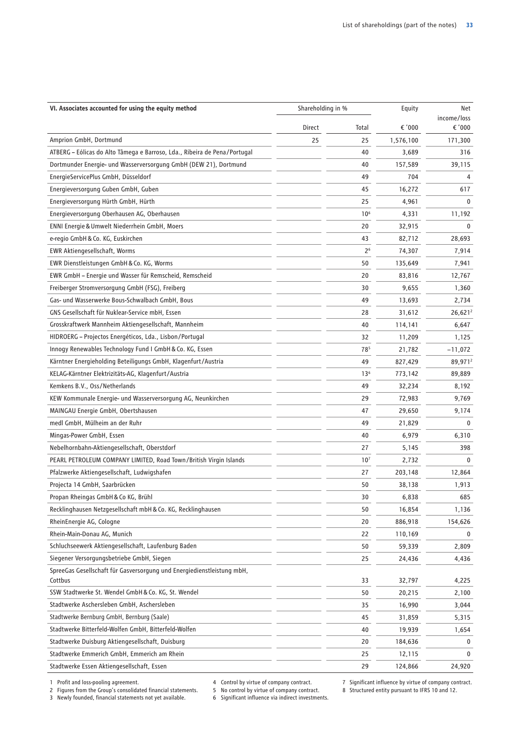| VI. Associates accounted for using the equity method | Shareholding in % | | Equity | Net income/loss |
|---|---|---|---|---|
| | Direct | Total | € '000 | € '000 |
| Amprion GmbH, Dortmund | 25 | 25 | 1,576,100 | 171,300 |
| ATBERG – Eólicas do Alto Tâmega e Barroso, Lda., Ribeira de Pena/Portugal | | 40 | 3,689 | 316 |
| Dortmunder Energie- und Wasserversorgung GmbH (DEW 21), Dortmund | | 40 | 157,589 | 39,115 |
| EnergieServicePlus GmbH, Düsseldorf | | 49 | 704 | 4 |
| Energieversorgung Guben GmbH, Guben | | 45 | 16,272 | 617 |
| Energieversorgung Hürth GmbH, Hürth | | 25 | 4,961 | 0 |
| Energieversorgung Oberhausen AG, Oberhausen | | 10[6] | 4,331 | 11,192 |
| ENNI Energie & Umwelt Niederrhein GmbH, Moers | | 20 | 32,915 | 0 |
| e-regio GmbH & Co. KG, Euskirchen | | 43 | 82,712 | 28,693 |
| EWR Aktiengesellschaft, Worms | | 2[6] | 74,307 | 7,914 |
| EWR Dienstleistungen GmbH & Co. KG, Worms | | 50 | 135,649 | 7,941 |
| EWR GmbH – Energie und Wasser für Remscheid, Remscheid | | 20 | 83,816 | 12,767 |
| Freiberger Stromversorgung GmbH (FSG), Freiberg | | 30 | 9,655 | 1,360 |
| Gas- und Wasserwerke Bous-Schwalbach GmbH, Bous | | 49 | 13,693 | 2,734 |
| GNS Gesellschaft für Nuklear-Service mbH, Essen | | 28 | 31,612 | 26,621[2] |
| Grosskraftwerk Mannheim Aktiengesellschaft, Mannheim | | 40 | 114,141 | 6,647 |
| HIDROERG – Projectos Energéticos, Lda., Lisbon/Portugal | | 32 | 11,209 | 1,125 |
| Innogy Renewables Technology Fund I GmbH & Co. KG, Essen | | 78[5] | 21,782 | −11,072 |
| Kärntner Energieholding Beteiligungs GmbH, Klagenfurt/Austria | | 49 | 827,429 | 89,971[2] |
| KELAG-Kärntner Elektrizitäts-AG, Klagenfurt/Austria | | 13[6] | 773,142 | 89,889 |
| Kemkens B.V., Oss/Netherlands | | 49 | 32,234 | 8,192 |
| KEW Kommunale Energie- und Wasserversorgung AG, Neunkirchen | | 29 | 72,983 | 9,769 |
| MAINGAU Energie GmbH, Obertshausen | | 47 | 29,650 | 9,174 |
| medl GmbH, Mülheim an der Ruhr | | 49 | 21,829 | 0 |
| Mingas-Power GmbH, Essen | | 40 | 6,979 | 6,310 |
| Nebelhornbahn-Aktiengesellschaft, Oberstdorf | | 27 | 5,145 | 398 |
| PEARL PETROLEUM COMPANY LIMITED, Road Town/British Virgin Islands | | 10[7] | 2,732 | 0 |
| Pfalzwerke Aktiengesellschaft, Ludwigshafen | | 27 | 203,148 | 12,864 |
| Projecta 14 GmbH, Saarbrücken | | 50 | 38,138 | 1,913 |
| Propan Rheingas GmbH & Co KG, Brühl | | 30 | 6,838 | 685 |
| Recklinghausen Netzgesellschaft mbH & Co. KG, Recklinghausen | | 50 | 16,854 | 1,136 |
| RheinEnergie AG, Cologne | | 20 | 886,918 | 154,626 |
| Rhein-Main-Donau AG, Munich | | 22 | 110,169 | 0 |
| Schluchseewerk Aktiengesellschaft, Laufenburg Baden | | 50 | 59,339 | 2,809 |
| Siegener Versorgungsbetriebe GmbH, Siegen | | 25 | 24,436 | 4,436 |
| SpreeGas Gesellschaft für Gasversorgung und Energiedienstleistung mbH, Cottbus | | 33 | 32,797 | 4,225 |
| SSW Stadtwerke St. Wendel GmbH & Co. KG, St. Wendel | | 50 | 20,215 | 2,100 |
| Stadtwerke Aschersleben GmbH, Aschersleben | | 35 | 16,990 | 3,044 |
| Stadtwerke Bernburg GmbH, Bernburg (Saale) | | 45 | 31,859 | 5,315 |
| Stadtwerke Bitterfeld-Wolfen GmbH, Bitterfeld-Wolfen | | 40 | 19,939 | 1,654 |
| Stadtwerke Duisburg Aktiengesellschaft, Duisburg | | 20 | 184,636 | 0 |
| Stadtwerke Emmerich GmbH, Emmerich am Rhein | | 25 | 12,115 | 0 |
| Stadtwerke Essen Aktiengesellschaft, Essen | | 29 | 124,866 | 24,920 |

1 Profit and loss-pooling agreement.
2 Figures from the Group's consolidated financial statements.
3 Newly founded, financial statements not yet available.
4 Control by virtue of company contract.
5 No control by virtue of company contract.
6 Significant influence via indirect investments.
7 Significant influence by virtue of company contract.
8 Structured entity pursuant to IFRS 10 and 12.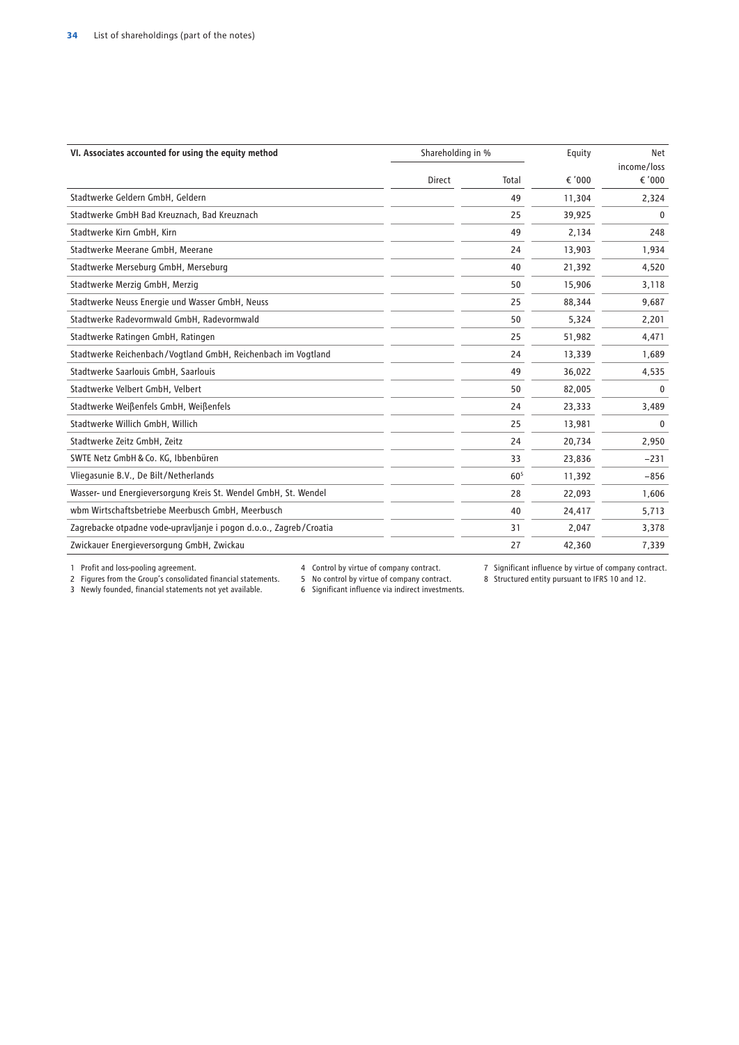| VI. Associates accounted for using the equity method | Shareholding in % | | Equity | Net income/loss |
|---|---|---|---|---|
| | Direct | Total | € '000 | € '000 |
| Stadtwerke Geldern GmbH, Geldern | | 49 | 11,304 | 2,324 |
| Stadtwerke GmbH Bad Kreuznach, Bad Kreuznach | | 25 | 39,925 | 0 |
| Stadtwerke Kirn GmbH, Kirn | | 49 | 2,134 | 248 |
| Stadtwerke Meerane GmbH, Meerane | | 24 | 13,903 | 1,934 |
| Stadtwerke Merseburg GmbH, Merseburg | | 40 | 21,392 | 4,520 |
| Stadtwerke Merzig GmbH, Merzig | | 50 | 15,906 | 3,118 |
| Stadtwerke Neuss Energie und Wasser GmbH, Neuss | | 25 | 88,344 | 9,687 |
| Stadtwerke Radevormwald GmbH, Radevormwald | | 50 | 5,324 | 2,201 |
| Stadtwerke Ratingen GmbH, Ratingen | | 25 | 51,982 | 4,471 |
| Stadtwerke Reichenbach/Vogtland GmbH, Reichenbach im Vogtland | | 24 | 13,339 | 1,689 |
| Stadtwerke Saarlouis GmbH, Saarlouis | | 49 | 36,022 | 4,535 |
| Stadtwerke Velbert GmbH, Velbert | | 50 | 82,005 | 0 |
| Stadtwerke Weißenfels GmbH, Weißenfels | | 24 | 23,333 | 3,489 |
| Stadtwerke Willich GmbH, Willich | | 25 | 13,981 | 0 |
| Stadtwerke Zeitz GmbH, Zeitz | | 24 | 20,734 | 2,950 |
| SWTE Netz GmbH & Co. KG, Ibbenbüren | | 33 | 23,836 | −231 |
| Vliegasunie B.V., De Bilt/Netherlands | | 60[5] | 11,392 | −856 |
| Wasser- und Energieversorgung Kreis St. Wendel GmbH, St. Wendel | | 28 | 22,093 | 1,606 |
| wbm Wirtschaftsbetriebe Meerbusch GmbH, Meerbusch | | 40 | 24,417 | 5,713 |
| Zagrebacke otpadne vode-upravljanje i pogon d.o.o., Zagreb/Croatia | | 31 | 2,047 | 3,378 |
| Zwickauer Energieversorgung GmbH, Zwickau | | 27 | 42,360 | 7,339 |

1 Profit and loss-pooling agreement.
2 Figures from the Group's consolidated financial statements.
3 Newly founded, financial statements not yet available.
4 Control by virtue of company contract.
5 No control by virtue of company contract.
6 Significant influence via indirect investments.
7 Significant influence by virtue of company contract.
8 Structured entity pursuant to IFRS 10 and 12.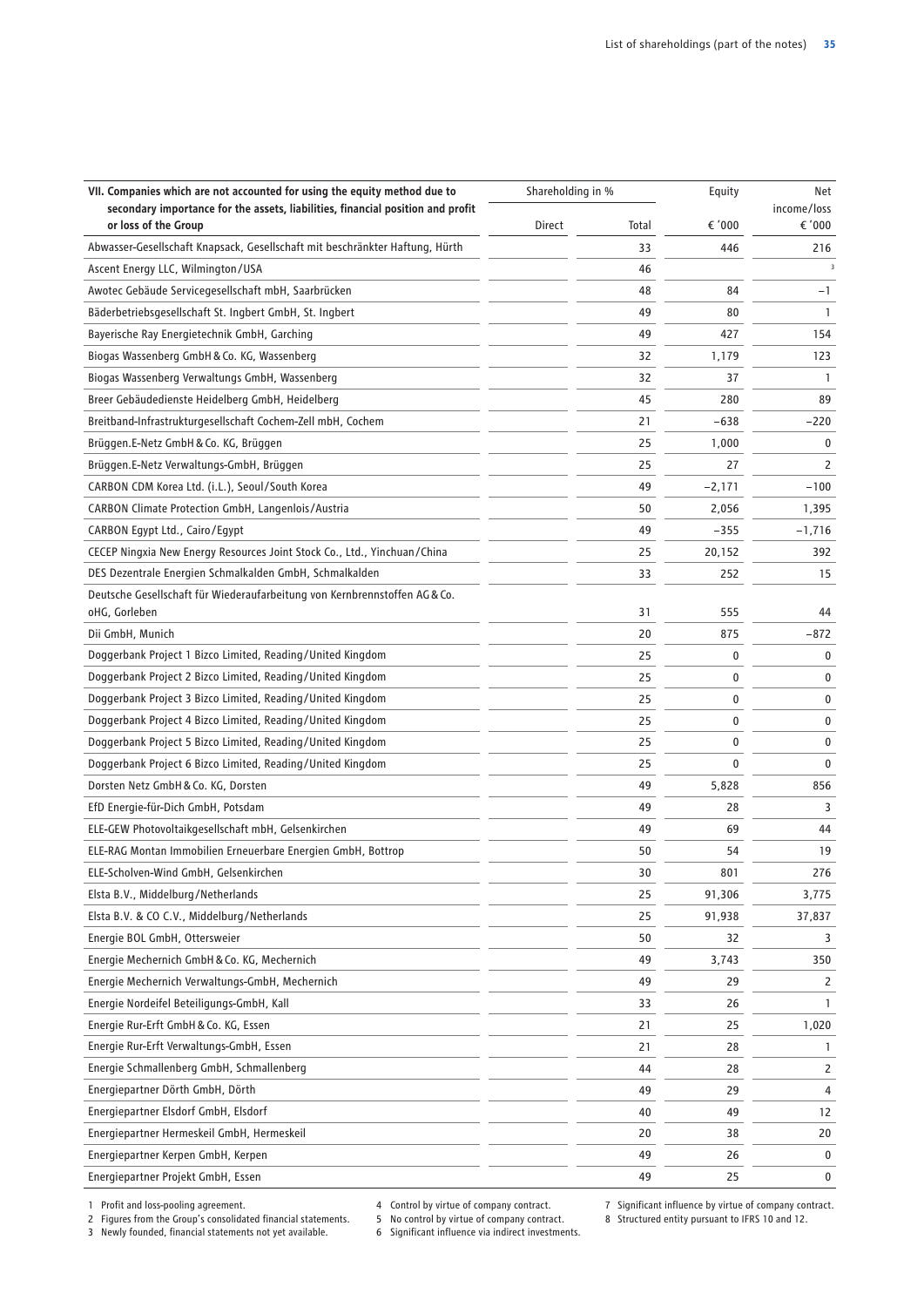| VII. Companies which are not accounted for using the equity method due to secondary importance for the assets, liabilities, financial position and profit or loss of the Group | Shareholding in % | | Equity | Net income/loss |
|---|---|---|---|---|
| | Direct | Total | € '000 | € '000 |
| Abwasser-Gesellschaft Knapsack, Gesellschaft mit beschränkter Haftung, Hürth | | 33 | 446 | 216 |
| Ascent Energy LLC, Wilmington/USA | | 46 | | [3] |
| Awotec Gebäude Servicegesellschaft mbH, Saarbrücken | | 48 | 84 | –1 |
| Bäderbetriebsgesellschaft St. Ingbert GmbH, St. Ingbert | | 49 | 80 | 1 |
| Bayerische Ray Energietechnik GmbH, Garching | | 49 | 427 | 154 |
| Biogas Wassenberg GmbH & Co. KG, Wassenberg | | 32 | 1,179 | 123 |
| Biogas Wassenberg Verwaltungs GmbH, Wassenberg | | 32 | 37 | 1 |
| Breer Gebäudedienste Heidelberg GmbH, Heidelberg | | 45 | 280 | 89 |
| Breitband-Infrastrukturgesellschaft Cochem-Zell mbH, Cochem | | 21 | –638 | –220 |
| Brüggen.E-Netz GmbH & Co. KG, Brüggen | | 25 | 1,000 | 0 |
| Brüggen.E-Netz Verwaltungs-GmbH, Brüggen | | 25 | 27 | 2 |
| CARBON CDM Korea Ltd. (i.L.), Seoul/South Korea | | 49 | –2,171 | –100 |
| CARBON Climate Protection GmbH, Langenlois/Austria | | 50 | 2,056 | 1,395 |
| CARBON Egypt Ltd., Cairo/Egypt | | 49 | –355 | –1,716 |
| CECEP Ningxia New Energy Resources Joint Stock Co., Ltd., Yinchuan/China | | 25 | 20,152 | 392 |
| DES Dezentrale Energien Schmalkalden GmbH, Schmalkalden | | 33 | 252 | 15 |
| Deutsche Gesellschaft für Wiederaufarbeitung von Kernbrennstoffen AG & Co. oHG, Gorleben | | 31 | 555 | 44 |
| Dii GmbH, Munich | | 20 | 875 | –872 |
| Doggerbank Project 1 Bizco Limited, Reading/United Kingdom | | 25 | 0 | 0 |
| Doggerbank Project 2 Bizco Limited, Reading/United Kingdom | | 25 | 0 | 0 |
| Doggerbank Project 3 Bizco Limited, Reading/United Kingdom | | 25 | 0 | 0 |
| Doggerbank Project 4 Bizco Limited, Reading/United Kingdom | | 25 | 0 | 0 |
| Doggerbank Project 5 Bizco Limited, Reading/United Kingdom | | 25 | 0 | 0 |
| Doggerbank Project 6 Bizco Limited, Reading/United Kingdom | | 25 | 0 | 0 |
| Dorsten Netz GmbH & Co. KG, Dorsten | | 49 | 5,828 | 856 |
| EfD Energie-für-Dich GmbH, Potsdam | | 49 | 28 | 3 |
| ELE-GEW Photovoltaikgesellschaft mbH, Gelsenkirchen | | 49 | 69 | 44 |
| ELE-RAG Montan Immobilien Erneuerbare Energien GmbH, Bottrop | | 50 | 54 | 19 |
| ELE-Scholven-Wind GmbH, Gelsenkirchen | | 30 | 801 | 276 |
| Elsta B.V., Middelburg/Netherlands | | 25 | 91,306 | 3,775 |
| Elsta B.V. & CO C.V., Middelburg/Netherlands | | 25 | 91,938 | 37,837 |
| Energie BOL GmbH, Ottersweier | | 50 | 32 | 3 |
| Energie Mechernich GmbH & Co. KG, Mechernich | | 49 | 3,743 | 350 |
| Energie Mechernich Verwaltungs-GmbH, Mechernich | | 49 | 29 | 2 |
| Energie Nordeifel Beteiligungs-GmbH, Kall | | 33 | 26 | 1 |
| Energie Rur-Erft GmbH & Co. KG, Essen | | 21 | 25 | 1,020 |
| Energie Rur-Erft Verwaltungs-GmbH, Essen | | 21 | 28 | 1 |
| Energie Schmallenberg GmbH, Schmallenberg | | 44 | 28 | 2 |
| Energiepartner Dörth GmbH, Dörth | | 49 | 29 | 4 |
| Energiepartner Elsdorf GmbH, Elsdorf | | 40 | 49 | 12 |
| Energiepartner Hermeskeil GmbH, Hermeskeil | | 20 | 38 | 20 |
| Energiepartner Kerpen GmbH, Kerpen | | 49 | 26 | 0 |
| Energiepartner Projekt GmbH, Essen | | 49 | 25 | 0 |

1 Profit and loss-pooling agreement.
2 Figures from the Group's consolidated financial statements.
3 Newly founded, financial statements not yet available.
4 Control by virtue of company contract.
5 No control by virtue of company contract.
6 Significant influence via indirect investments.
7 Significant influence by virtue of company contract.
8 Structured entity pursuant to IFRS 10 and 12.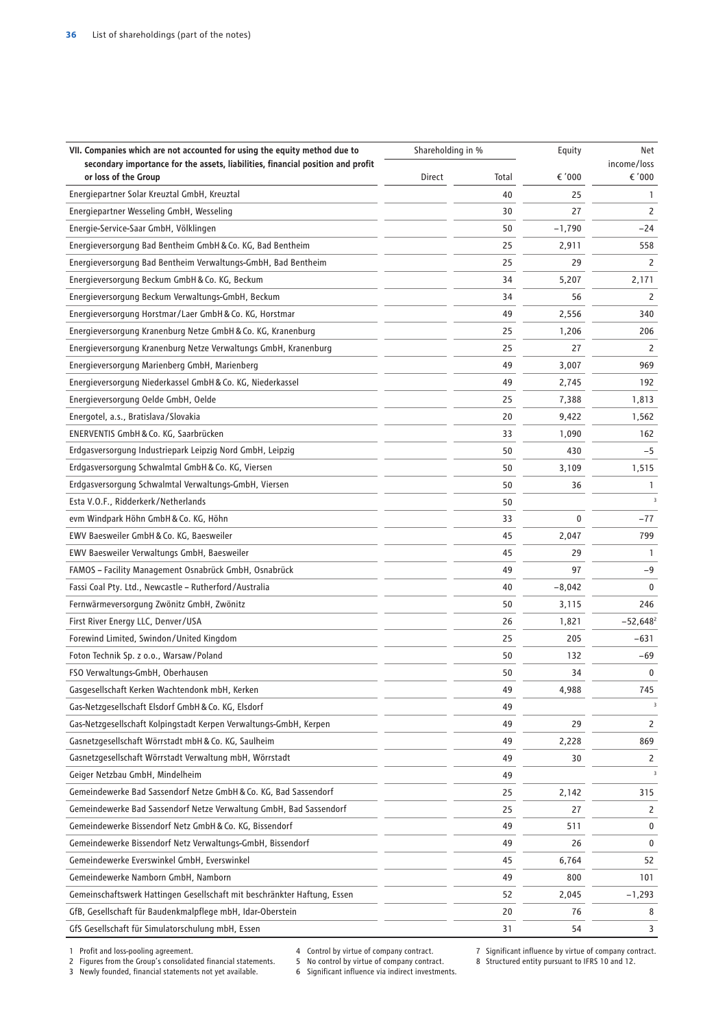| VII. Companies which are not accounted for using the equity method due to secondary importance for the assets, liabilities, financial position and profit or loss of the Group | Shareholding in % | | Equity | Net income/loss |
|---|---|---|---|---|
| | Direct | Total | € '000 | € '000 |
| Energiepartner Solar Kreuztal GmbH, Kreuztal | | 40 | 25 | 1 |
| Energiepartner Wesseling GmbH, Wesseling | | 30 | 27 | 2 |
| Energie-Service-Saar GmbH, Völklingen | | 50 | −1,790 | −24 |
| Energieversorgung Bad Bentheim GmbH & Co. KG, Bad Bentheim | | 25 | 2,911 | 558 |
| Energieversorgung Bad Bentheim Verwaltungs-GmbH, Bad Bentheim | | 25 | 29 | 2 |
| Energieversorgung Beckum GmbH & Co. KG, Beckum | | 34 | 5,207 | 2,171 |
| Energieversorgung Beckum Verwaltungs-GmbH, Beckum | | 34 | 56 | 2 |
| Energieversorgung Horstmar/Laer GmbH & Co. KG, Horstmar | | 49 | 2,556 | 340 |
| Energieversorgung Kranenburg Netze GmbH & Co. KG, Kranenburg | | 25 | 1,206 | 206 |
| Energieversorgung Kranenburg Netze Verwaltungs GmbH, Kranenburg | | 25 | 27 | 2 |
| Energieversorgung Marienberg GmbH, Marienberg | | 49 | 3,007 | 969 |
| Energieversorgung Niederkassel GmbH & Co. KG, Niederkassel | | 49 | 2,745 | 192 |
| Energieversorgung Oelde GmbH, Oelde | | 25 | 7,388 | 1,813 |
| Energotel, a.s., Bratislava/Slovakia | | 20 | 9,422 | 1,562 |
| ENERVENTIS GmbH & Co. KG, Saarbrücken | | 33 | 1,090 | 162 |
| Erdgasversorgung Industriepark Leipzig Nord GmbH, Leipzig | | 50 | 430 | −5 |
| Erdgasversorgung Schwalmtal GmbH & Co. KG, Viersen | | 50 | 3,109 | 1,515 |
| Erdgasversorgung Schwalmtal Verwaltungs-GmbH, Viersen | | 50 | 36 | 1 |
| Esta V.O.F., Ridderkerk/Netherlands | | 50 | | [3] |
| evm Windpark Höhn GmbH & Co. KG, Höhn | | 33 | 0 | −77 |
| EWV Baesweiler GmbH & Co. KG, Baesweiler | | 45 | 2,047 | 799 |
| EWV Baesweiler Verwaltungs GmbH, Baesweiler | | 45 | 29 | 1 |
| FAMOS – Facility Management Osnabrück GmbH, Osnabrück | | 49 | 97 | −9 |
| Fassi Coal Pty. Ltd., Newcastle – Rutherford/Australia | | 40 | −8,042 | 0 |
| Fernwärmeversorgung Zwönitz GmbH, Zwönitz | | 50 | 3,115 | 246 |
| First River Energy LLC, Denver/USA | | 26 | 1,821 | −52,648[2] |
| Forewind Limited, Swindon/United Kingdom | | 25 | 205 | −631 |
| Foton Technik Sp. z o.o., Warsaw/Poland | | 50 | 132 | −69 |
| FSO Verwaltungs-GmbH, Oberhausen | | 50 | 34 | 0 |
| Gasgesellschaft Kerken Wachtendonk mbH, Kerken | | 49 | 4,988 | 745 |
| Gas-Netzgesellschaft Elsdorf GmbH & Co. KG, Elsdorf | | 49 | | [3] |
| Gas-Netzgesellschaft Kolpingstadt Kerpen Verwaltungs-GmbH, Kerpen | | 49 | 29 | 2 |
| Gasnetzgesellschaft Wörrstadt mbH & Co. KG, Saulheim | | 49 | 2,228 | 869 |
| Gasnetzgesellschaft Wörrstadt Verwaltung mbH, Wörrstadt | | 49 | 30 | 2 |
| Geiger Netzbau GmbH, Mindelheim | | 49 | | [3] |
| Gemeindewerke Bad Sassendorf Netze GmbH & Co. KG, Bad Sassendorf | | 25 | 2,142 | 315 |
| Gemeindewerke Bad Sassendorf Netze Verwaltung GmbH, Bad Sassendorf | | 25 | 27 | 2 |
| Gemeindewerke Bissendorf Netz GmbH & Co. KG, Bissendorf | | 49 | 511 | 0 |
| Gemeindewerke Bissendorf Netz Verwaltungs-GmbH, Bissendorf | | 49 | 26 | 0 |
| Gemeindewerke Everswinkel GmbH, Everswinkel | | 45 | 6,764 | 52 |
| Gemeindewerke Namborn GmbH, Namborn | | 49 | 800 | 101 |
| Gemeinschaftswerk Hattingen Gesellschaft mit beschränkter Haftung, Essen | | 52 | 2,045 | −1,293 |
| GfB, Gesellschaft für Baudenkmalpflege mbH, Idar-Oberstein | | 20 | 76 | 8 |
| GfS Gesellschaft für Simulatorschulung mbH, Essen | | 31 | 54 | 3 |

1 Profit and loss-pooling agreement.
2 Figures from the Group's consolidated financial statements.
3 Newly founded, financial statements not yet available.
4 Control by virtue of company contract.
5 No control by virtue of company contract.
6 Significant influence via indirect investments.
7 Significant influence by virtue of company contract.
8 Structured entity pursuant to IFRS 10 and 12.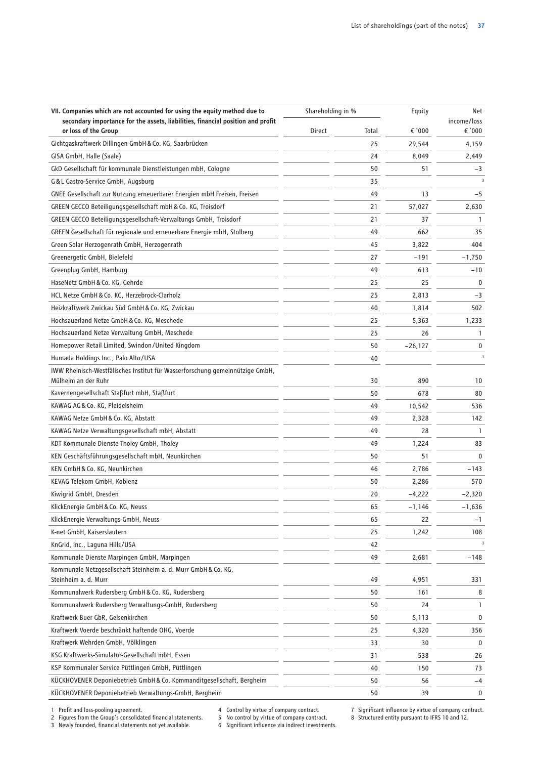| VII. Companies which are not accounted for using the equity method due to secondary importance for the assets, liabilities, financial position and profit or loss of the Group | Shareholding in % | | Equity | Net income/loss |
|---|---|---|---|---|
| | Direct | Total | € '000 | € '000 |
| Gichtgaskraftwerk Dillingen GmbH & Co. KG, Saarbrücken | | 25 | 29,544 | 4,159 |
| GISA GmbH, Halle (Saale) | | 24 | 8,049 | 2,449 |
| GkD Gesellschaft für kommunale Dienstleistungen mbH, Cologne | | 50 | 51 | −3 |
| G & L Gastro-Service GmbH, Augsburg | | 35 | | 3 |
| GNEE Gesellschaft zur Nutzung erneuerbarer Energien mbH Freisen, Freisen | | 49 | 13 | −5 |
| GREEN GECCO Beteiligungsgesellschaft mbH & Co. KG, Troisdorf | | 21 | 57,027 | 2,630 |
| GREEN GECCO Beteiligungsgesellschaft-Verwaltungs GmbH, Troisdorf | | 21 | 37 | 1 |
| GREEN Gesellschaft für regionale und erneuerbare Energie mbH, Stolberg | | 49 | 662 | 35 |
| Green Solar Herzogenrath GmbH, Herzogenrath | | 45 | 3,822 | 404 |
| Greenergetic GmbH, Bielefeld | | 27 | −191 | −1,750 |
| Greenplug GmbH, Hamburg | | 49 | 613 | −10 |
| HaseNetz GmbH & Co. KG, Gehrde | | 25 | 25 | 0 |
| HCL Netze GmbH & Co. KG, Herzebrock-Clarholz | | 25 | 2,813 | −3 |
| Heizkraftwerk Zwickau Süd GmbH & Co. KG, Zwickau | | 40 | 1,814 | 502 |
| Hochsauerland Netze GmbH & Co. KG, Meschede | | 25 | 5,363 | 1,233 |
| Hochsauerland Netze Verwaltung GmbH, Meschede | | 25 | 26 | 1 |
| Homepower Retail Limited, Swindon/United Kingdom | | 50 | −26,127 | 0 |
| Humada Holdings Inc., Palo Alto/USA | | 40 | | 3 |
| IWW Rheinisch-Westfälisches Institut für Wasserforschung gemeinnützige GmbH, Mülheim an der Ruhr | | 30 | 890 | 10 |
| Kavernengesellschaft Staßfurt mbH, Staßfurt | | 50 | 678 | 80 |
| KAWAG AG & Co. KG, Pleidelsheim | | 49 | 10,542 | 536 |
| KAWAG Netze GmbH & Co. KG, Abstatt | | 49 | 2,328 | 142 |
| KAWAG Netze Verwaltungsgesellschaft mbH, Abstatt | | 49 | 28 | 1 |
| KDT Kommunale Dienste Tholey GmbH, Tholey | | 49 | 1,224 | 83 |
| KEN Geschäftsführungsgesellschaft mbH, Neunkirchen | | 50 | 51 | 0 |
| KEN GmbH & Co. KG, Neunkirchen | | 46 | 2,786 | −143 |
| KEVAG Telekom GmbH, Koblenz | | 50 | 2,286 | 570 |
| Kiwigrid GmbH, Dresden | | 20 | −4,222 | −2,320 |
| KlickEnergie GmbH & Co. KG, Neuss | | 65 | −1,146 | −1,636 |
| KlickEnergie Verwaltungs-GmbH, Neuss | | 65 | 22 | −1 |
| K-net GmbH, Kaiserslautern | | 25 | 1,242 | 108 |
| KnGrid, Inc., Laguna Hills/USA | | 42 | | 3 |
| Kommunale Dienste Marpingen GmbH, Marpingen | | 49 | 2,681 | −148 |
| Kommunale Netzgesellschaft Steinheim a. d. Murr GmbH & Co. KG, Steinheim a. d. Murr | | 49 | 4,951 | 331 |
| Kommunalwerk Rudersberg GmbH & Co. KG, Rudersberg | | 50 | 161 | 8 |
| Kommunalwerk Rudersberg Verwaltungs-GmbH, Rudersberg | | 50 | 24 | 1 |
| Kraftwerk Buer GbR, Gelsenkirchen | | 50 | 5,113 | 0 |
| Kraftwerk Voerde beschränkt haftende OHG, Voerde | | 25 | 4,320 | 356 |
| Kraftwerk Wehrden GmbH, Völklingen | | 33 | 30 | 0 |
| KSG Kraftwerks-Simulator-Gesellschaft mbH, Essen | | 31 | 538 | 26 |
| KSP Kommunaler Service Püttlingen GmbH, Püttlingen | | 40 | 150 | 73 |
| KÜCKHOVENER Deponiebetrieb GmbH & Co. Kommanditgesellschaft, Bergheim | | 50 | 56 | −4 |
| KÜCKHOVENER Deponiebetrieb Verwaltungs-GmbH, Bergheim | | 50 | 39 | 0 |

1 Profit and loss-pooling agreement.
2 Figures from the Group's consolidated financial statements.
3 Newly founded, financial statements not yet available.
4 Control by virtue of company contract.
5 No control by virtue of company contract.
6 Significant influence via indirect investments.
7 Significant influence by virtue of company contract.
8 Structured entity pursuant to IFRS 10 and 12.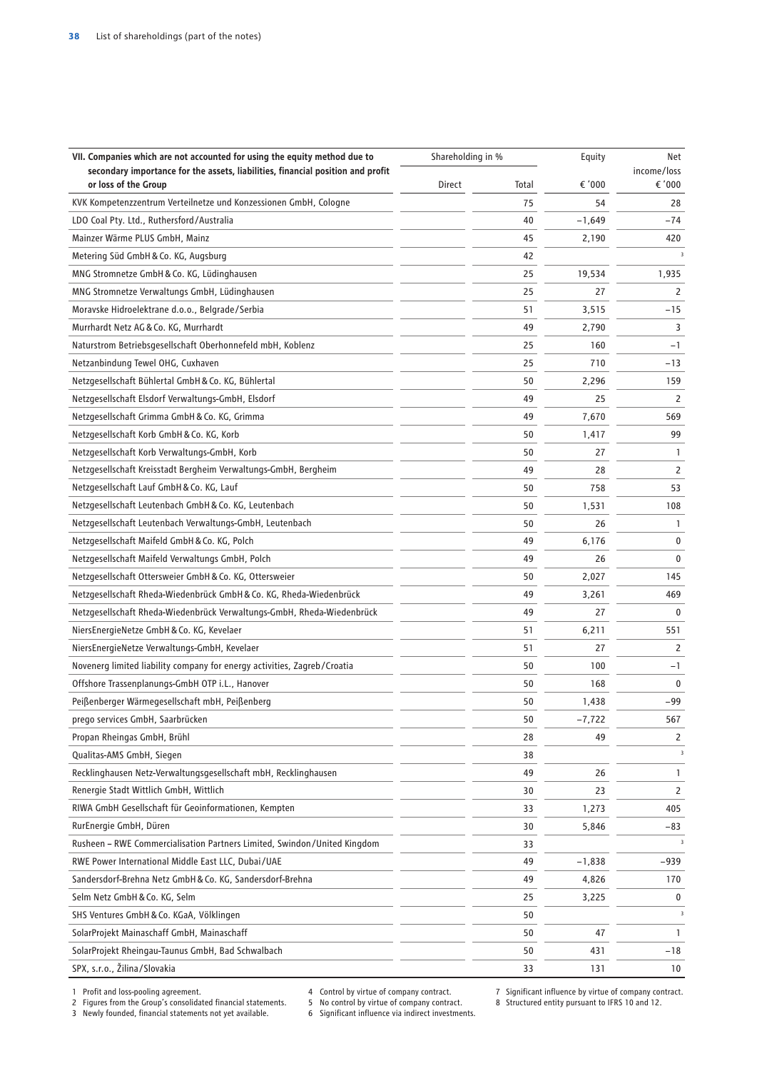| VII. Companies which are not accounted for using the equity method due to secondary importance for the assets, liabilities, financial position and profit or loss of the Group | Shareholding in % | | Equity | Net income/loss |
|---|---|---|---|---|
| | Direct | Total | € '000 | € '000 |
| KVK Kompetenzzentrum Verteilnetze und Konzessionen GmbH, Cologne | | 75 | 54 | 28 |
| LDO Coal Pty. Ltd., Rutherford/Australia | | 40 | –1,649 | –74 |
| Mainzer Wärme PLUS GmbH, Mainz | | 45 | 2,190 | 420 |
| Metering Süd GmbH & Co. KG, Augsburg | | 42 | | 3 |
| MNG Stromnetze GmbH & Co. KG, Lüdinghausen | | 25 | 19,534 | 1,935 |
| MNG Stromnetze Verwaltungs GmbH, Lüdinghausen | | 25 | 27 | 2 |
| Moravske Hidroelektrane d.o.o., Belgrade/Serbia | | 51 | 3,515 | –15 |
| Murrhardt Netz AG & Co. KG, Murrhardt | | 49 | 2,790 | 3 |
| Naturstrom Betriebsgesellschaft Oberhonnefeld mbH, Koblenz | | 25 | 160 | –1 |
| Netzanbindung Tewel OHG, Cuxhaven | | 25 | 710 | –13 |
| Netzgesellschaft Bühlertal GmbH & Co. KG, Bühlertal | | 50 | 2,296 | 159 |
| Netzgesellschaft Elsdorf Verwaltungs-GmbH, Elsdorf | | 49 | 25 | 2 |
| Netzgesellschaft Grimma GmbH & Co. KG, Grimma | | 49 | 7,670 | 569 |
| Netzgesellschaft Korb GmbH & Co. KG, Korb | | 50 | 1,417 | 99 |
| Netzgesellschaft Korb Verwaltungs-GmbH, Korb | | 50 | 27 | 1 |
| Netzgesellschaft Kreisstadt Bergheim Verwaltungs-GmbH, Bergheim | | 49 | 28 | 2 |
| Netzgesellschaft Lauf GmbH & Co. KG, Lauf | | 50 | 758 | 53 |
| Netzgesellschaft Leutenbach GmbH & Co. KG, Leutenbach | | 50 | 1,531 | 108 |
| Netzgesellschaft Leutenbach Verwaltungs-GmbH, Leutenbach | | 50 | 26 | 1 |
| Netzgesellschaft Maifeld GmbH & Co. KG, Polch | | 49 | 6,176 | 0 |
| Netzgesellschaft Maifeld Verwaltungs GmbH, Polch | | 49 | 26 | 0 |
| Netzgesellschaft Ottersweier GmbH & Co. KG, Ottersweier | | 50 | 2,027 | 145 |
| Netzgesellschaft Rheda-Wiedenbrück GmbH & Co. KG, Rheda-Wiedenbrück | | 49 | 3,261 | 469 |
| Netzgesellschaft Rheda-Wiedenbrück Verwaltungs-GmbH, Rheda-Wiedenbrück | | 49 | 27 | 0 |
| NiersEnergieNetze GmbH & Co. KG, Kevelaer | | 51 | 6,211 | 551 |
| NiersEnergieNetze Verwaltungs-GmbH, Kevelaer | | 51 | 27 | 2 |
| Novenerg limited liability company for energy activities, Zagreb/Croatia | | 50 | 100 | –1 |
| Offshore Trassenplanungs-GmbH OTP i.L., Hanover | | 50 | 168 | 0 |
| Peißenberger Wärmegesellschaft mbH, Peißenberg | | 50 | 1,438 | –99 |
| prego services GmbH, Saarbrücken | | 50 | –7,722 | 567 |
| Propan Rheingas GmbH, Brühl | | 28 | 49 | 2 |
| Qualitas-AMS GmbH, Siegen | | 38 | | 3 |
| Recklinghausen Netz-Verwaltungsgesellschaft mbH, Recklinghausen | | 49 | 26 | 1 |
| Renergie Stadt Wittlich GmbH, Wittlich | | 30 | 23 | 2 |
| RIWA GmbH Gesellschaft für Geoinformationen, Kempten | | 33 | 1,273 | 405 |
| RurEnergie GmbH, Düren | | 30 | 5,846 | –83 |
| Rusheen – RWE Commercialisation Partners Limited, Swindon/United Kingdom | | 33 | | 3 |
| RWE Power International Middle East LLC, Dubai/UAE | | 49 | –1,838 | –939 |
| Sandersdorf-Brehna Netz GmbH & Co. KG, Sandersdorf-Brehna | | 49 | 4,826 | 170 |
| Selm Netz GmbH & Co. KG, Selm | | 25 | 3,225 | 0 |
| SHS Ventures GmbH & Co. KGaA, Völklingen | | 50 | | 3 |
| SolarProjekt Mainaschaff GmbH, Mainaschaff | | 50 | 47 | 1 |
| SolarProjekt Rheingau-Taunus GmbH, Bad Schwalbach | | 50 | 431 | –18 |
| SPX, s.r.o., Žilina/Slovakia | | 33 | 131 | 10 |

1 Profit and loss-pooling agreement.
2 Figures from the Group's consolidated financial statements.
3 Newly founded, financial statements not yet available.
4 Control by virtue of company contract.
5 No control by virtue of company contract.
6 Significant influence via indirect investments.
7 Significant influence by virtue of company contract.
8 Structured entity pursuant to IFRS 10 and 12.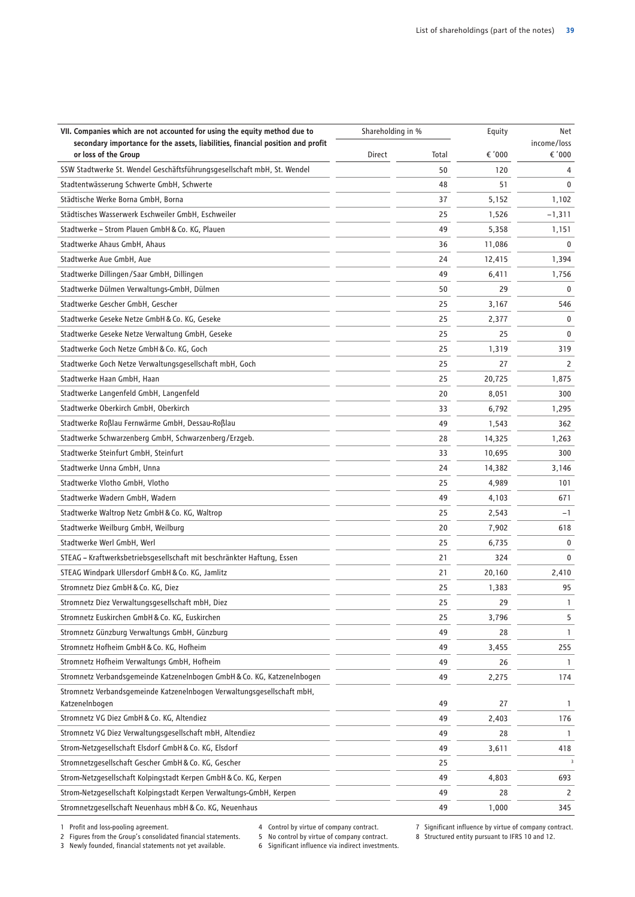| VII. Companies which are not accounted for using the equity method due to secondary importance for the assets, liabilities, financial position and profit or loss of the Group | Shareholding in % | | Equity | Net income/loss |
|---|---|---|---|---|
| | Direct | Total | € '000 | € '000 |
| SSW Stadtwerke St. Wendel Geschäftsführungsgesellschaft mbH, St. Wendel | | 50 | 120 | 4 |
| Stadtentwässerung Schwerte GmbH, Schwerte | | 48 | 51 | 0 |
| Städtische Werke Borna GmbH, Borna | | 37 | 5,152 | 1,102 |
| Städtisches Wasserwerk Eschweiler GmbH, Eschweiler | | 25 | 1,526 | −1,311 |
| Stadtwerke – Strom Plauen GmbH & Co. KG, Plauen | | 49 | 5,358 | 1,151 |
| Stadtwerke Ahaus GmbH, Ahaus | | 36 | 11,086 | 0 |
| Stadtwerke Aue GmbH, Aue | | 24 | 12,415 | 1,394 |
| Stadtwerke Dillingen/Saar GmbH, Dillingen | | 49 | 6,411 | 1,756 |
| Stadtwerke Dülmen Verwaltungs-GmbH, Dülmen | | 50 | 29 | 0 |
| Stadtwerke Gescher GmbH, Gescher | | 25 | 3,167 | 546 |
| Stadtwerke Geseke Netze GmbH & Co. KG, Geseke | | 25 | 2,377 | 0 |
| Stadtwerke Geseke Netze Verwaltung GmbH, Geseke | | 25 | 25 | 0 |
| Stadtwerke Goch Netze GmbH & Co. KG, Goch | | 25 | 1,319 | 319 |
| Stadtwerke Goch Netze Verwaltungsgesellschaft mbH, Goch | | 25 | 27 | 2 |
| Stadtwerke Haan GmbH, Haan | | 25 | 20,725 | 1,875 |
| Stadtwerke Langenfeld GmbH, Langenfeld | | 20 | 8,051 | 300 |
| Stadtwerke Oberkirch GmbH, Oberkirch | | 33 | 6,792 | 1,295 |
| Stadtwerke Roßlau Fernwärme GmbH, Dessau-Roßlau | | 49 | 1,543 | 362 |
| Stadtwerke Schwarzenberg GmbH, Schwarzenberg/Erzgeb. | | 28 | 14,325 | 1,263 |
| Stadtwerke Steinfurt GmbH, Steinfurt | | 33 | 10,695 | 300 |
| Stadtwerke Unna GmbH, Unna | | 24 | 14,382 | 3,146 |
| Stadtwerke Vlotho GmbH, Vlotho | | 25 | 4,989 | 101 |
| Stadtwerke Wadern GmbH, Wadern | | 49 | 4,103 | 671 |
| Stadtwerke Waltrop Netz GmbH & Co. KG, Waltrop | | 25 | 2,543 | −1 |
| Stadtwerke Weilburg GmbH, Weilburg | | 20 | 7,902 | 618 |
| Stadtwerke Werl GmbH, Werl | | 25 | 6,735 | 0 |
| STEAG – Kraftwerksbetriebsgesellschaft mit beschränkter Haftung, Essen | | 21 | 324 | 0 |
| STEAG Windpark Ullersdorf GmbH & Co. KG, Jamlitz | | 21 | 20,160 | 2,410 |
| Stromnetz Diez GmbH & Co. KG, Diez | | 25 | 1,383 | 95 |
| Stromnetz Diez Verwaltungsgesellschaft mbH, Diez | | 25 | 29 | 1 |
| Stromnetz Euskirchen GmbH & Co. KG, Euskirchen | | 25 | 3,796 | 5 |
| Stromnetz Günzburg Verwaltungs GmbH, Günzburg | | 49 | 28 | 1 |
| Stromnetz Hofheim GmbH & Co. KG, Hofheim | | 49 | 3,455 | 255 |
| Stromnetz Hofheim Verwaltungs GmbH, Hofheim | | 49 | 26 | 1 |
| Stromnetz Verbandsgemeinde Katzenelnbogen GmbH & Co. KG, Katzenelnbogen | | 49 | 2,275 | 174 |
| Stromnetz Verbandsgemeinde Katzenelnbogen Verwaltungsgesellschaft mbH, Katzenelnbogen | | 49 | 27 | 1 |
| Stromnetz VG Diez GmbH & Co. KG, Altendiez | | 49 | 2,403 | 176 |
| Stromnetz VG Diez Verwaltungsgesellschaft mbH, Altendiez | | 49 | 28 | 1 |
| Strom-Netzgesellschaft Elsdorf GmbH & Co. KG, Elsdorf | | 49 | 3,611 | 418 |
| Stromnetzgesellschaft Gescher GmbH & Co. KG, Gescher | | 25 | | [3] |
| Strom-Netzgesellschaft Kolpingstadt Kerpen GmbH & Co. KG, Kerpen | | 49 | 4,803 | 693 |
| Strom-Netzgesellschaft Kolpingstadt Kerpen Verwaltungs-GmbH, Kerpen | | 49 | 28 | 2 |
| Stromnetzgesellschaft Neuenhaus mbH & Co. KG, Neuenhaus | | 49 | 1,000 | 345 |

1 Profit and loss-pooling agreement.
2 Figures from the Group's consolidated financial statements.
3 Newly founded, financial statements not yet available.
4 Control by virtue of company contract.
5 No control by virtue of company contract.
6 Significant influence via indirect investments.
7 Significant influence by virtue of company contract.
8 Structured entity pursuant to IFRS 10 and 12.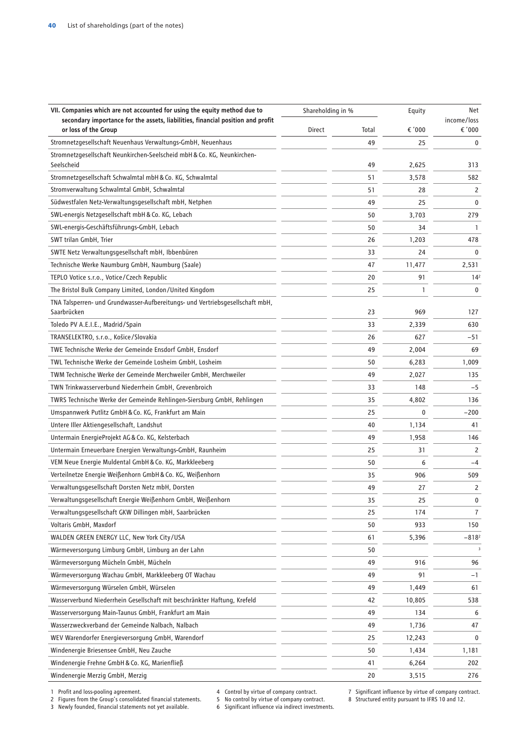| VII. Companies which are not accounted for using the equity method due to secondary importance for the assets, liabilities, financial position and profit or loss of the Group | Shareholding in % | | Equity | Net income/loss |
|---|---|---|---|---|
| | Direct | Total | € '000 | € '000 |
| Stromnetzgesellschaft Neuenhaus Verwaltungs-GmbH, Neuenhaus | | 49 | 25 | 0 |
| Stromnetzgesellschaft Neunkirchen-Seelscheid mbH & Co. KG, Neunkirchen-Seelscheid | | 49 | 2,625 | 313 |
| Stromnetzgesellschaft Schwalmtal mbH & Co. KG, Schwalmtal | | 51 | 3,578 | 582 |
| Stromverwaltung Schwalmtal GmbH, Schwalmtal | | 51 | 28 | 2 |
| Südwestfalen Netz-Verwaltungsgesellschaft mbH, Netphen | | 49 | 25 | 0 |
| SWL-energis Netzgesellschaft mbH & Co. KG, Lebach | | 50 | 3,703 | 279 |
| SWL-energis-Geschäftsführungs-GmbH, Lebach | | 50 | 34 | 1 |
| SWT trilan GmbH, Trier | | 26 | 1,203 | 478 |
| SWTE Netz Verwaltungsgesellschaft mbH, Ibbenbüren | | 33 | 24 | 0 |
| Technische Werke Naumburg GmbH, Naumburg (Saale) | | 47 | 11,477 | 2,531 |
| TEPLO Votice s.r.o., Votice/Czech Republic | | 20 | 91 | 14[2] |
| The Bristol Bulk Company Limited, London/United Kingdom | | 25 | 1 | 0 |
| TNA Talsperren- und Grundwasser-Aufbereitungs- und Vertriebsgesellschaft mbH, Saarbrücken | | 23 | 969 | 127 |
| Toledo PV A.E.I.E., Madrid/Spain | | 33 | 2,339 | 630 |
| TRANSELEKTRO, s.r.o., Košice/Slovakia | | 26 | 627 | −51 |
| TWE Technische Werke der Gemeinde Ensdorf GmbH, Ensdorf | | 49 | 2,004 | 69 |
| TWL Technische Werke der Gemeinde Losheim GmbH, Losheim | | 50 | 6,283 | 1,009 |
| TWM Technische Werke der Gemeinde Merchweiler GmbH, Merchweiler | | 49 | 2,027 | 135 |
| TWN Trinkwasserverbund Niederrhein GmbH, Grevenbroich | | 33 | 148 | −5 |
| TWRS Technische Werke der Gemeinde Rehlingen-Siersburg GmbH, Rehlingen | | 35 | 4,802 | 136 |
| Umspannwerk Putlitz GmbH & Co. KG, Frankfurt am Main | | 25 | 0 | −200 |
| Untere Iller Aktiengesellschaft, Landshut | | 40 | 1,134 | 41 |
| Untermain EnergieProjekt AG & Co. KG, Kelsterbach | | 49 | 1,958 | 146 |
| Untermain Erneuerbare Energien Verwaltungs-GmbH, Raunheim | | 25 | 31 | 2 |
| VEM Neue Energie Muldental GmbH & Co. KG, Markkleeberg | | 50 | 6 | −4 |
| Verteilnetze Energie Weißenhorn GmbH & Co. KG, Weißenhorn | | 35 | 906 | 509 |
| Verwaltungsgesellschaft Dorsten Netz mbH, Dorsten | | 49 | 27 | 2 |
| Verwaltungsgesellschaft Energie Weißenhorn GmbH, Weißenhorn | | 35 | 25 | 0 |
| Verwaltungsgesellschaft GKW Dillingen mbH, Saarbrücken | | 25 | 174 | 7 |
| Voltaris GmbH, Maxdorf | | 50 | 933 | 150 |
| WALDEN GREEN ENERGY LLC, New York City/USA | | 61 | 5,396 | −818[2] |
| Wärmeversorgung Limburg GmbH, Limburg an der Lahn | | 50 | | [3] |
| Wärmeversorgung Mücheln GmbH, Mücheln | | 49 | 916 | 96 |
| Wärmeversorgung Wachau GmbH, Markkleeberg OT Wachau | | 49 | 91 | −1 |
| Wärmeversorgung Würselen GmbH, Würselen | | 49 | 1,449 | 61 |
| Wasserverbund Niederrhein Gesellschaft mit beschränkter Haftung, Krefeld | | 42 | 10,805 | 538 |
| Wasserversorgung Main-Taunus GmbH, Frankfurt am Main | | 49 | 134 | 6 |
| Wasserzweckverband der Gemeinde Nalbach, Nalbach | | 49 | 1,736 | 47 |
| WEV Warendorfer Energieversorgung GmbH, Warendorf | | 25 | 12,243 | 0 |
| Windenergie Briesensee GmbH, Neu Zauche | | 50 | 1,434 | 1,181 |
| Windenergie Frehne GmbH & Co. KG, Marienfließ | | 41 | 6,264 | 202 |
| Windenergie Merzig GmbH, Merzig | | 20 | 3,515 | 276 |

1 Profit and loss-pooling agreement.
2 Figures from the Group's consolidated financial statements.
3 Newly founded, financial statements not yet available.
4 Control by virtue of company contract.
5 No control by virtue of company contract.
6 Significant influence via indirect investments.
7 Significant influence by virtue of company contract.
8 Structured entity pursuant to IFRS 10 and 12.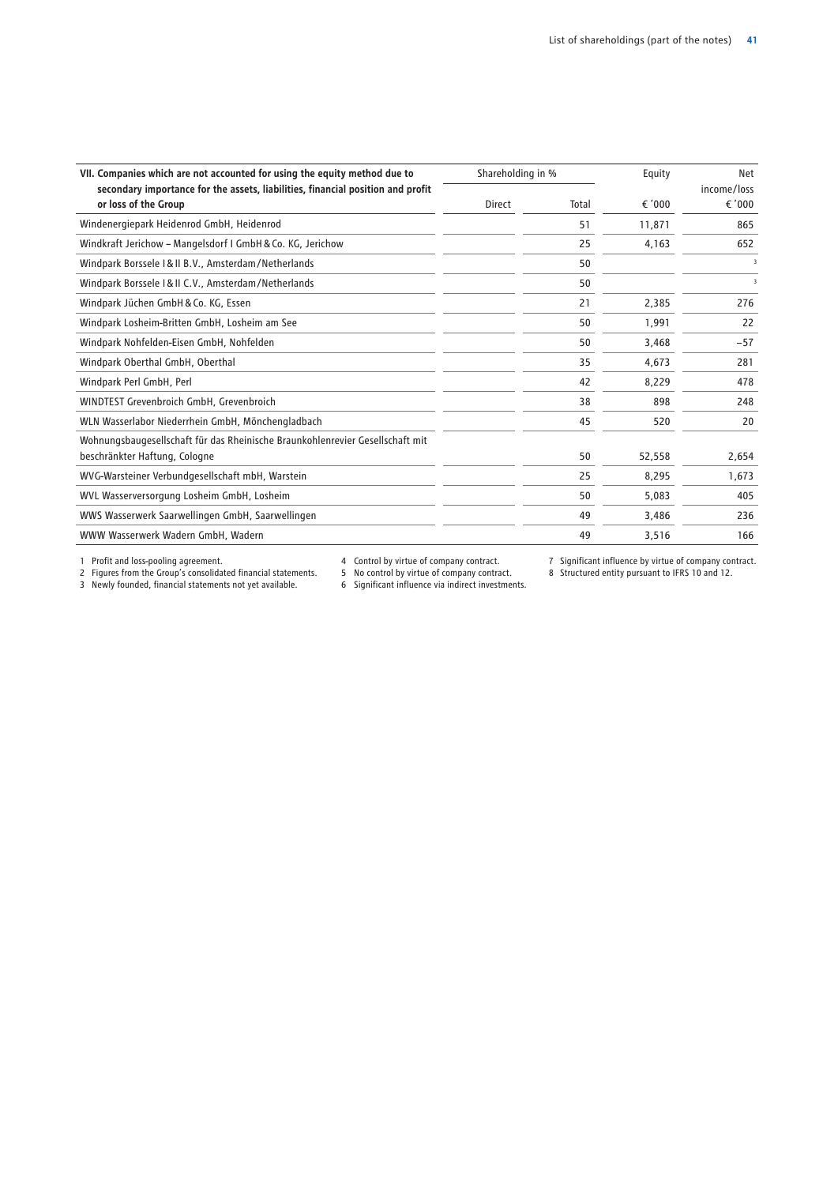| VII. Companies which are not accounted for using the equity method due to secondary importance for the assets, liabilities, financial position and profit or loss of the Group | Shareholding in % | | Equity | Net income/loss |
|---|---|---|---|---|
| | Direct | Total | € '000 | € '000 |
| Windenergiepark Heidenrod GmbH, Heidenrod | | 51 | 11,871 | 865 |
| Windkraft Jerichow – Mangelsdorf I GmbH & Co. KG, Jerichow | | 25 | 4,163 | 652 |
| Windpark Borssele I & II B.V., Amsterdam/Netherlands | | 50 | | [3] |
| Windpark Borssele I & II C.V., Amsterdam/Netherlands | | 50 | | [3] |
| Windpark Jüchen GmbH & Co. KG, Essen | | 21 | 2,385 | 276 |
| Windpark Losheim-Britten GmbH, Losheim am See | | 50 | 1,991 | 22 |
| Windpark Nohfelden-Eisen GmbH, Nohfelden | | 50 | 3,468 | −57 |
| Windpark Oberthal GmbH, Oberthal | | 35 | 4,673 | 281 |
| Windpark Perl GmbH, Perl | | 42 | 8,229 | 478 |
| WINDTEST Grevenbroich GmbH, Grevenbroich | | 38 | 898 | 248 |
| WLN Wasserlabor Niederrhein GmbH, Mönchengladbach | | 45 | 520 | 20 |
| Wohnungsbaugesellschaft für das Rheinische Braunkohlenrevier Gesellschaft mit beschränkter Haftung, Cologne | | 50 | 52,558 | 2,654 |
| WVG-Warsteiner Verbundgesellschaft mbH, Warstein | | 25 | 8,295 | 1,673 |
| WVL Wasserversorgung Losheim GmbH, Losheim | | 50 | 5,083 | 405 |
| WWS Wasserwerk Saarwellingen GmbH, Saarwellingen | | 49 | 3,486 | 236 |
| WWW Wasserwerk Wadern GmbH, Wadern | | 49 | 3,516 | 166 |

1 Profit and loss-pooling agreement.
2 Figures from the Group's consolidated financial statements.
3 Newly founded, financial statements not yet available.
4 Control by virtue of company contract.
5 No control by virtue of company contract.
6 Significant influence via indirect investments.
7 Significant influence by virtue of company contract.
8 Structured entity pursuant to IFRS 10 and 12.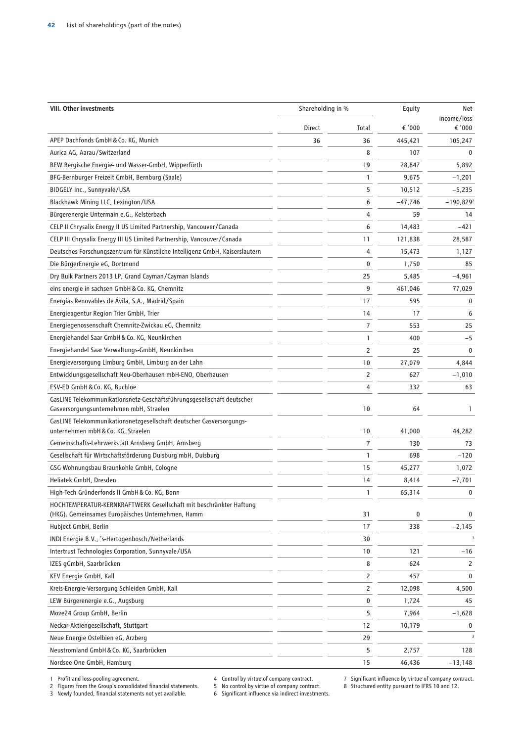| VIII. Other investments | Shareholding in % | | Equity | Net income/loss |
|---|---|---|---|---|
| | Direct | Total | € '000 | € '000 |
| APEP Dachfonds GmbH & Co. KG, Munich | 36 | 36 | 445,421 | 105,247 |
| Aurica AG, Aarau/Switzerland | | 8 | 107 | 0 |
| BEW Bergische Energie- und Wasser-GmbH, Wipperfürth | | 19 | 28,847 | 5,892 |
| BFG-Bernburger Freizeit GmbH, Bernburg (Saale) | | 1 | 9,675 | –1,201 |
| BIDGELY Inc., Sunnyvale/USA | | 5 | 10,512 | –5,235 |
| Blackhawk Mining LLC, Lexington/USA | | 6 | –47,746 | –190,829[2] |
| Bürgerenergie Untermain e.G., Kelsterbach | | 4 | 59 | 14 |
| CELP II Chrysalix Energy II US Limited Partnership, Vancouver/Canada | | 6 | 14,483 | –421 |
| CELP III Chrysalix Energy III US Limited Partnership, Vancouver/Canada | | 11 | 121,838 | 28,587 |
| Deutsches Forschungszentrum für Künstliche Intelligenz GmbH, Kaiserslautern | | 4 | 15,473 | 1,127 |
| Die BürgerEnergie eG, Dortmund | | 0 | 1,750 | 85 |
| Dry Bulk Partners 2013 LP, Grand Cayman/Cayman Islands | | 25 | 5,485 | –4,961 |
| eins energie in sachsen GmbH & Co. KG, Chemnitz | | 9 | 461,046 | 77,029 |
| Energías Renovables de Ávila, S.A., Madrid/Spain | | 17 | 595 | 0 |
| Energieagentur Region Trier GmbH, Trier | | 14 | 17 | 6 |
| Energiegenossenschaft Chemnitz-Zwickau eG, Chemnitz | | 7 | 553 | 25 |
| Energiehandel Saar GmbH & Co. KG, Neunkirchen | | 1 | 400 | –5 |
| Energiehandel Saar Verwaltungs-GmbH, Neunkirchen | | 2 | 25 | 0 |
| Energieversorgung Limburg GmbH, Limburg an der Lahn | | 10 | 27,079 | 4,844 |
| Entwicklungsgesellschaft Neu-Oberhausen mbH-ENO, Oberhausen | | 2 | 627 | –1,010 |
| ESV-ED GmbH & Co. KG, Buchloe | | 4 | 332 | 63 |
| GasLINE Telekommunikationsnetz-Geschäftsführungsgesellschaft deutscher Gasversorgungsunternehmen mbH, Straelen | | 10 | 64 | 1 |
| GasLINE Telekommunikationsnetzgesellschaft deutscher Gasversorgungs­unternehmen mbH & Co. KG, Straelen | | 10 | 41,000 | 44,282 |
| Gemeinschafts-Lehrwerkstatt Arnsberg GmbH, Arnsberg | | 7 | 130 | 73 |
| Gesellschaft für Wirtschaftsförderung Duisburg mbH, Duisburg | | 1 | 698 | –120 |
| GSG Wohnungsbau Braunkohle GmbH, Cologne | | 15 | 45,277 | 1,072 |
| Heliatek GmbH, Dresden | | 14 | 8,414 | –7,701 |
| High-Tech Gründerfonds II GmbH & Co. KG, Bonn | | 1 | 65,314 | 0 |
| HOCHTEMPERATUR-KERNKRAFTWERK Gesellschaft mit beschränkter Haftung (HKG). Gemeinsames Europäisches Unternehmen, Hamm | | 31 | 0 | 0 |
| Hubject GmbH, Berlin | | 17 | 338 | –2,145 |
| INDI Energie B.V., 's-Hertogenbosch/Netherlands | | 30 | | [3] |
| Intertrust Technologies Corporation, Sunnyvale/USA | | 10 | 121 | –16 |
| IZES gGmbH, Saarbrücken | | 8 | 624 | 2 |
| KEV Energie GmbH, Kall | | 2 | 457 | 0 |
| Kreis-Energie-Versorgung Schleiden GmbH, Kall | | 2 | 12,098 | 4,500 |
| LEW Bürgerenergie e.G., Augsburg | | 0 | 1,724 | 45 |
| Move24 Group GmbH, Berlin | | 5 | 7,964 | –1,628 |
| Neckar-Aktiengesellschaft, Stuttgart | | 12 | 10,179 | 0 |
| Neue Energie Ostelbien eG, Arzberg | | 29 | | [3] |
| Neustromland GmbH & Co. KG, Saarbrücken | | 5 | 2,757 | 128 |
| Nordsee One GmbH, Hamburg | | 15 | 46,436 | –13,148 |

1 Profit and loss-pooling agreement.
2 Figures from the Group's consolidated financial statements.
3 Newly founded, financial statements not yet available.
4 Control by virtue of company contract.
5 No control by virtue of company contract.
6 Significant influence via indirect investments.
7 Significant influence by virtue of company contract.
8 Structured entity pursuant to IFRS 10 and 12.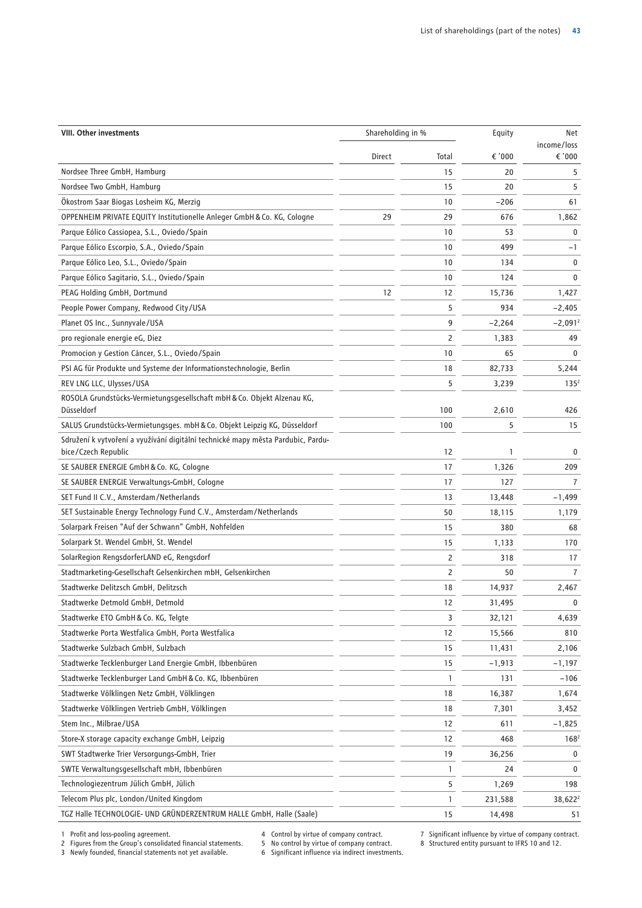| VIII. Other investments | Shareholding in % | | Equity | Net income/loss |
|---|---|---|---|---|
| | Direct | Total | € '000 | € '000 |
| Nordsee Three GmbH, Hamburg | | 15 | 20 | 5 |
| Nordsee Two GmbH, Hamburg | | 15 | 20 | 5 |
| Ökostrom Saar Biogas Losheim KG, Merzig | | 10 | −206 | 61 |
| OPPENHEIM PRIVATE EQUITY Institutionelle Anleger GmbH & Co. KG, Cologne | 29 | 29 | 676 | 1,862 |
| Parque Eólico Cassiopea, S.L., Oviedo/Spain | | 10 | 53 | 0 |
| Parque Eólico Escorpio, S.A., Oviedo/Spain | | 10 | 499 | −1 |
| Parque Eólico Leo, S.L., Oviedo/Spain | | 10 | 134 | 0 |
| Parque Eólico Sagitario, S.L., Oviedo/Spain | | 10 | 124 | 0 |
| PEAG Holding GmbH, Dortmund | 12 | 12 | 15,736 | 1,427 |
| People Power Company, Redwood City/USA | | 5 | 934 | −2,405 |
| Planet OS Inc., Sunnyvale/USA | | 9 | −2,264 | −2,091[2] |
| pro regionale energie eG, Diez | | 2 | 1,383 | 49 |
| Promocion y Gestion Cáncer, S.L., Oviedo/Spain | | 10 | 65 | 0 |
| PSI AG für Produkte und Systeme der Informationstechnologie, Berlin | | 18 | 82,733 | 5,244 |
| REV LNG LLC, Ulysses/USA | | 5 | 3,239 | 135[2] |
| ROSOLA Grundstücks-Vermietungsgesellschaft mbH & Co. Objekt Alzenau KG, Düsseldorf | | 100 | 2,610 | 426 |
| SALUS Grundstücks-Vermietungsges. mbH & Co. Objekt Leipzig KG, Düsseldorf | | 100 | 5 | 15 |
| Sdružení k vytvoření a využívání digitální technické mapy města Pardubic, Pardubice/Czech Republic | | 12 | 1 | 0 |
| SE SAUBER ENERGIE GmbH & Co. KG, Cologne | | 17 | 1,326 | 209 |
| SE SAUBER ENERGIE Verwaltungs-GmbH, Cologne | | 17 | 127 | 7 |
| SET Fund II C.V., Amsterdam/Netherlands | | 13 | 13,448 | −1,499 |
| SET Sustainable Energy Technology Fund C.V., Amsterdam/Netherlands | | 50 | 18,115 | 1,179 |
| Solarpark Freisen "Auf der Schwann" GmbH, Nohfelden | | 15 | 380 | 68 |
| Solarpark St. Wendel GmbH, St. Wendel | | 15 | 1,133 | 170 |
| SolarRegion RengsdorferLAND eG, Rengsdorf | | 2 | 318 | 17 |
| Stadtmarketing-Gesellschaft Gelsenkirchen mbH, Gelsenkirchen | | 2 | 50 | 7 |
| Stadtwerke Delitzsch GmbH, Delitzsch | | 18 | 14,937 | 2,467 |
| Stadtwerke Detmold GmbH, Detmold | | 12 | 31,495 | 0 |
| Stadtwerke ETO GmbH & Co. KG, Telgte | | 3 | 32,121 | 4,639 |
| Stadtwerke Porta Westfalica GmbH, Porta Westfalica | | 12 | 15,566 | 810 |
| Stadtwerke Sulzbach GmbH, Sulzbach | | 15 | 11,431 | 2,106 |
| Stadtwerke Tecklenburger Land Energie GmbH, Ibbenbüren | | 15 | −1,913 | −1,197 |
| Stadtwerke Tecklenburger Land GmbH & Co. KG, Ibbenbüren | | 1 | 131 | −106 |
| Stadtwerke Völklingen Netz GmbH, Völklingen | | 18 | 16,387 | 1,674 |
| Stadtwerke Völklingen Vertrieb GmbH, Völklingen | | 18 | 7,301 | 3,452 |
| Stem Inc., Milbrae/USA | | 12 | 611 | −1,825 |
| Store-X storage capacity exchange GmbH, Leipzig | | 12 | 468 | 168[2] |
| SWT Stadtwerke Trier Versorgungs-GmbH, Trier | | 19 | 36,256 | 0 |
| SWTE Verwaltungsgesellschaft mbH, Ibbenbüren | | 1 | 24 | 0 |
| Technologiezentrum Jülich GmbH, Jülich | | 5 | 1,269 | 198 |
| Telecom Plus plc, London/United Kingdom | | 1 | 231,588 | 38,622[2] |
| TGZ Halle TECHNOLOGIE- UND GRÜNDERZENTRUM HALLE GmbH, Halle (Saale) | | 15 | 14,498 | 51 |

1 Profit and loss-pooling agreement.
2 Figures from the Group's consolidated financial statements.
3 Newly founded, financial statements not yet available.
4 Control by virtue of company contract.
5 No control by virtue of company contract.
6 Significant influence via indirect investments.
7 Significant influence by virtue of company contract.
8 Structured entity pursuant to IFRS 10 and 12.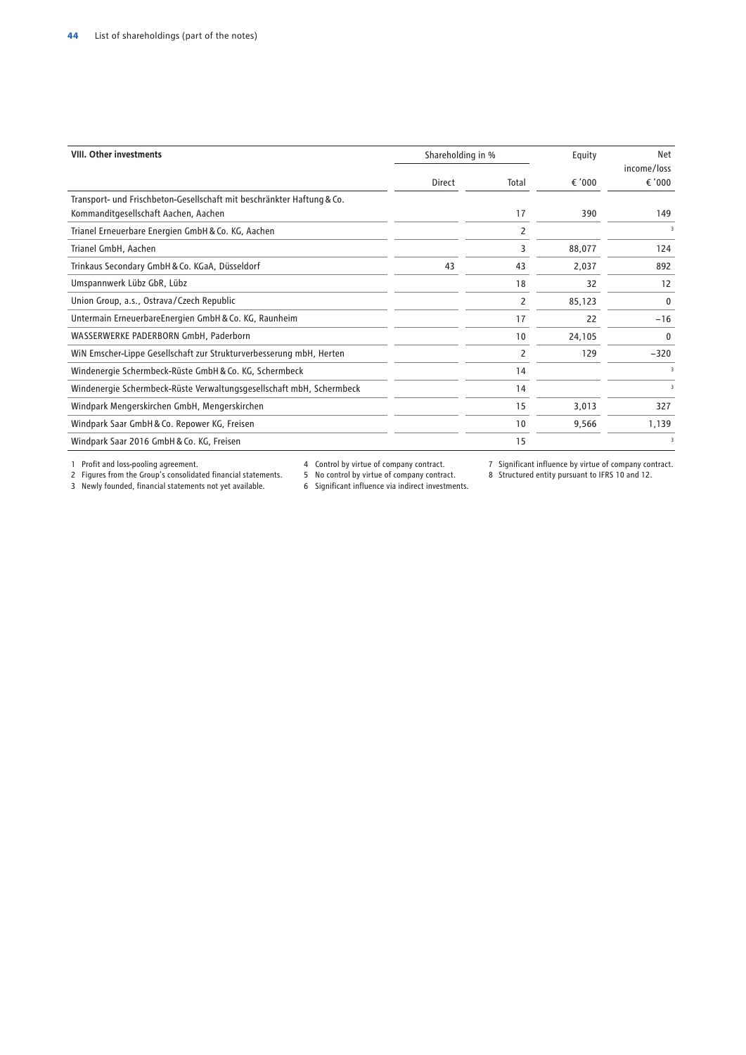| VIII. Other investments | Shareholding in % | | Equity | Net income/loss |
|---|---|---|---|---|
| | Direct | Total | € '000 | € '000 |
| Transport- und Frischbeton-Gesellschaft mit beschränkter Haftung & Co. Kommanditgesellschaft Aachen, Aachen | | 17 | 390 | 149 |
| Trianel Erneuerbare Energien GmbH & Co. KG, Aachen | | 2 | | [3] |
| Trianel GmbH, Aachen | | 3 | 88,077 | 124 |
| Trinkaus Secondary GmbH & Co. KGaA, Düsseldorf | 43 | 43 | 2,037 | 892 |
| Umspannwerk Lübz GbR, Lübz | | 18 | 32 | 12 |
| Union Group, a.s., Ostrava/Czech Republic | | 2 | 85,123 | 0 |
| Untermain ErneuerbareEnergien GmbH & Co. KG, Raunheim | | 17 | 22 | −16 |
| WASSERWERKE PADERBORN GmbH, Paderborn | | 10 | 24,105 | 0 |
| WiN Emscher-Lippe Gesellschaft zur Strukturverbesserung mbH, Herten | | 2 | 129 | −320 |
| Windenergie Schermbeck-Rüste GmbH & Co. KG, Schermbeck | | 14 | | [3] |
| Windenergie Schermbeck-Rüste Verwaltungsgesellschaft mbH, Schermbeck | | 14 | | [3] |
| Windpark Mengerskirchen GmbH, Mengerskirchen | | 15 | 3,013 | 327 |
| Windpark Saar GmbH & Co. Repower KG, Freisen | | 10 | 9,566 | 1,139 |
| Windpark Saar 2016 GmbH & Co. KG, Freisen | | 15 | | [3] |

1 Profit and loss-pooling agreement.
2 Figures from the Group's consolidated financial statements.
3 Newly founded, financial statements not yet available.
4 Control by virtue of company contract.
5 No control by virtue of company contract.
6 Significant influence via indirect investments.
7 Significant influence by virtue of company contract.
8 Structured entity pursuant to IFRS 10 and 12.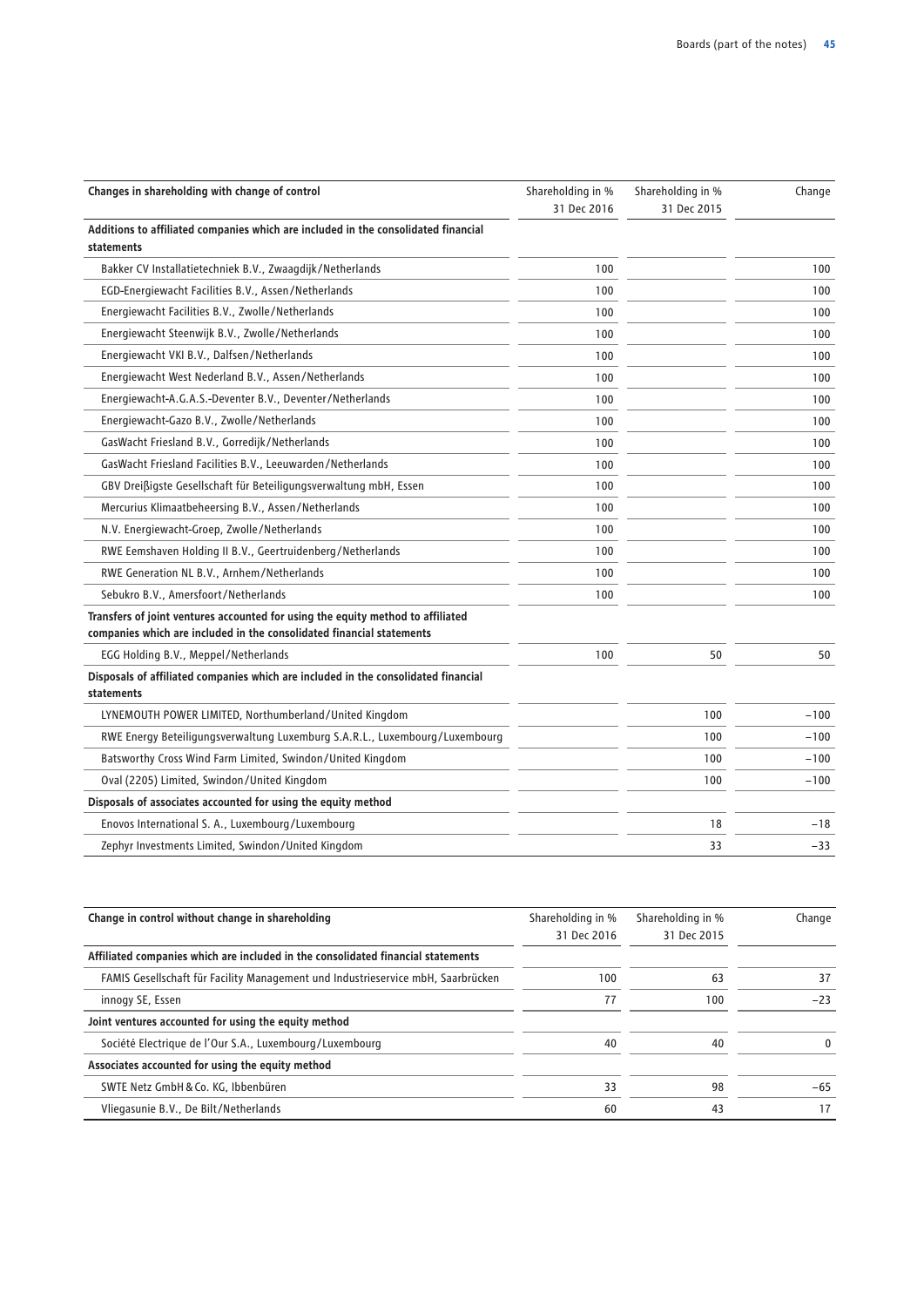| Changes in shareholding with change of control | Shareholding in % 31 Dec 2016 | Shareholding in % 31 Dec 2015 | Change |
|---|---|---|---|
| **Additions to affiliated companies which are included in the consolidated financial statements** | | | |
| Bakker CV Installatietechniek B.V., Zwaagdijk/Netherlands | 100 | | 100 |
| EGD-Energiewacht Facilities B.V., Assen/Netherlands | 100 | | 100 |
| Energiewacht Facilities B.V., Zwolle/Netherlands | 100 | | 100 |
| Energiewacht Steenwijk B.V., Zwolle/Netherlands | 100 | | 100 |
| Energiewacht VKI B.V., Dalfsen/Netherlands | 100 | | 100 |
| Energiewacht West Nederland B.V., Assen/Netherlands | 100 | | 100 |
| Energiewacht-A.G.A.S.-Deventer B.V., Deventer/Netherlands | 100 | | 100 |
| Energiewacht-Gazo B.V., Zwolle/Netherlands | 100 | | 100 |
| GasWacht Friesland B.V., Gorredijk/Netherlands | 100 | | 100 |
| GasWacht Friesland Facilities B.V., Leeuwarden/Netherlands | 100 | | 100 |
| GBV Dreißigste Gesellschaft für Beteiligungsverwaltung mbH, Essen | 100 | | 100 |
| Mercurius Klimaatbeheersing B.V., Assen/Netherlands | 100 | | 100 |
| N.V. Energiewacht-Groep, Zwolle/Netherlands | 100 | | 100 |
| RWE Eemshaven Holding II B.V., Geertruidenberg/Netherlands | 100 | | 100 |
| RWE Generation NL B.V., Arnhem/Netherlands | 100 | | 100 |
| Sebukro B.V., Amersfoort/Netherlands | 100 | | 100 |
| **Transfers of joint ventures accounted for using the equity method to affiliated companies which are included in the consolidated financial statements** | | | |
| EGG Holding B.V., Meppel/Netherlands | 100 | 50 | 50 |
| **Disposals of affiliated companies which are included in the consolidated financial statements** | | | |
| LYNEMOUTH POWER LIMITED, Northumberland/United Kingdom | | 100 | −100 |
| RWE Energy Beteiligungsverwaltung Luxemburg S.A.R.L., Luxembourg/Luxembourg | | 100 | −100 |
| Batsworthy Cross Wind Farm Limited, Swindon/United Kingdom | | 100 | −100 |
| Oval (2205) Limited, Swindon/United Kingdom | | 100 | −100 |
| **Disposals of associates accounted for using the equity method** | | | |
| Enovos International S. A., Luxembourg/Luxembourg | | 18 | −18 |
| Zephyr Investments Limited, Swindon/United Kingdom | | 33 | −33 |

| Change in control without change in shareholding | Shareholding in % 31 Dec 2016 | Shareholding in % 31 Dec 2015 | Change |
|---|---|---|---|
| **Affiliated companies which are included in the consolidated financial statements** | | | |
| FAMIS Gesellschaft für Facility Management und Industrieservice mbH, Saarbrücken | 100 | 63 | 37 |
| innogy SE, Essen | 77 | 100 | −23 |
| **Joint ventures accounted for using the equity method** | | | |
| Société Electrique de l'Our S.A., Luxembourg/Luxembourg | 40 | 40 | 0 |
| **Associates accounted for using the equity method** | | | |
| SWTE Netz GmbH & Co. KG, Ibbenbüren | 33 | 98 | −65 |
| Vliegasunie B.V., De Bilt/Netherlands | 60 | 43 | 17 |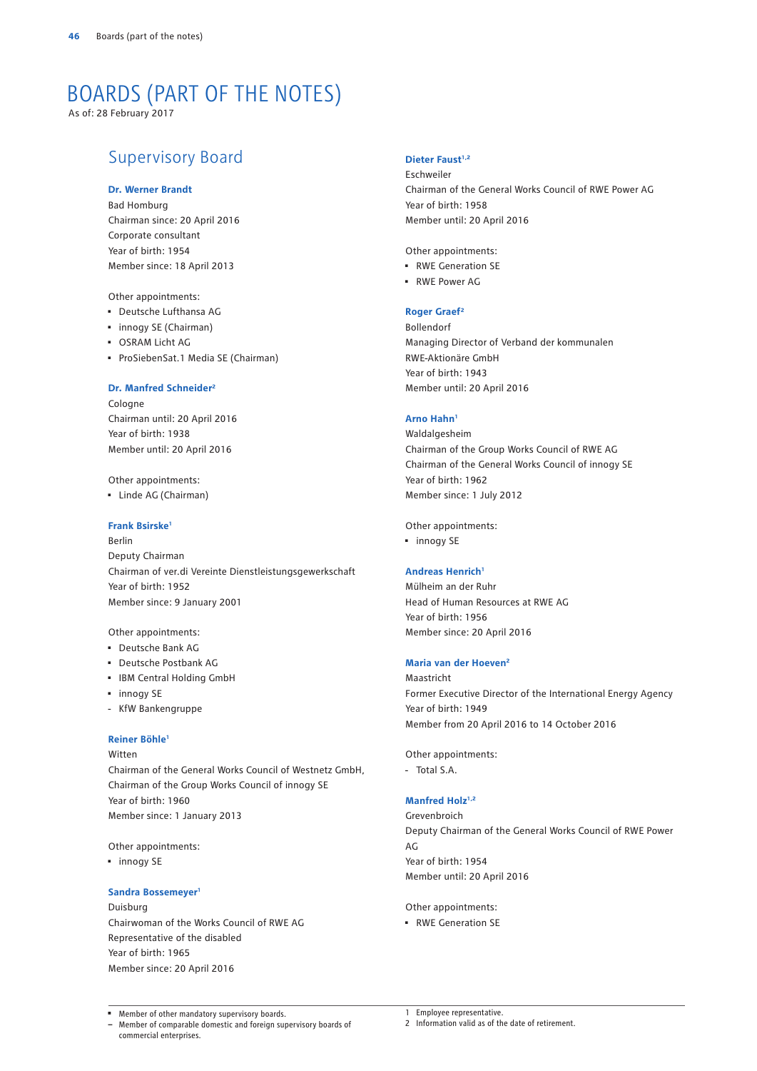# BOARDS (PART OF THE NOTES)

As of: 28 February 2017

## Supervisory Board

**Dr. Werner Brandt**
Bad Homburg
Chairman since: 20 April 2016
Corporate consultant
Year of birth: 1954
Member since: 18 April 2013

Other appointments:
▪ Deutsche Lufthansa AG
▪ innogy SE (Chairman)
▪ OSRAM Licht AG
▪ ProSiebenSat.1 Media SE (Chairman)

**Dr. Manfred Schneider[2]**
Cologne
Chairman until: 20 April 2016
Year of birth: 1938
Member until: 20 April 2016

Other appointments:
▪ Linde AG (Chairman)

**Frank Bsirske[1]**
Berlin
Deputy Chairman
Chairman of ver.di Vereinte Dienstleistungsgewerkschaft
Year of birth: 1952
Member since: 9 January 2001

Other appointments:
▪ Deutsche Bank AG
▪ Deutsche Postbank AG
▪ IBM Central Holding GmbH
▪ innogy SE
- KfW Bankengruppe

**Reiner Böhle[1]**
Witten
Chairman of the General Works Council of Westnetz GmbH,
Chairman of the Group Works Council of innogy SE
Year of birth: 1960
Member since: 1 January 2013

Other appointments:
▪ innogy SE

**Sandra Bossemeyer[1]**
Duisburg
Chairwoman of the Works Council of RWE AG
Representative of the disabled
Year of birth: 1965
Member since: 20 April 2016

**Dieter Faust[1,2]**
Eschweiler
Chairman of the General Works Council of RWE Power AG
Year of birth: 1958
Member until: 20 April 2016

Other appointments:
▪ RWE Generation SE
▪ RWE Power AG

**Roger Graef[2]**
Bollendorf
Managing Director of Verband der kommunalen
RWE-Aktionäre GmbH
Year of birth: 1943
Member until: 20 April 2016

**Arno Hahn[1]**
Waldalgesheim
Chairman of the Group Works Council of RWE AG
Chairman of the General Works Council of innogy SE
Year of birth: 1962
Member since: 1 July 2012

Other appointments:
▪ innogy SE

**Andreas Henrich[1]**
Mülheim an der Ruhr
Head of Human Resources at RWE AG
Year of birth: 1956
Member since: 20 April 2016

**Maria van der Hoeven[2]**
Maastricht
Former Executive Director of the International Energy Agency
Year of birth: 1949
Member from 20 April 2016 to 14 October 2016

Other appointments:
- Total S.A.

**Manfred Holz[1,2]**
Grevenbroich
Deputy Chairman of the General Works Council of RWE Power AG
Year of birth: 1954
Member until: 20 April 2016

Other appointments:
▪ RWE Generation SE

▪ Member of other mandatory supervisory boards.
– Member of comparable domestic and foreign supervisory boards of commercial enterprises.

1 Employee representative.
2 Information valid as of the date of retirement.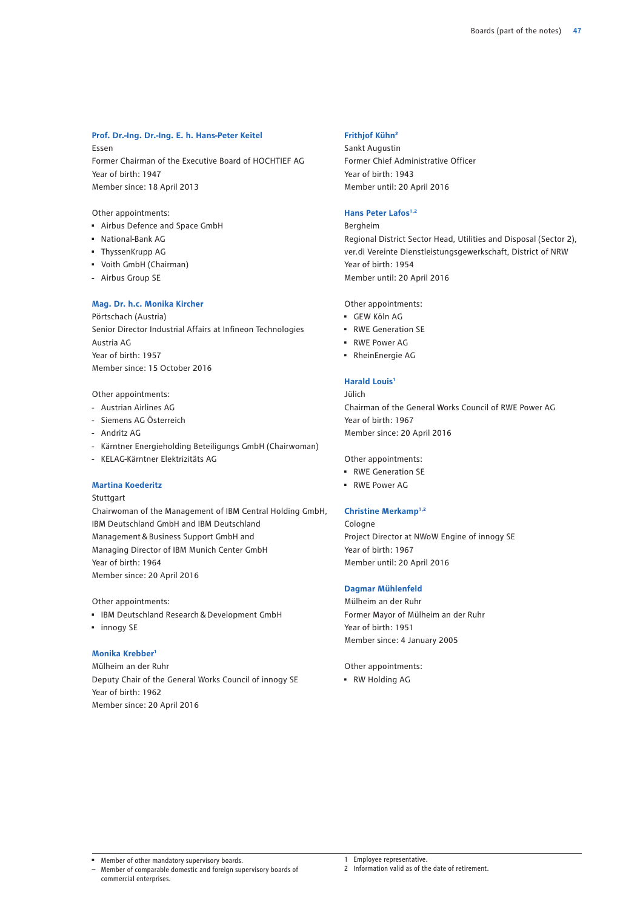**Prof. Dr.-Ing. Dr.-Ing. E. h. Hans-Peter Keitel**
Essen
Former Chairman of the Executive Board of HOCHTIEF AG
Year of birth: 1947
Member since: 18 April 2013

Other appointments:

- ▪ Airbus Defence and Space GmbH
- ▪ National-Bank AG
- ▪ ThyssenKrupp AG
- ▪ Voith GmbH (Chairman)
- - Airbus Group SE

**Mag. Dr. h.c. Monika Kircher**
Pörtschach (Austria)
Senior Director Industrial Affairs at Infineon Technologies Austria AG
Year of birth: 1957
Member since: 15 October 2016

Other appointments:

- - Austrian Airlines AG
- - Siemens AG Österreich
- - Andritz AG
- - Kärntner Energieholding Beteiligungs GmbH (Chairwoman)
- - KELAG-Kärntner Elektrizitäts AG

**Martina Koederitz**
Stuttgart
Chairwoman of the Management of IBM Central Holding GmbH, IBM Deutschland GmbH and IBM Deutschland Management & Business Support GmbH and Managing Director of IBM Munich Center GmbH
Year of birth: 1964
Member since: 20 April 2016

Other appointments:

- ▪ IBM Deutschland Research & Development GmbH
- ▪ innogy SE

**Monika Krebber**[1]
Mülheim an der Ruhr
Deputy Chair of the General Works Council of innogy SE
Year of birth: 1962
Member since: 20 April 2016

**Frithjof Kühn**[2]
Sankt Augustin
Former Chief Administrative Officer
Year of birth: 1943
Member until: 20 April 2016

**Hans Peter Lafos**[1,2]
Bergheim
Regional District Sector Head, Utilities and Disposal (Sector 2), ver.di Vereinte Dienstleistungsgewerkschaft, District of NRW
Year of birth: 1954
Member until: 20 April 2016

Other appointments:

- ▪ GEW Köln AG
- ▪ RWE Generation SE
- ▪ RWE Power AG
- ▪ RheinEnergie AG

**Harald Louis**[1]
Jülich
Chairman of the General Works Council of RWE Power AG
Year of birth: 1967
Member since: 20 April 2016

Other appointments:

- ▪ RWE Generation SE
- ▪ RWE Power AG

**Christine Merkamp**[1,2]
Cologne
Project Director at NWoW Engine of innogy SE
Year of birth: 1967
Member until: 20 April 2016

**Dagmar Mühlenfeld**
Mülheim an der Ruhr
Former Mayor of Mülheim an der Ruhr
Year of birth: 1951
Member since: 4 January 2005

Other appointments:

- ▪ RW Holding AG

▪ Member of other mandatory supervisory boards.
– Member of comparable domestic and foreign supervisory boards of commercial enterprises.

1 Employee representative.
2 Information valid as of the date of retirement.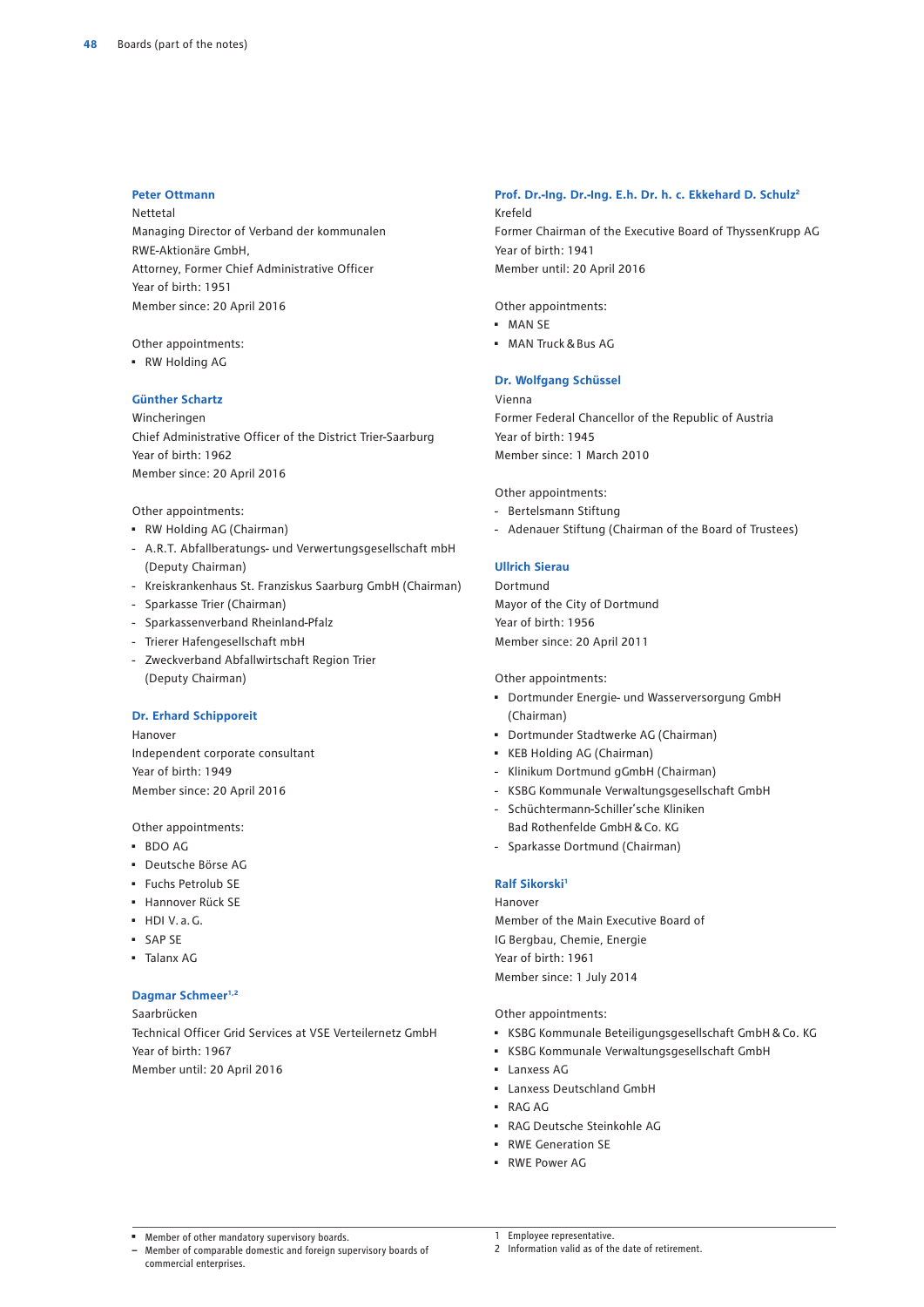**Peter Ottmann**

Nettetal
Managing Director of Verband der kommunalen RWE-Aktionäre GmbH,
Attorney, Former Chief Administrative Officer
Year of birth: 1951
Member since: 20 April 2016

Other appointments:

- ▪ RW Holding AG

**Günther Schartz**

Wincheringen
Chief Administrative Officer of the District Trier-Saarburg
Year of birth: 1962
Member since: 20 April 2016

Other appointments:

- ▪ RW Holding AG (Chairman)
- – A.R.T. Abfallberatungs- und Verwertungsgesellschaft mbH (Deputy Chairman)
- – Kreiskrankenhaus St. Franziskus Saarburg GmbH (Chairman)
- – Sparkasse Trier (Chairman)
- – Sparkassenverband Rheinland-Pfalz
- – Trierer Hafengesellschaft mbH
- – Zweckverband Abfallwirtschaft Region Trier (Deputy Chairman)

**Dr. Erhard Schipporeit**

Hanover
Independent corporate consultant
Year of birth: 1949
Member since: 20 April 2016

Other appointments:

- ▪ BDO AG
- ▪ Deutsche Börse AG
- ▪ Fuchs Petrolub SE
- ▪ Hannover Rück SE
- ▪ HDI V. a. G.
- ▪ SAP SE
- ▪ Talanx AG

**Dagmar Schmeer[1,2]**

Saarbrücken
Technical Officer Grid Services at VSE Verteilernetz GmbH
Year of birth: 1967
Member until: 20 April 2016

**Prof. Dr.-Ing. Dr.-Ing. E.h. Dr. h. c. Ekkehard D. Schulz[2]**

Krefeld
Former Chairman of the Executive Board of ThyssenKrupp AG
Year of birth: 1941
Member until: 20 April 2016

Other appointments:

- ▪ MAN SE
- ▪ MAN Truck & Bus AG

**Dr. Wolfgang Schüssel**

Vienna
Former Federal Chancellor of the Republic of Austria
Year of birth: 1945
Member since: 1 March 2010

Other appointments:

- – Bertelsmann Stiftung
- – Adenauer Stiftung (Chairman of the Board of Trustees)

**Ullrich Sierau**

Dortmund
Mayor of the City of Dortmund
Year of birth: 1956
Member since: 20 April 2011

Other appointments:

- ▪ Dortmunder Energie- und Wasserversorgung GmbH (Chairman)
- ▪ Dortmunder Stadtwerke AG (Chairman)
- ▪ KEB Holding AG (Chairman)
- – Klinikum Dortmund gGmbH (Chairman)
- – KSBG Kommunale Verwaltungsgesellschaft GmbH
- – Schüchtermann-Schiller'sche Kliniken Bad Rothenfelde GmbH & Co. KG
- – Sparkasse Dortmund (Chairman)

**Ralf Sikorski[1]**

Hanover
Member of the Main Executive Board of IG Bergbau, Chemie, Energie
Year of birth: 1961
Member since: 1 July 2014

Other appointments:

- ▪ KSBG Kommunale Beteiligungsgesellschaft GmbH & Co. KG
- ▪ KSBG Kommunale Verwaltungsgesellschaft GmbH
- ▪ Lanxess AG
- ▪ Lanxess Deutschland GmbH
- ▪ RAG AG
- ▪ RAG Deutsche Steinkohle AG
- ▪ RWE Generation SE
- ▪ RWE Power AG

▪ Member of other mandatory supervisory boards.
– Member of comparable domestic and foreign supervisory boards of commercial enterprises.

1 Employee representative.
2 Information valid as of the date of retirement.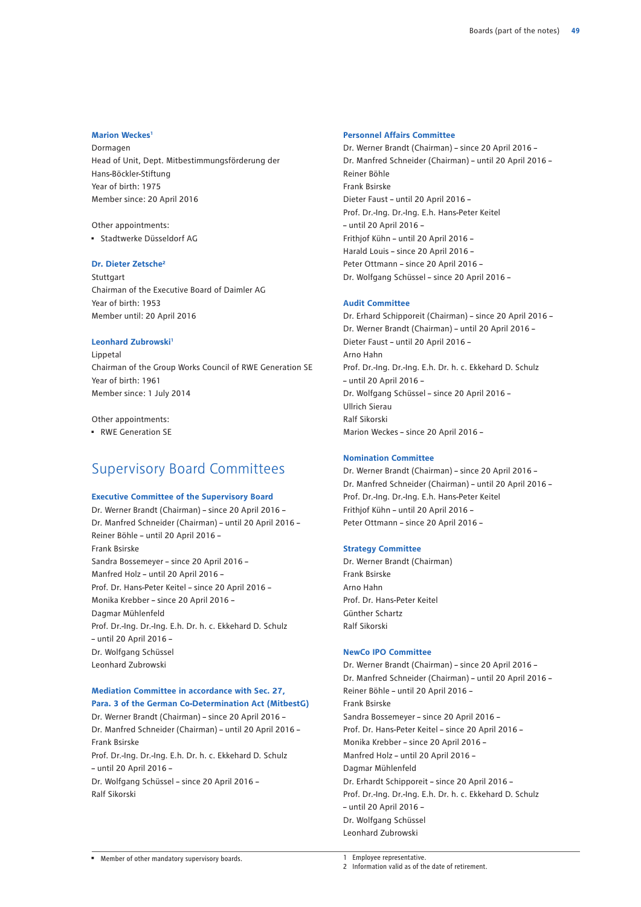#### Marion Weckes[1]

Dormagen
Head of Unit, Dept. Mitbestimmungsförderung der Hans-Böckler-Stiftung
Year of birth: 1975
Member since: 20 April 2016

Other appointments:

- Stadtwerke Düsseldorf AG

#### Dr. Dieter Zetsche[2]

Stuttgart
Chairman of the Executive Board of Daimler AG
Year of birth: 1953
Member until: 20 April 2016

#### Leonhard Zubrowski[1]

Lippetal
Chairman of the Group Works Council of RWE Generation SE
Year of birth: 1961
Member since: 1 July 2014

Other appointments:

- RWE Generation SE

## Supervisory Board Committees

#### Executive Committee of the Supervisory Board

Dr. Werner Brandt (Chairman) – since 20 April 2016 –
Dr. Manfred Schneider (Chairman) – until 20 April 2016 –
Reiner Böhle – until 20 April 2016 –
Frank Bsirske
Sandra Bossemeyer – since 20 April 2016 –
Manfred Holz – until 20 April 2016 –
Prof. Dr. Hans-Peter Keitel – since 20 April 2016 –
Monika Krebber – since 20 April 2016 –
Dagmar Mühlenfeld
Prof. Dr.-Ing. Dr.-Ing. E.h. Dr. h. c. Ekkehard D. Schulz – until 20 April 2016 –
Dr. Wolfgang Schüssel
Leonhard Zubrowski

#### Mediation Committee in accordance with Sec. 27, Para. 3 of the German Co-Determination Act (MitbestG)

Dr. Werner Brandt (Chairman) – since 20 April 2016 –
Dr. Manfred Schneider (Chairman) – until 20 April 2016 –
Frank Bsirske
Prof. Dr.-Ing. Dr.-Ing. E.h. Dr. h. c. Ekkehard D. Schulz – until 20 April 2016 –
Dr. Wolfgang Schüssel – since 20 April 2016 –
Ralf Sikorski

#### Personnel Affairs Committee

Dr. Werner Brandt (Chairman) – since 20 April 2016 –
Dr. Manfred Schneider (Chairman) – until 20 April 2016 –
Reiner Böhle
Frank Bsirske
Dieter Faust – until 20 April 2016 –
Prof. Dr.-Ing. Dr.-Ing. E.h. Hans-Peter Keitel – until 20 April 2016 –
Frithjof Kühn – until 20 April 2016 –
Harald Louis – since 20 April 2016 –
Peter Ottmann – since 20 April 2016 –
Dr. Wolfgang Schüssel – since 20 April 2016 –

#### Audit Committee

Dr. Erhard Schipporeit (Chairman) – since 20 April 2016 –
Dr. Werner Brandt (Chairman) – until 20 April 2016 –
Dieter Faust – until 20 April 2016 –
Arno Hahn
Prof. Dr.-Ing. Dr.-Ing. E.h. Dr. h. c. Ekkehard D. Schulz – until 20 April 2016 –
Dr. Wolfgang Schüssel – since 20 April 2016 –
Ullrich Sierau
Ralf Sikorski
Marion Weckes – since 20 April 2016 –

#### Nomination Committee

Dr. Werner Brandt (Chairman) – since 20 April 2016 –
Dr. Manfred Schneider (Chairman) – until 20 April 2016 –
Prof. Dr.-Ing. Dr.-Ing. E.h. Hans-Peter Keitel
Frithjof Kühn – until 20 April 2016 –
Peter Ottmann – since 20 April 2016 –

#### Strategy Committee

Dr. Werner Brandt (Chairman)
Frank Bsirske
Arno Hahn
Prof. Dr. Hans-Peter Keitel
Günther Schartz
Ralf Sikorski

#### NewCo IPO Committee

Dr. Werner Brandt (Chairman) – since 20 April 2016 –
Dr. Manfred Schneider (Chairman) – until 20 April 2016 –
Reiner Böhle – until 20 April 2016 –
Frank Bsirske
Sandra Bossemeyer – since 20 April 2016 –
Prof. Dr. Hans-Peter Keitel – since 20 April 2016 –
Monika Krebber – since 20 April 2016 –
Manfred Holz – until 20 April 2016 –
Dagmar Mühlenfeld
Dr. Erhard Schipporeit – since 20 April 2016 –
Prof. Dr.-Ing. Dr.-Ing. E.h. Dr. h. c. Ekkehard D. Schulz – until 20 April 2016 –
Dr. Wolfgang Schüssel
Leonhard Zubrowski

- Member of other mandatory supervisory boards.

1 Employee representative.
2 Information valid as of the date of retirement.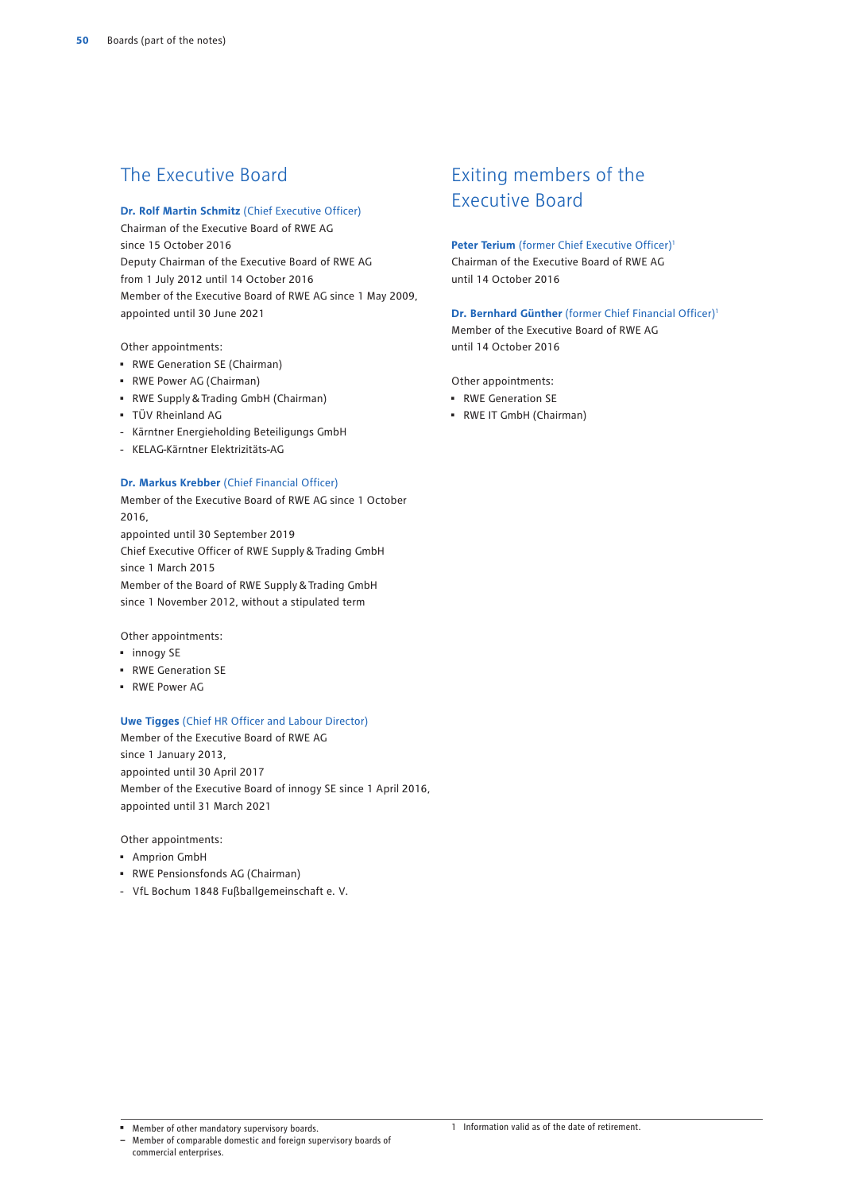## The Executive Board

**Dr. Rolf Martin Schmitz** (Chief Executive Officer)
Chairman of the Executive Board of RWE AG
since 15 October 2016
Deputy Chairman of the Executive Board of RWE AG
from 1 July 2012 until 14 October 2016
Member of the Executive Board of RWE AG since 1 May 2009,
appointed until 30 June 2021

Other appointments:

- ▪ RWE Generation SE (Chairman)
- ▪ RWE Power AG (Chairman)
- ▪ RWE Supply & Trading GmbH (Chairman)
- ▪ TÜV Rheinland AG
- \- Kärntner Energieholding Beteiligungs GmbH
- \- KELAG-Kärntner Elektrizitäts-AG

**Dr. Markus Krebber** (Chief Financial Officer)
Member of the Executive Board of RWE AG since 1 October 2016,
appointed until 30 September 2019
Chief Executive Officer of RWE Supply & Trading GmbH
since 1 March 2015
Member of the Board of RWE Supply & Trading GmbH
since 1 November 2012, without a stipulated term

Other appointments:

- ▪ innogy SE
- ▪ RWE Generation SE
- ▪ RWE Power AG

**Uwe Tigges** (Chief HR Officer and Labour Director)
Member of the Executive Board of RWE AG
since 1 January 2013,
appointed until 30 April 2017
Member of the Executive Board of innogy SE since 1 April 2016,
appointed until 31 March 2021

Other appointments:

- ▪ Amprion GmbH
- ▪ RWE Pensionsfonds AG (Chairman)
- \- VfL Bochum 1848 Fußballgemeinschaft e. V.

## Exiting members of the Executive Board

**Peter Terium** (former Chief Executive Officer)[1]
Chairman of the Executive Board of RWE AG
until 14 October 2016

**Dr. Bernhard Günther** (former Chief Financial Officer)[1]
Member of the Executive Board of RWE AG
until 14 October 2016

Other appointments:

- ▪ RWE Generation SE
- ▪ RWE IT GmbH (Chairman)

▪ Member of other mandatory supervisory boards.
– Member of comparable domestic and foreign supervisory boards of commercial enterprises.

1 Information valid as of the date of retirement.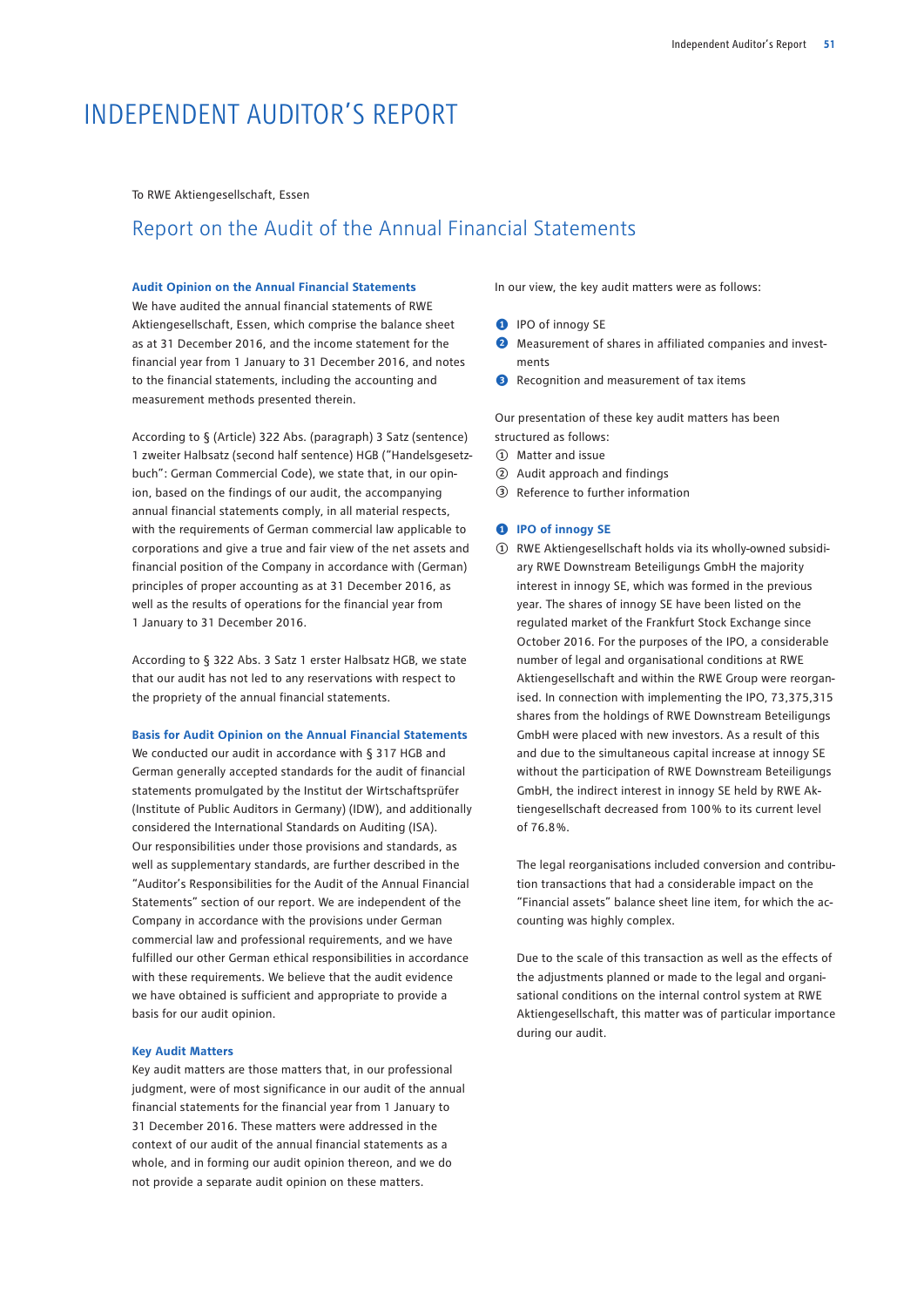# INDEPENDENT AUDITOR'S REPORT

To RWE Aktiengesellschaft, Essen

## Report on the Audit of the Annual Financial Statements

### Audit Opinion on the Annual Financial Statements

We have audited the annual financial statements of RWE Aktiengesellschaft, Essen, which comprise the balance sheet as at 31 December 2016, and the income statement for the financial year from 1 January to 31 December 2016, and notes to the financial statements, including the accounting and measurement methods presented therein.

According to § (Article) 322 Abs. (paragraph) 3 Satz (sentence) 1 zweiter Halbsatz (second half sentence) HGB ("Handelsgesetzbuch": German Commercial Code), we state that, in our opinion, based on the findings of our audit, the accompanying annual financial statements comply, in all material respects, with the requirements of German commercial law applicable to corporations and give a true and fair view of the net assets and financial position of the Company in accordance with (German) principles of proper accounting as at 31 December 2016, as well as the results of operations for the financial year from 1 January to 31 December 2016.

According to § 322 Abs. 3 Satz 1 erster Halbsatz HGB, we state that our audit has not led to any reservations with respect to the propriety of the annual financial statements.

### Basis for Audit Opinion on the Annual Financial Statements

We conducted our audit in accordance with § 317 HGB and German generally accepted standards for the audit of financial statements promulgated by the Institut der Wirtschaftsprüfer (Institute of Public Auditors in Germany) (IDW), and additionally considered the International Standards on Auditing (ISA). Our responsibilities under those provisions and standards, as well as supplementary standards, are further described in the "Auditor's Responsibilities for the Audit of the Annual Financial Statements" section of our report. We are independent of the Company in accordance with the provisions under German commercial law and professional requirements, and we have fulfilled our other German ethical responsibilities in accordance with these requirements. We believe that the audit evidence we have obtained is sufficient and appropriate to provide a basis for our audit opinion.

### Key Audit Matters

Key audit matters are those matters that, in our professional judgment, were of most significance in our audit of the annual financial statements for the financial year from 1 January to 31 December 2016. These matters were addressed in the context of our audit of the annual financial statements as a whole, and in forming our audit opinion thereon, and we do not provide a separate audit opinion on these matters.

In our view, the key audit matters were as follows:

❶ IPO of innogy SE
❷ Measurement of shares in affiliated companies and investments
❸ Recognition and measurement of tax items

Our presentation of these key audit matters has been structured as follows:

① Matter and issue
② Audit approach and findings
③ Reference to further information

#### ❶ IPO of innogy SE

① RWE Aktiengesellschaft holds via its wholly-owned subsidiary RWE Downstream Beteiligungs GmbH the majority interest in innogy SE, which was formed in the previous year. The shares of innogy SE have been listed on the regulated market of the Frankfurt Stock Exchange since October 2016. For the purposes of the IPO, a considerable number of legal and organisational conditions at RWE Aktiengesellschaft and within the RWE Group were reorganised. In connection with implementing the IPO, 73,375,315 shares from the holdings of RWE Downstream Beteiligungs GmbH were placed with new investors. As a result of this and due to the simultaneous capital increase at innogy SE without the participation of RWE Downstream Beteiligungs GmbH, the indirect interest in innogy SE held by RWE Aktiengesellschaft decreased from 100% to its current level of 76.8%.

The legal reorganisations included conversion and contribution transactions that had a considerable impact on the "Financial assets" balance sheet line item, for which the accounting was highly complex.

Due to the scale of this transaction as well as the effects of the adjustments planned or made to the legal and organisational conditions on the internal control system at RWE Aktiengesellschaft, this matter was of particular importance during our audit.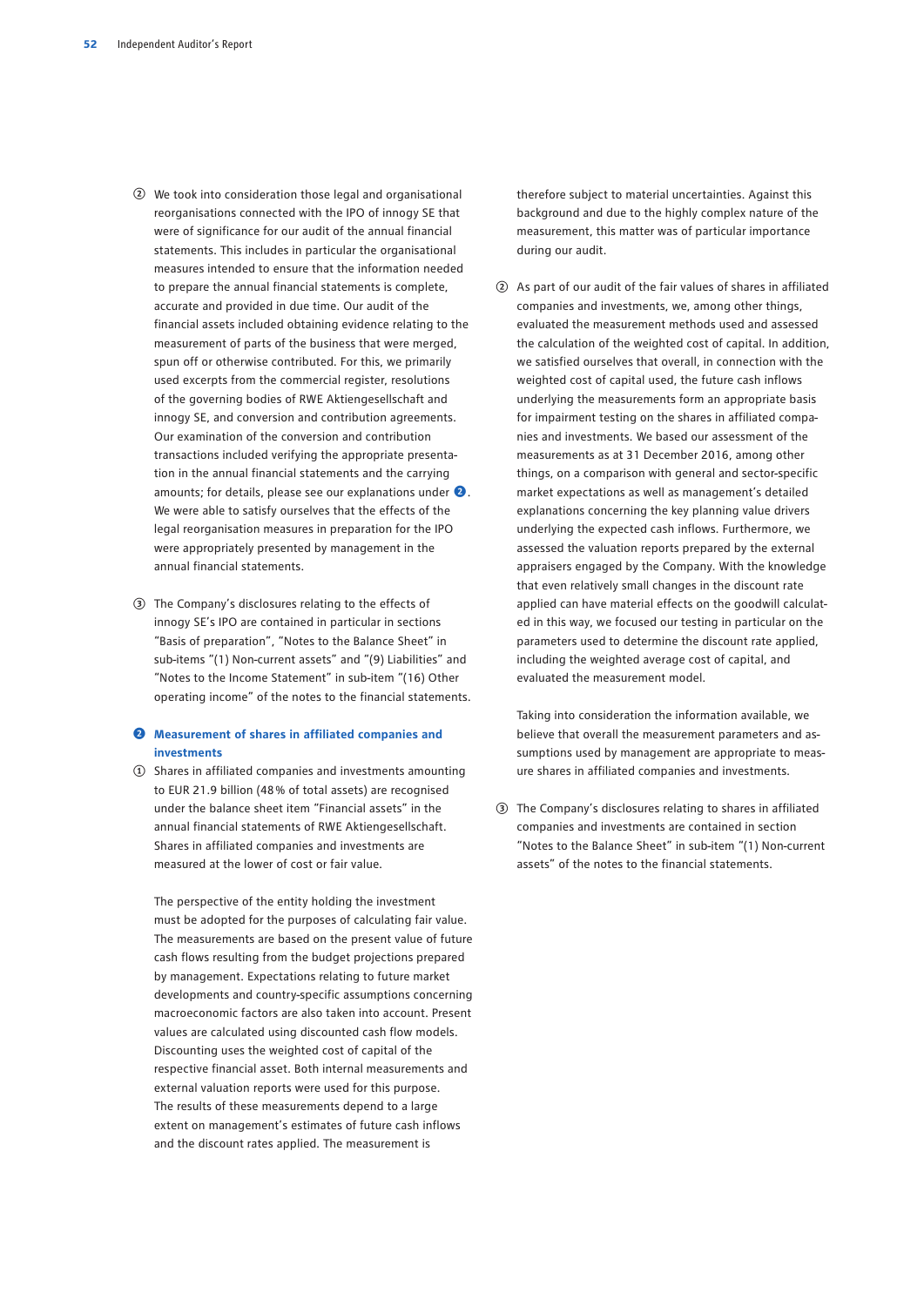② We took into consideration those legal and organisational reorganisations connected with the IPO of innogy SE that were of significance for our audit of the annual financial statements. This includes in particular the organisational measures intended to ensure that the information needed to prepare the annual financial statements is complete, accurate and provided in due time. Our audit of the financial assets included obtaining evidence relating to the measurement of parts of the business that were merged, spun off or otherwise contributed. For this, we primarily used excerpts from the commercial register, resolutions of the governing bodies of RWE Aktiengesellschaft and innogy SE, and conversion and contribution agreements. Our examination of the conversion and contribution transactions included verifying the appropriate presentation in the annual financial statements and the carrying amounts; for details, please see our explanations under ❷. We were able to satisfy ourselves that the effects of the legal reorganisation measures in preparation for the IPO were appropriately presented by management in the annual financial statements.

③ The Company's disclosures relating to the effects of innogy SE's IPO are contained in particular in sections "Basis of preparation", "Notes to the Balance Sheet" in sub-items "(1) Non-current assets" and "(9) Liabilities" and "Notes to the Income Statement" in sub-item "(16) Other operating income" of the notes to the financial statements.

**❷ Measurement of shares in affiliated companies and investments**

① Shares in affiliated companies and investments amounting to EUR 21.9 billion (48% of total assets) are recognised under the balance sheet item "Financial assets" in the annual financial statements of RWE Aktiengesellschaft. Shares in affiliated companies and investments are measured at the lower of cost or fair value.

The perspective of the entity holding the investment must be adopted for the purposes of calculating fair value. The measurements are based on the present value of future cash flows resulting from the budget projections prepared by management. Expectations relating to future market developments and country-specific assumptions concerning macroeconomic factors are also taken into account. Present values are calculated using discounted cash flow models. Discounting uses the weighted cost of capital of the respective financial asset. Both internal measurements and external valuation reports were used for this purpose. The results of these measurements depend to a large extent on management's estimates of future cash inflows and the discount rates applied. The measurement is therefore subject to material uncertainties. Against this background and due to the highly complex nature of the measurement, this matter was of particular importance during our audit.

② As part of our audit of the fair values of shares in affiliated companies and investments, we, among other things, evaluated the measurement methods used and assessed the calculation of the weighted cost of capital. In addition, we satisfied ourselves that overall, in connection with the weighted cost of capital used, the future cash inflows underlying the measurements form an appropriate basis for impairment testing on the shares in affiliated companies and investments. We based our assessment of the measurements as at 31 December 2016, among other things, on a comparison with general and sector-specific market expectations as well as management's detailed explanations concerning the key planning value drivers underlying the expected cash inflows. Furthermore, we assessed the valuation reports prepared by the external appraisers engaged by the Company. With the knowledge that even relatively small changes in the discount rate applied can have material effects on the goodwill calculated in this way, we focused our testing in particular on the parameters used to determine the discount rate applied, including the weighted average cost of capital, and evaluated the measurement model.

Taking into consideration the information available, we believe that overall the measurement parameters and assumptions used by management are appropriate to measure shares in affiliated companies and investments.

③ The Company's disclosures relating to shares in affiliated companies and investments are contained in section "Notes to the Balance Sheet" in sub-item "(1) Non-current assets" of the notes to the financial statements.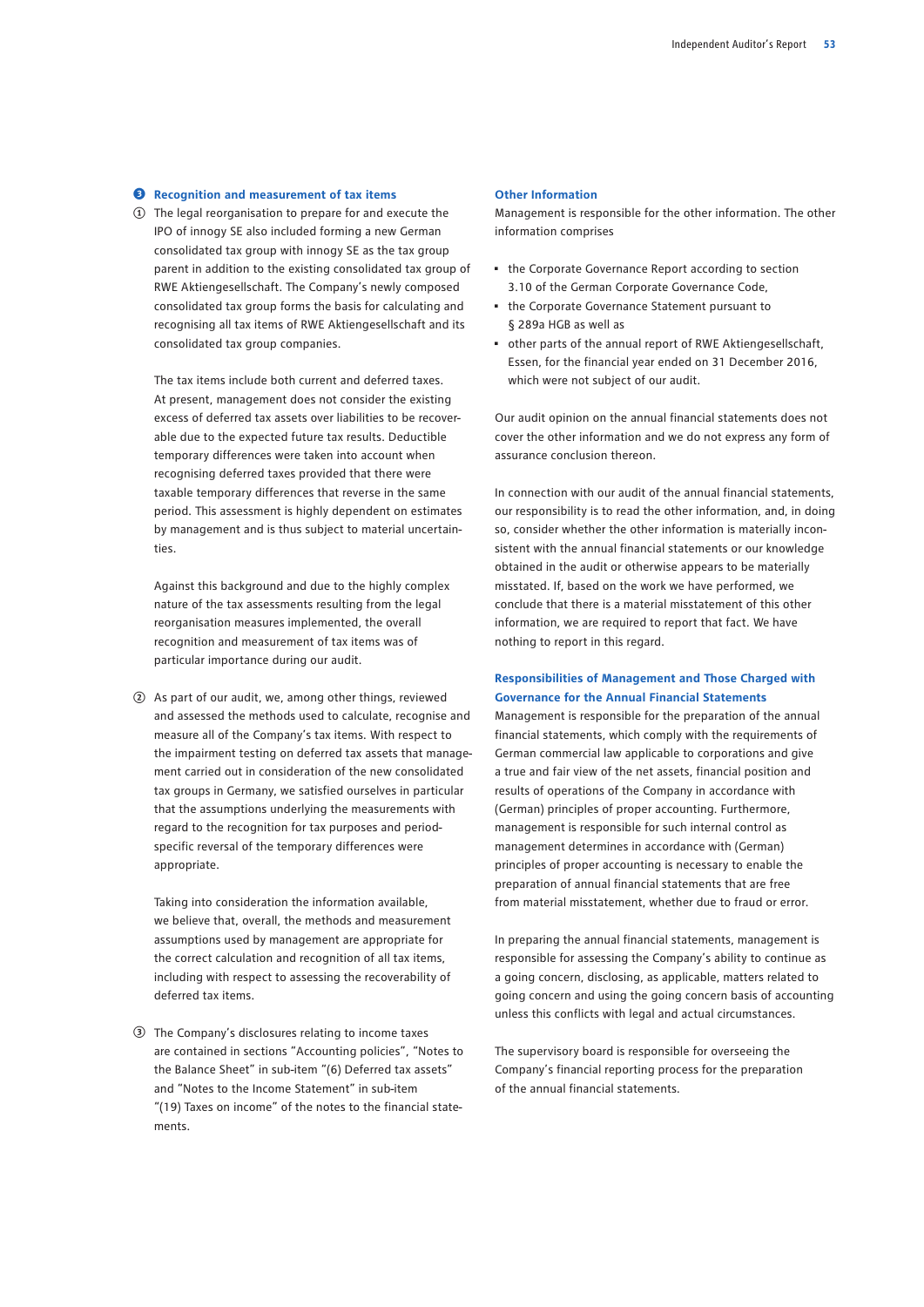### ❸ Recognition and measurement of tax items

① The legal reorganisation to prepare for and execute the IPO of innogy SE also included forming a new German consolidated tax group with innogy SE as the tax group parent in addition to the existing consolidated tax group of RWE Aktiengesellschaft. The Company's newly composed consolidated tax group forms the basis for calculating and recognising all tax items of RWE Aktiengesellschaft and its consolidated tax group companies.

The tax items include both current and deferred taxes. At present, management does not consider the existing excess of deferred tax assets over liabilities to be recoverable due to the expected future tax results. Deductible temporary differences were taken into account when recognising deferred taxes provided that there were taxable temporary differences that reverse in the same period. This assessment is highly dependent on estimates by management and is thus subject to material uncertainties.

Against this background and due to the highly complex nature of the tax assessments resulting from the legal reorganisation measures implemented, the overall recognition and measurement of tax items was of particular importance during our audit.

② As part of our audit, we, among other things, reviewed and assessed the methods used to calculate, recognise and measure all of the Company's tax items. With respect to the impairment testing on deferred tax assets that management carried out in consideration of the new consolidated tax groups in Germany, we satisfied ourselves in particular that the assumptions underlying the measurements with regard to the recognition for tax purposes and period-specific reversal of the temporary differences were appropriate.

Taking into consideration the information available, we believe that, overall, the methods and measurement assumptions used by management are appropriate for the correct calculation and recognition of all tax items, including with respect to assessing the recoverability of deferred tax items.

③ The Company's disclosures relating to income taxes are contained in sections "Accounting policies", "Notes to the Balance Sheet" in sub-item "(6) Deferred tax assets" and "Notes to the Income Statement" in sub-item "(19) Taxes on income" of the notes to the financial statements.

### Other Information

Management is responsible for the other information. The other information comprises

- the Corporate Governance Report according to section 3.10 of the German Corporate Governance Code,
- the Corporate Governance Statement pursuant to § 289a HGB as well as
- other parts of the annual report of RWE Aktiengesellschaft, Essen, for the financial year ended on 31 December 2016, which were not subject of our audit.

Our audit opinion on the annual financial statements does not cover the other information and we do not express any form of assurance conclusion thereon.

In connection with our audit of the annual financial statements, our responsibility is to read the other information, and, in doing so, consider whether the other information is materially inconsistent with the annual financial statements or our knowledge obtained in the audit or otherwise appears to be materially misstated. If, based on the work we have performed, we conclude that there is a material misstatement of this other information, we are required to report that fact. We have nothing to report in this regard.

### Responsibilities of Management and Those Charged with Governance for the Annual Financial Statements

Management is responsible for the preparation of the annual financial statements, which comply with the requirements of German commercial law applicable to corporations and give a true and fair view of the net assets, financial position and results of operations of the Company in accordance with (German) principles of proper accounting. Furthermore, management is responsible for such internal control as management determines in accordance with (German) principles of proper accounting is necessary to enable the preparation of annual financial statements that are free from material misstatement, whether due to fraud or error.

In preparing the annual financial statements, management is responsible for assessing the Company's ability to continue as a going concern, disclosing, as applicable, matters related to going concern and using the going concern basis of accounting unless this conflicts with legal and actual circumstances.

The supervisory board is responsible for overseeing the Company's financial reporting process for the preparation of the annual financial statements.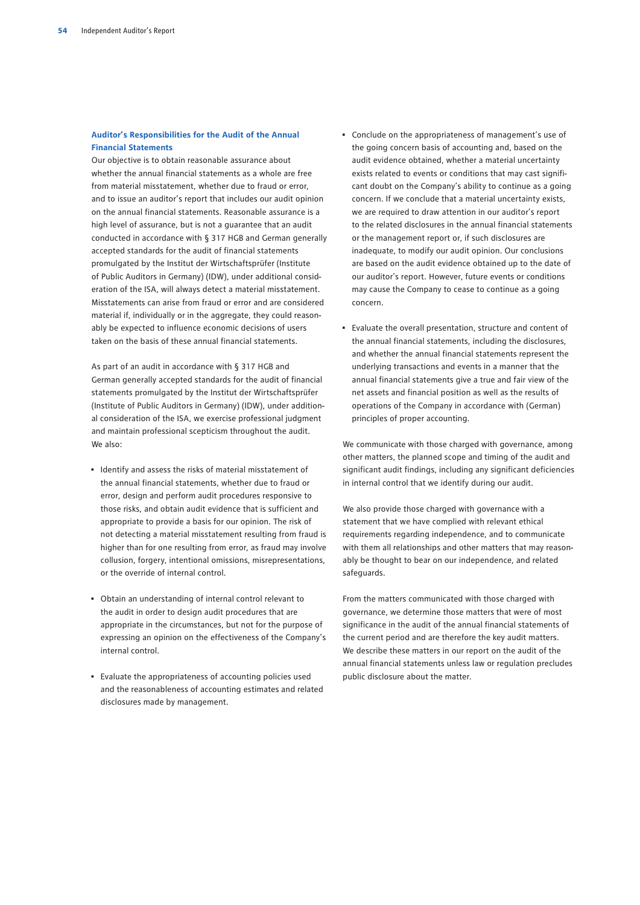### Auditor's Responsibilities for the Audit of the Annual Financial Statements

Our objective is to obtain reasonable assurance about whether the annual financial statements as a whole are free from material misstatement, whether due to fraud or error, and to issue an auditor's report that includes our audit opinion on the annual financial statements. Reasonable assurance is a high level of assurance, but is not a guarantee that an audit conducted in accordance with § 317 HGB and German generally accepted standards for the audit of financial statements promulgated by the Institut der Wirtschaftsprüfer (Institute of Public Auditors in Germany) (IDW), under additional consideration of the ISA, will always detect a material misstatement. Misstatements can arise from fraud or error and are considered material if, individually or in the aggregate, they could reasonably be expected to influence economic decisions of users taken on the basis of these annual financial statements.

As part of an audit in accordance with § 317 HGB and German generally accepted standards for the audit of financial statements promulgated by the Institut der Wirtschaftsprüfer (Institute of Public Auditors in Germany) (IDW), under additional consideration of the ISA, we exercise professional judgment and maintain professional scepticism throughout the audit. We also:

- Identify and assess the risks of material misstatement of the annual financial statements, whether due to fraud or error, design and perform audit procedures responsive to those risks, and obtain audit evidence that is sufficient and appropriate to provide a basis for our opinion. The risk of not detecting a material misstatement resulting from fraud is higher than for one resulting from error, as fraud may involve collusion, forgery, intentional omissions, misrepresentations, or the override of internal control.
- Obtain an understanding of internal control relevant to the audit in order to design audit procedures that are appropriate in the circumstances, but not for the purpose of expressing an opinion on the effectiveness of the Company's internal control.
- Evaluate the appropriateness of accounting policies used and the reasonableness of accounting estimates and related disclosures made by management.
- Conclude on the appropriateness of management's use of the going concern basis of accounting and, based on the audit evidence obtained, whether a material uncertainty exists related to events or conditions that may cast significant doubt on the Company's ability to continue as a going concern. If we conclude that a material uncertainty exists, we are required to draw attention in our auditor's report to the related disclosures in the annual financial statements or the management report or, if such disclosures are inadequate, to modify our audit opinion. Our conclusions are based on the audit evidence obtained up to the date of our auditor's report. However, future events or conditions may cause the Company to cease to continue as a going concern.
- Evaluate the overall presentation, structure and content of the annual financial statements, including the disclosures, and whether the annual financial statements represent the underlying transactions and events in a manner that the annual financial statements give a true and fair view of the net assets and financial position as well as the results of operations of the Company in accordance with (German) principles of proper accounting.

We communicate with those charged with governance, among other matters, the planned scope and timing of the audit and significant audit findings, including any significant deficiencies in internal control that we identify during our audit.

We also provide those charged with governance with a statement that we have complied with relevant ethical requirements regarding independence, and to communicate with them all relationships and other matters that may reasonably be thought to bear on our independence, and related safeguards.

From the matters communicated with those charged with governance, we determine those matters that were of most significance in the audit of the annual financial statements of the current period and are therefore the key audit matters. We describe these matters in our report on the audit of the annual financial statements unless law or regulation precludes public disclosure about the matter.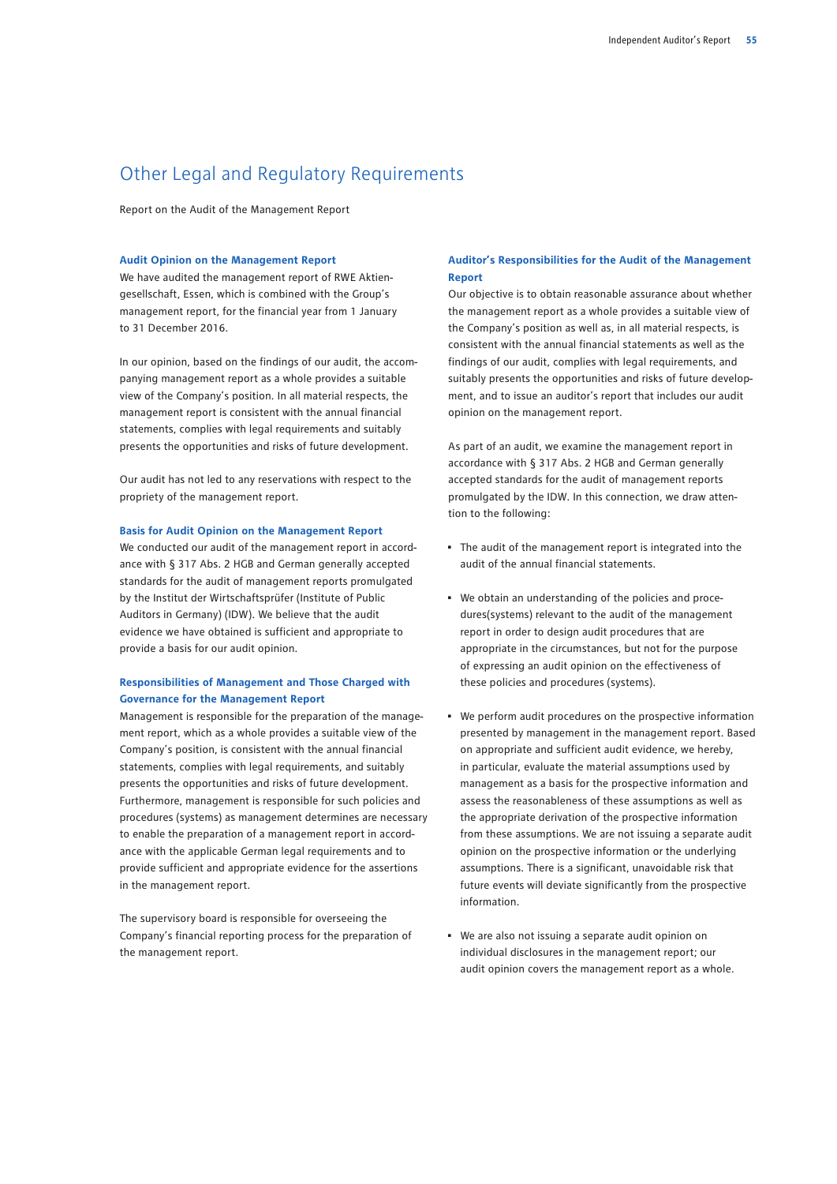## Other Legal and Regulatory Requirements

Report on the Audit of the Management Report

### Audit Opinion on the Management Report

We have audited the management report of RWE Aktiengesellschaft, Essen, which is combined with the Group's management report, for the financial year from 1 January to 31 December 2016.

In our opinion, based on the findings of our audit, the accompanying management report as a whole provides a suitable view of the Company's position. In all material respects, the management report is consistent with the annual financial statements, complies with legal requirements and suitably presents the opportunities and risks of future development.

Our audit has not led to any reservations with respect to the propriety of the management report.

### Basis for Audit Opinion on the Management Report

We conducted our audit of the management report in accordance with § 317 Abs. 2 HGB and German generally accepted standards for the audit of management reports promulgated by the Institut der Wirtschaftsprüfer (Institute of Public Auditors in Germany) (IDW). We believe that the audit evidence we have obtained is sufficient and appropriate to provide a basis for our audit opinion.

### Responsibilities of Management and Those Charged with Governance for the Management Report

Management is responsible for the preparation of the management report, which as a whole provides a suitable view of the Company's position, is consistent with the annual financial statements, complies with legal requirements, and suitably presents the opportunities and risks of future development. Furthermore, management is responsible for such policies and procedures (systems) as management determines are necessary to enable the preparation of a management report in accordance with the applicable German legal requirements and to provide sufficient and appropriate evidence for the assertions in the management report.

The supervisory board is responsible for overseeing the Company's financial reporting process for the preparation of the management report.

### Auditor's Responsibilities for the Audit of the Management Report

Our objective is to obtain reasonable assurance about whether the management report as a whole provides a suitable view of the Company's position as well as, in all material respects, is consistent with the annual financial statements as well as the findings of our audit, complies with legal requirements, and suitably presents the opportunities and risks of future development, and to issue an auditor's report that includes our audit opinion on the management report.

As part of an audit, we examine the management report in accordance with § 317 Abs. 2 HGB and German generally accepted standards for the audit of management reports promulgated by the IDW. In this connection, we draw attention to the following:

- The audit of the management report is integrated into the audit of the annual financial statements.
- We obtain an understanding of the policies and procedures(systems) relevant to the audit of the management report in order to design audit procedures that are appropriate in the circumstances, but not for the purpose of expressing an audit opinion on the effectiveness of these policies and procedures (systems).
- We perform audit procedures on the prospective information presented by management in the management report. Based on appropriate and sufficient audit evidence, we hereby, in particular, evaluate the material assumptions used by management as a basis for the prospective information and assess the reasonableness of these assumptions as well as the appropriate derivation of the prospective information from these assumptions. We are not issuing a separate audit opinion on the prospective information or the underlying assumptions. There is a significant, unavoidable risk that future events will deviate significantly from the prospective information.
- We are also not issuing a separate audit opinion on individual disclosures in the management report; our audit opinion covers the management report as a whole.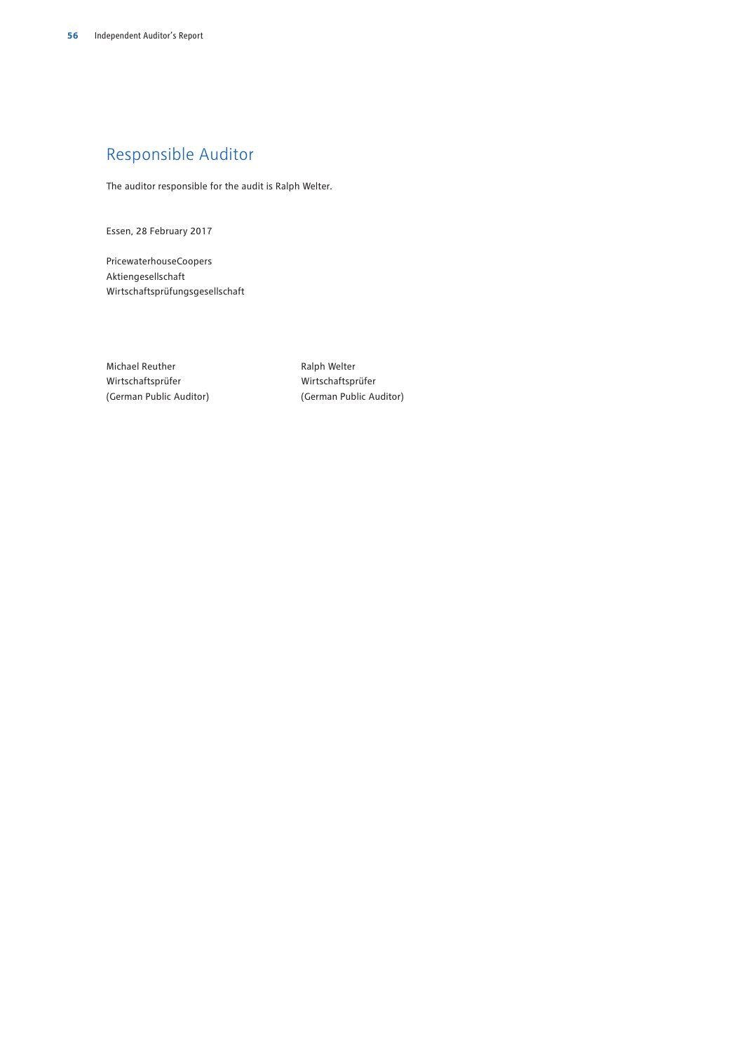## Responsible Auditor

The auditor responsible for the audit is Ralph Welter.

Essen, 28 February 2017

PricewaterhouseCoopers
Aktiengesellschaft
Wirtschaftsprüfungsgesellschaft

| Michael Reuther | Ralph Welter |
|---|---|
| Wirtschaftsprüfer | Wirtschaftsprüfer |
| (German Public Auditor) | (German Public Auditor) |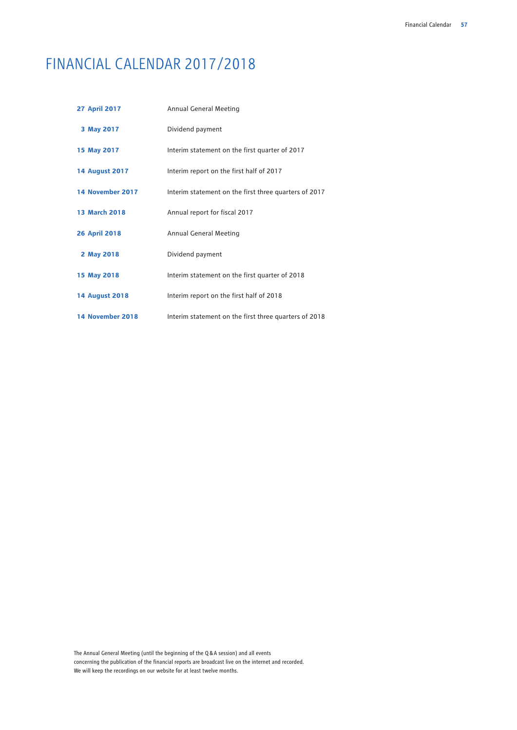# FINANCIAL CALENDAR 2017/2018

| | |
|---|---|
| **27 April 2017** | Annual General Meeting |
| **3 May 2017** | Dividend payment |
| **15 May 2017** | Interim statement on the first quarter of 2017 |
| **14 August 2017** | Interim report on the first half of 2017 |
| **14 November 2017** | Interim statement on the first three quarters of 2017 |
| **13 March 2018** | Annual report for fiscal 2017 |
| **26 April 2018** | Annual General Meeting |
| **2 May 2018** | Dividend payment |
| **15 May 2018** | Interim statement on the first quarter of 2018 |
| **14 August 2018** | Interim report on the first half of 2018 |
| **14 November 2018** | Interim statement on the first three quarters of 2018 |

The Annual General Meeting (until the beginning of the Q & A session) and all events concerning the publication of the financial reports are broadcast live on the internet and recorded. We will keep the recordings on our website for at least twelve months.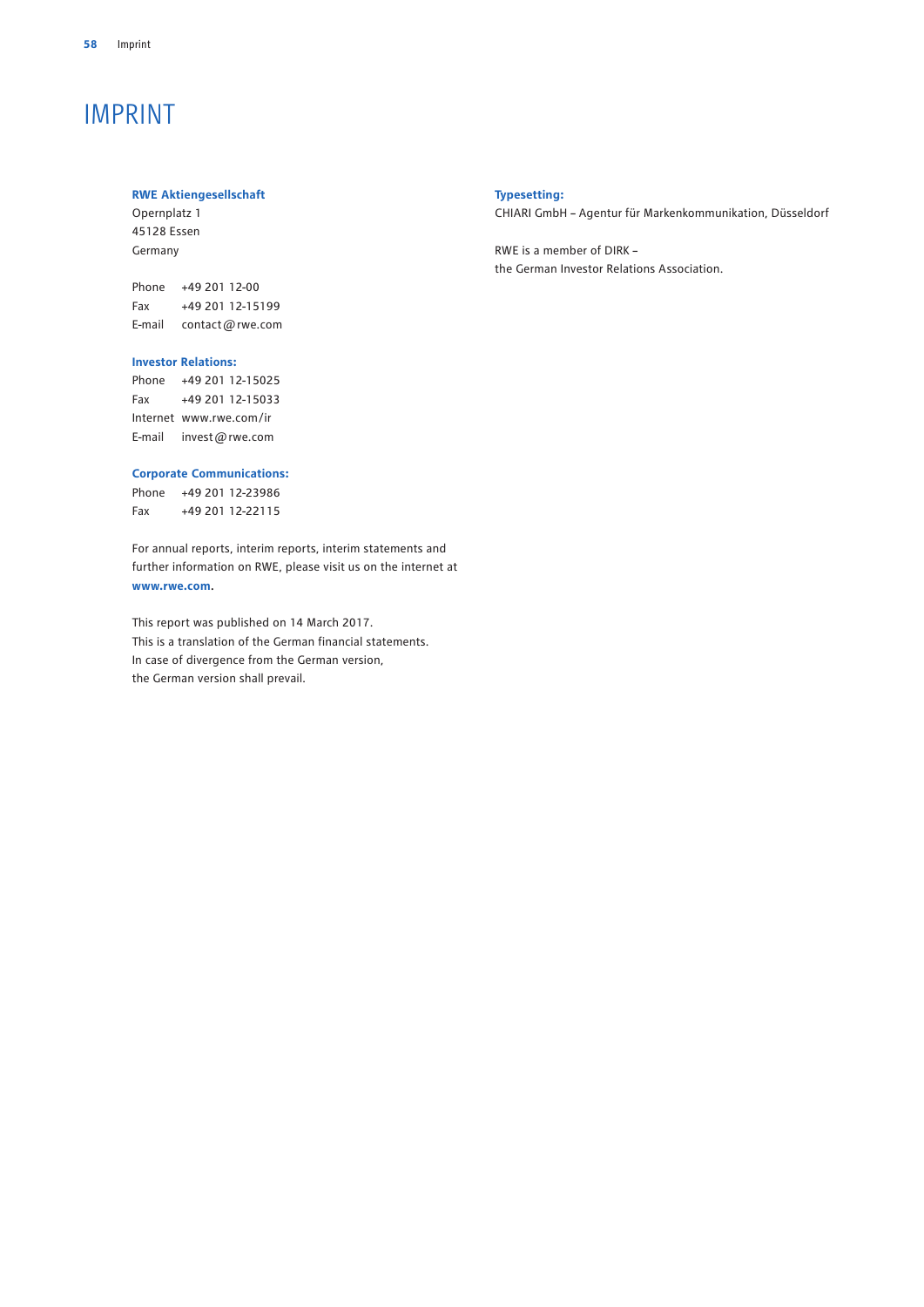# IMPRINT

**RWE Aktiengesellschaft**
Opernplatz 1
45128 Essen
Germany

Phone +49 201 12-00
Fax +49 201 12-15199
E-mail contact@rwe.com

**Investor Relations:**
Phone +49 201 12-15025
Fax +49 201 12-15033
Internet www.rwe.com/ir
E-mail invest@rwe.com

**Corporate Communications:**
Phone +49 201 12-23986
Fax +49 201 12-22115

For annual reports, interim reports, interim statements and further information on RWE, please visit us on the internet at **www.rwe.com**.

This report was published on 14 March 2017.
This is a translation of the German financial statements.
In case of divergence from the German version, the German version shall prevail.

**Typesetting:**
CHIARI GmbH – Agentur für Markenkommunikation, Düsseldorf

RWE is a member of DIRK – the German Investor Relations Association.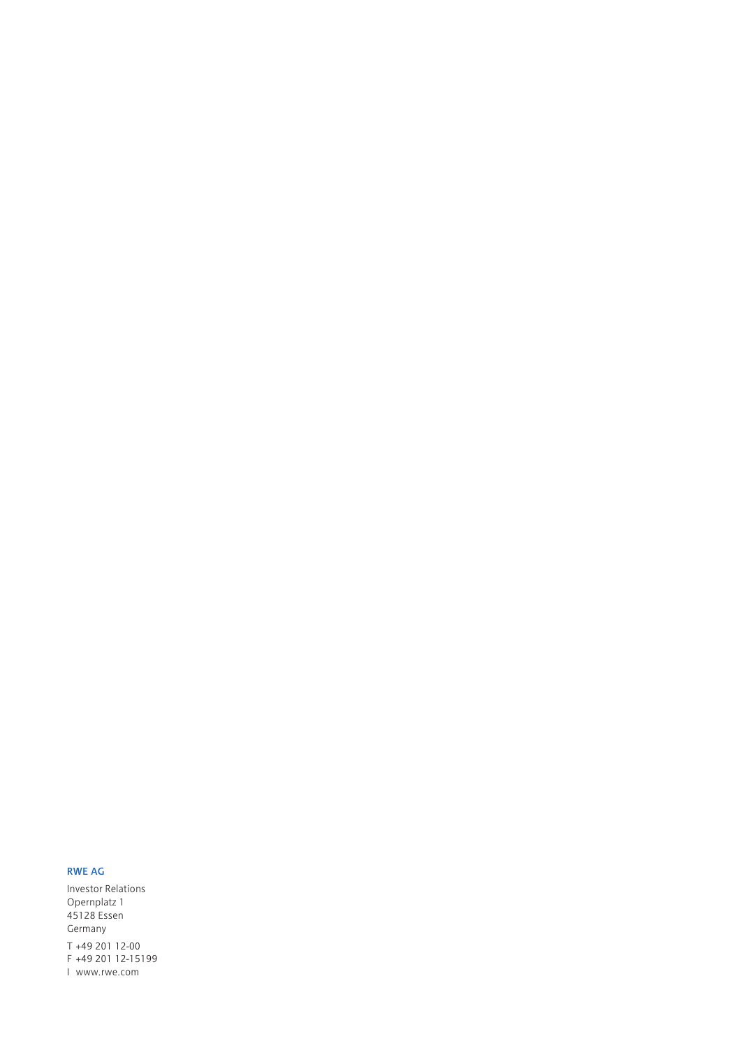**RWE AG**

Investor Relations
Opernplatz 1
45128 Essen
Germany

T +49 201 12-00
F +49 201 12-15199
I www.rwe.com